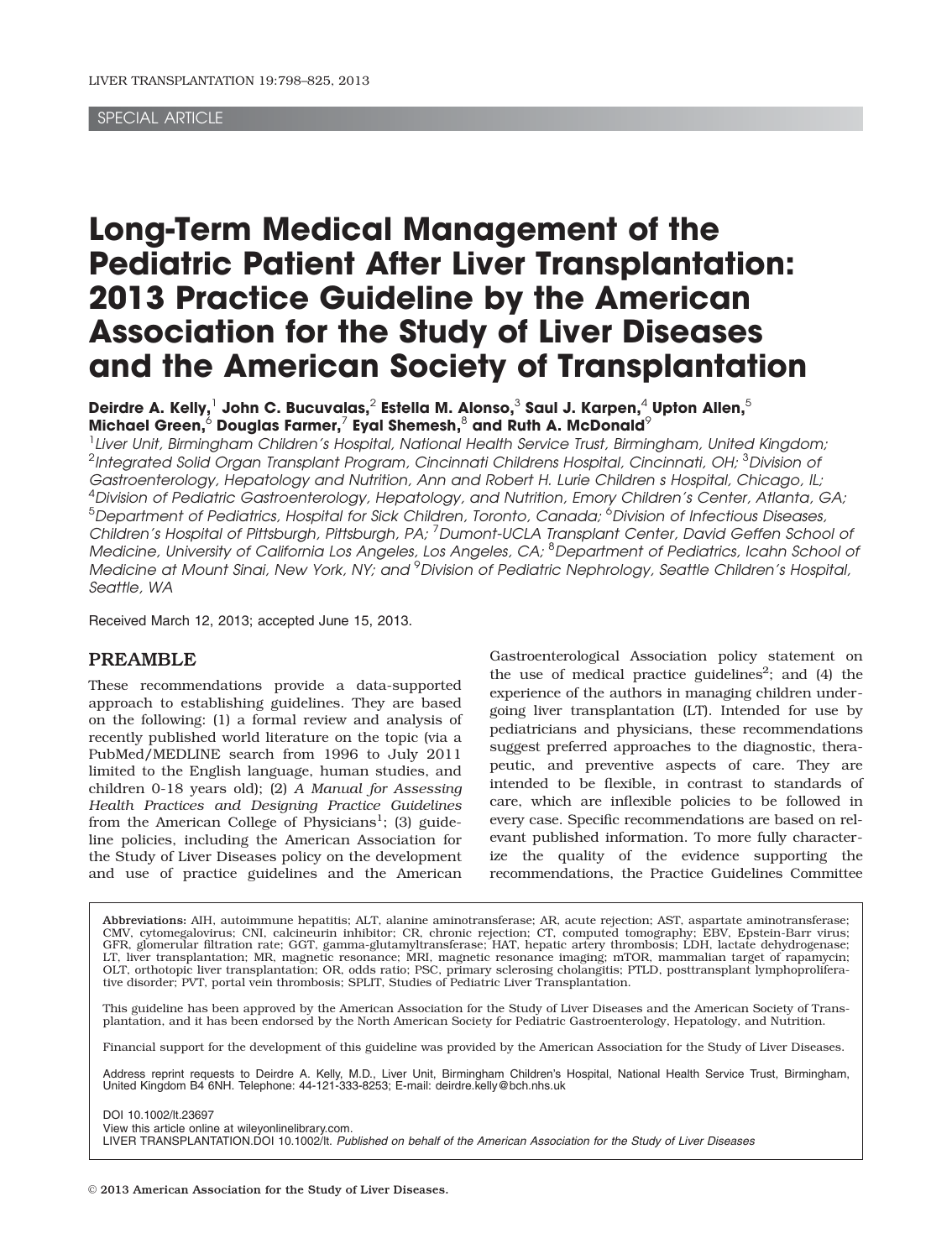SPECIAL ARTICLE

# Long-Term Medical Management of the Pediatric Patient After Liver Transplantation: 2013 Practice Guideline by the American Association for the Study of Liver Diseases and the American Society of Transplantation

**Deirdre A. Kelly,[1] John C. Bucuvalas,[2] Estella M. Alonso,[3] Saul J. Karpen,[4] Upton Allen,[5] Michael Green,[6] Douglas Farmer,[7] Eyal Shemesh,[8] and Ruth A. McDonald[9]**

*[1]Liver Unit, Birmingham Children's Hospital, National Health Service Trust, Birmingham, United Kingdom; [2]Integrated Solid Organ Transplant Program, Cincinnati Childrens Hospital, Cincinnati, OH; [3]Division of Gastroenterology, Hepatology and Nutrition, Ann and Robert H. Lurie Children s Hospital, Chicago, IL; [4]Division of Pediatric Gastroenterology, Hepatology, and Nutrition, Emory Children's Center, Atlanta, GA; [5]Department of Pediatrics, Hospital for Sick Children, Toronto, Canada; [6]Division of Infectious Diseases, Children's Hospital of Pittsburgh, Pittsburgh, PA; [7]Dumont-UCLA Transplant Center, David Geffen School of Medicine, University of California Los Angeles, Los Angeles, CA; [8]Department of Pediatrics, Icahn School of Medicine at Mount Sinai, New York, NY; and [9]Division of Pediatric Nephrology, Seattle Children's Hospital, Seattle, WA*

Received March 12, 2013; accepted June 15, 2013.

## PREAMBLE

These recommendations provide a data-supported approach to establishing guidelines. They are based on the following: (1) a formal review and analysis of recently published world literature on the topic (via a PubMed/MEDLINE search from 1996 to July 2011 limited to the English language, human studies, and children 0-18 years old); (2) *A Manual for Assessing Health Practices and Designing Practice Guidelines* from the American College of Physicians[1]; (3) guideline policies, including the American Association for the Study of Liver Diseases policy on the development and use of practice guidelines and the American Gastroenterological Association policy statement on the use of medical practice guidelines[2]; and (4) the experience of the authors in managing children undergoing liver transplantation (LT). Intended for use by pediatricians and physicians, these recommendations suggest preferred approaches to the diagnostic, therapeutic, and preventive aspects of care. They are intended to be flexible, in contrast to standards of care, which are inflexible policies to be followed in every case. Specific recommendations are based on relevant published information. To more fully characterize the quality of the evidence supporting the recommendations, the Practice Guidelines Committee

Abbreviations: AIH, autoimmune hepatitis; ALT, alanine aminotransferase; AR, acute rejection; AST, aspartate aminotransferase; CMV, cytomegalovirus; CNI, calcineurin inhibitor; CR, chronic rejection; CT, computed tomography; EBV, Epstein-Barr virus; GFR, glomerular filtration rate; GGT, gamma-glutamyltransferase; HAT, hepatic artery thrombosis; LDH, lactate dehydrogenase; LT, liver transplantation; MR, magnetic resonance; MRI, magnetic resonance imaging; mTOR, mammalian target of rapamycin; OLT, orthotopic liver transplantation; OR, odds ratio; PSC, primary sclerosing cholangitis; PTLD, posttransplant lymphoproliferative disorder; PVT, portal vein thrombosis; SPLIT, Studies of Pediatric Liver Transplantation.

This guideline has been approved by the American Association for the Study of Liver Diseases and the American Society of Transplantation, and it has been endorsed by the North American Society for Pediatric Gastroenterology, Hepatology, and Nutrition.

Financial support for the development of this guideline was provided by the American Association for the Study of Liver Diseases.

Address reprint requests to Deirdre A. Kelly, M.D., Liver Unit, Birmingham Children's Hospital, National Health Service Trust, Birmingham, United Kingdom B4 6NH. Telephone: 44-121-333-8253; E-mail: deirdre.kelly@bch.nhs.uk

DOI 10.1002/lt.23697
View this article online at wileyonlinelibrary.com.
LIVER TRANSPLANTATION.DOI 10.1002/lt. *Published on behalf of the American Association for the Study of Liver Diseases*

© 2013 American Association for the Study of Liver Diseases.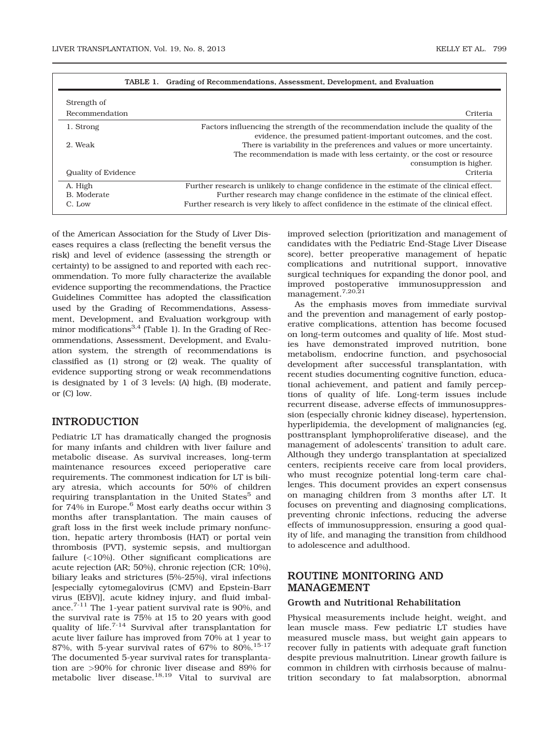TABLE 1. Grading of Recommendations, Assessment, Development, and Evaluation

| Strength of Recommendation | Criteria |
|---|---|
| 1. Strong | Factors influencing the strength of the recommendation include the quality of the evidence, the presumed patient-important outcomes, and the cost. |
| 2. Weak | There is variability in the preferences and values or more uncertainty. The recommendation is made with less certainty, or the cost or resource consumption is higher. |
| **Quality of Evidence** | **Criteria** |
| A. High | Further research is unlikely to change confidence in the estimate of the clinical effect. |
| B. Moderate | Further research may change confidence in the estimate of the clinical effect. |
| C. Low | Further research is very likely to affect confidence in the estimate of the clinical effect. |

of the American Association for the Study of Liver Diseases requires a class (reflecting the benefit versus the risk) and level of evidence (assessing the strength or certainty) to be assigned to and reported with each recommendation. To more fully characterize the available evidence supporting the recommendations, the Practice Guidelines Committee has adopted the classification used by the Grading of Recommendations, Assessment, Development, and Evaluation workgroup with minor modifications[3,4] (Table 1). In the Grading of Recommendations, Assessment, Development, and Evaluation system, the strength of recommendations is classified as (1) strong or (2) weak. The quality of evidence supporting strong or weak recommendations is designated by 1 of 3 levels: (A) high, (B) moderate, or (C) low.

## INTRODUCTION

Pediatric LT has dramatically changed the prognosis for many infants and children with liver failure and metabolic disease. As survival increases, long-term maintenance resources exceed perioperative care requirements. The commonest indication for LT is biliary atresia, which accounts for 50% of children requiring transplantation in the United States[5] and for 74% in Europe.[6] Most early deaths occur within 3 months after transplantation. The main causes of graft loss in the first week include primary nonfunction, hepatic artery thrombosis (HAT) or portal vein thrombosis (PVT), systemic sepsis, and multiorgan failure (<10%). Other significant complications are acute rejection (AR; 50%), chronic rejection (CR; 10%), biliary leaks and strictures (5%-25%), viral infections [especially cytomegalovirus (CMV) and Epstein-Barr virus (EBV)], acute kidney injury, and fluid imbalance.[7-11] The 1-year patient survival rate is 90%, and the survival rate is 75% at 15 to 20 years with good quality of life.[7-14] Survival after transplantation for acute liver failure has improved from 70% at 1 year to 87%, with 5-year survival rates of 67% to 80%.[15-17] The documented 5-year survival rates for transplantation are >90% for chronic liver disease and 89% for metabolic liver disease.[18,19] Vital to survival are improved selection (prioritization and management of candidates with the Pediatric End-Stage Liver Disease score), better preoperative management of hepatic complications and nutritional support, innovative surgical techniques for expanding the donor pool, and improved postoperative immunosuppression and management.[7,20,21]

As the emphasis moves from immediate survival and the prevention and management of early postoperative complications, attention has become focused on long-term outcomes and quality of life. Most studies have demonstrated improved nutrition, bone metabolism, endocrine function, and psychosocial development after successful transplantation, with recent studies documenting cognitive function, educational achievement, and patient and family perceptions of quality of life. Long-term issues include recurrent disease, adverse effects of immunosuppression (especially chronic kidney disease), hypertension, hyperlipidemia, the development of malignancies (eg, posttransplant lymphoproliferative disease), and the management of adolescents' transition to adult care. Although they undergo transplantation at specialized centers, recipients receive care from local providers, who must recognize potential long-term care challenges. This document provides an expert consensus on managing children from 3 months after LT. It focuses on preventing and diagnosing complications, preventing chronic infections, reducing the adverse effects of immunosuppression, ensuring a good quality of life, and managing the transition from childhood to adolescence and adulthood.

## ROUTINE MONITORING AND MANAGEMENT

### Growth and Nutritional Rehabilitation

Physical measurements include height, weight, and lean muscle mass. Few pediatric LT studies have measured muscle mass, but weight gain appears to recover fully in patients with adequate graft function despite previous malnutrition. Linear growth failure is common in children with cirrhosis because of malnutrition secondary to fat malabsorption, abnormal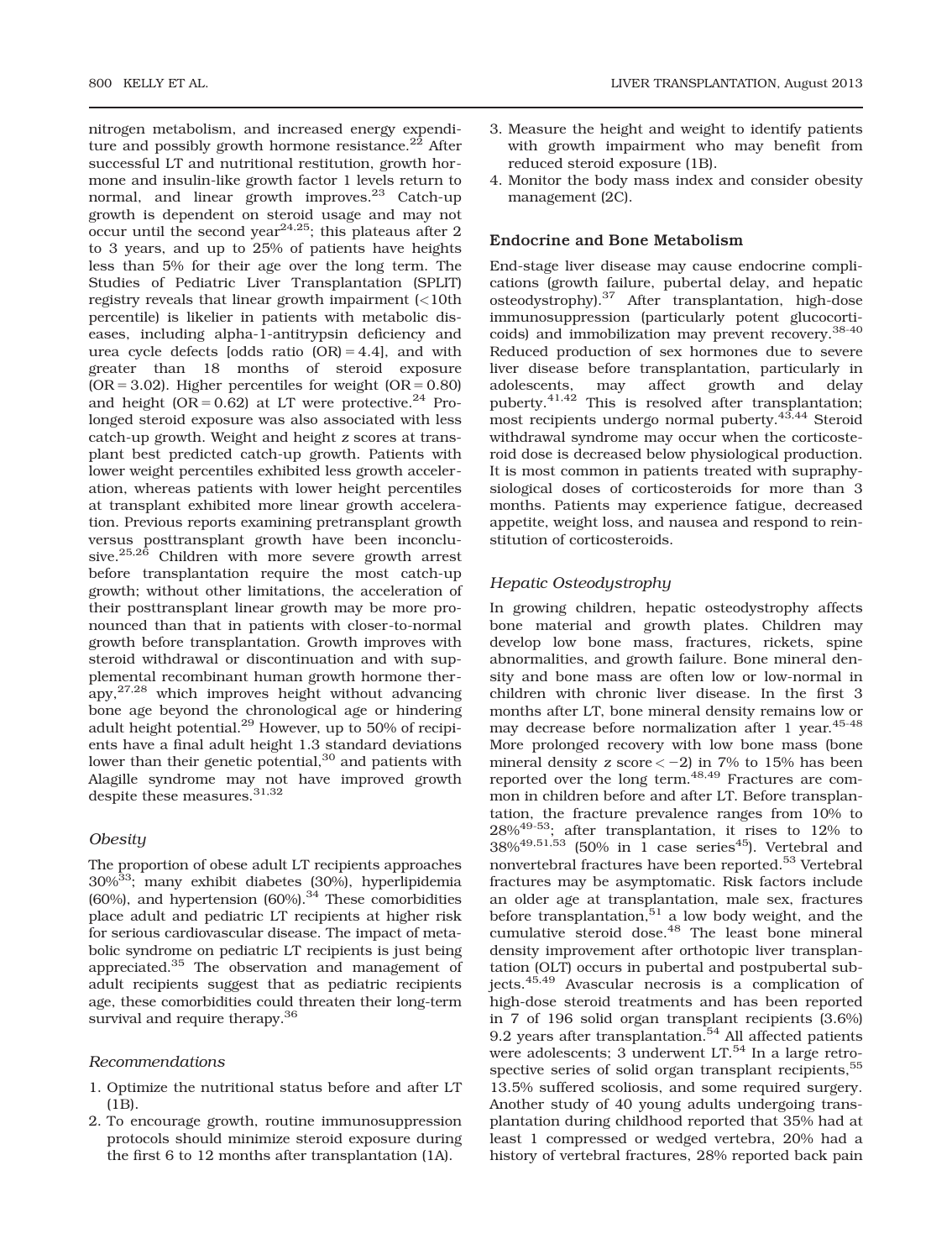nitrogen metabolism, and increased energy expenditure and possibly growth hormone resistance.[22] After successful LT and nutritional restitution, growth hormone and insulin-like growth factor 1 levels return to normal, and linear growth improves.[23] Catch-up growth is dependent on steroid usage and may not occur until the second year[24,25]; this plateaus after 2 to 3 years, and up to 25% of patients have heights less than 5% for their age over the long term. The Studies of Pediatric Liver Transplantation (SPLIT) registry reveals that linear growth impairment (<10th percentile) is likelier in patients with metabolic diseases, including alpha-1-antitrypsin deficiency and urea cycle defects [odds ratio (OR) = 4.4], and with greater than 18 months of steroid exposure (OR = 3.02). Higher percentiles for weight (OR = 0.80) and height (OR = 0.62) at LT were protective.[24] Prolonged steroid exposure was also associated with less catch-up growth. Weight and height *z* scores at transplant best predicted catch-up growth. Patients with lower weight percentiles exhibited less growth acceleration, whereas patients with lower height percentiles at transplant exhibited more linear growth acceleration. Previous reports examining pretransplant growth versus posttransplant growth have been inconclusive.[25,26] Children with more severe growth arrest before transplantation require the most catch-up growth; without other limitations, the acceleration of their posttransplant linear growth may be more pronounced than that in patients with closer-to-normal growth before transplantation. Growth improves with steroid withdrawal or discontinuation and with supplemental recombinant human growth hormone therapy,[27,28] which improves height without advancing bone age beyond the chronological age or hindering adult height potential.[29] However, up to 50% of recipients have a final adult height 1.3 standard deviations lower than their genetic potential,[30] and patients with Alagille syndrome may not have improved growth despite these measures.[31,32]

### *Obesity*

The proportion of obese adult LT recipients approaches 30%[33]; many exhibit diabetes (30%), hyperlipidemia (60%), and hypertension (60%).[34] These comorbidities place adult and pediatric LT recipients at higher risk for serious cardiovascular disease. The impact of metabolic syndrome on pediatric LT recipients is just being appreciated.[35] The observation and management of adult recipients suggest that as pediatric recipients age, these comorbidities could threaten their long-term survival and require therapy.[36]

### *Recommendations*

1. Optimize the nutritional status before and after LT (1B).
2. To encourage growth, routine immunosuppression protocols should minimize steroid exposure during the first 6 to 12 months after transplantation (1A).
3. Measure the height and weight to identify patients with growth impairment who may benefit from reduced steroid exposure (1B).
4. Monitor the body mass index and consider obesity management (2C).

## Endocrine and Bone Metabolism

End-stage liver disease may cause endocrine complications (growth failure, pubertal delay, and hepatic osteodystrophy).[37] After transplantation, high-dose immunosuppression (particularly potent glucocorticoids) and immobilization may prevent recovery.[38-40] Reduced production of sex hormones due to severe liver disease before transplantation, particularly in adolescents, may affect growth and delay puberty.[41,42] This is resolved after transplantation; most recipients undergo normal puberty.[43,44] Steroid withdrawal syndrome may occur when the corticosteroid dose is decreased below physiological production. It is most common in patients treated with supraphysiological doses of corticosteroids for more than 3 months. Patients may experience fatigue, decreased appetite, weight loss, and nausea and respond to reinstitution of corticosteroids.

### *Hepatic Osteodystrophy*

In growing children, hepatic osteodystrophy affects bone material and growth plates. Children may develop low bone mass, fractures, rickets, spine abnormalities, and growth failure. Bone mineral density and bone mass are often low or low-normal in children with chronic liver disease. In the first 3 months after LT, bone mineral density remains low or may decrease before normalization after 1 year.[45-48] More prolonged recovery with low bone mass (bone mineral density *z* score $< -2$) in 7% to 15% has been reported over the long term.[48,49] Fractures are common in children before and after LT. Before transplantation, the fracture prevalence ranges from 10% to 28%[49-53]; after transplantation, it rises to 12% to 38%[49,51,53] (50% in 1 case series[45]). Vertebral and nonvertebral fractures have been reported.[53] Vertebral fractures may be asymptomatic. Risk factors include an older age at transplantation, male sex, fractures before transplantation,[51] a low body weight, and the cumulative steroid dose.[48] The least bone mineral density improvement after orthotopic liver transplantation (OLT) occurs in pubertal and postpubertal subjects.[45,49] Avascular necrosis is a complication of high-dose steroid treatments and has been reported in 7 of 196 solid organ transplant recipients (3.6%) 9.2 years after transplantation.[54] All affected patients were adolescents; 3 underwent LT.[54] In a large retrospective series of solid organ transplant recipients,[55] 13.5% suffered scoliosis, and some required surgery. Another study of 40 young adults undergoing transplantation during childhood reported that 35% had at least 1 compressed or wedged vertebra, 20% had a history of vertebral fractures, 28% reported back pain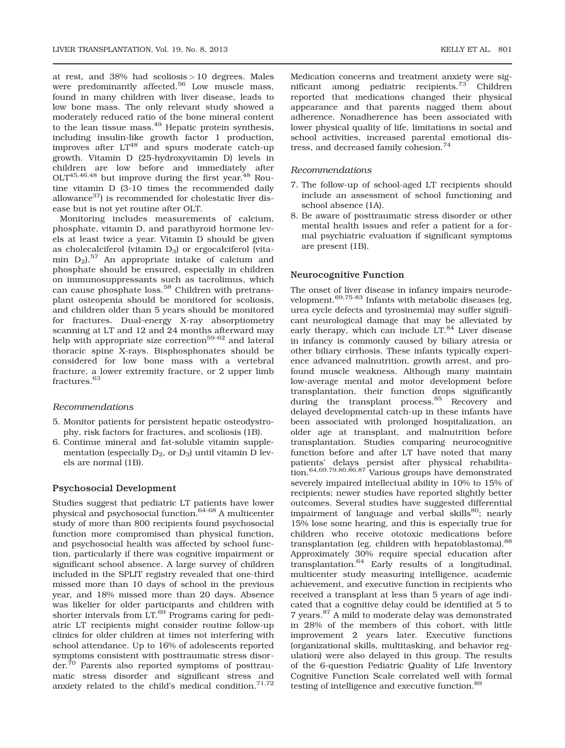at rest, and 38% had scoliosis > 10 degrees. Males were predominantly affected.[56] Low muscle mass, found in many children with liver disease, leads to low bone mass. The only relevant study showed a moderately reduced ratio of the bone mineral content to the lean tissue mass.[49] Hepatic protein synthesis, including insulin-like growth factor 1 production, improves after LT[48] and spurs moderate catch-up growth. Vitamin D (25-hydroxyvitamin D) levels in children are low before and immediately after OLT[45,46,48] but improve during the first year.[48] Routine vitamin D (3-10 times the recommended daily allowance[37]) is recommended for cholestatic liver disease but is not yet routine after OLT.

Monitoring includes measurements of calcium, phosphate, vitamin D, and parathyroid hormone levels at least twice a year. Vitamin D should be given as cholecalciferol (vitamin $D_3$) or ergocalciferol (vitamin $D_2$).[57] An appropriate intake of calcium and phosphate should be ensured, especially in children on immunosuppressants such as tacrolimus, which can cause phosphate loss.[58] Children with pretransplant osteopenia should be monitored for scoliosis, and children older than 5 years should be monitored for fractures. Dual-energy X-ray absorptiometry scanning at LT and 12 and 24 months afterward may help with appropriate size correction[59-62] and lateral thoracic spine X-rays. Bisphosphonates should be considered for low bone mass with a vertebral fracture, a lower extremity fracture, or 2 upper limb fractures.[63]

### *Recommendations*

5. Monitor patients for persistent hepatic osteodystrophy, risk factors for fractures, and scoliosis (1B).
6. Continue mineral and fat-soluble vitamin supplementation (especially $D_2$, or $D_3$) until vitamin D levels are normal (1B).

## Psychosocial Development

Studies suggest that pediatric LT patients have lower physical and psychosocial function.[64-68] A multicenter study of more than 800 recipients found psychosocial function more compromised than physical function, and psychosocial health was affected by school function, particularly if there was cognitive impairment or significant school absence. A large survey of children included in the SPLIT registry revealed that one-third missed more than 10 days of school in the previous year, and 18% missed more than 20 days. Absence was likelier for older participants and children with shorter intervals from LT.[69] Programs caring for pediatric LT recipients might consider routine follow-up clinics for older children at times not interfering with school attendance. Up to 16% of adolescents reported symptoms consistent with posttraumatic stress disorder.[70] Parents also reported symptoms of posttraumatic stress disorder and significant stress and anxiety related to the child's medical condition.[71,72] Medication concerns and treatment anxiety were significant among pediatric recipients.[73] Children reported that medications changed their physical appearance and that parents nagged them about adherence. Nonadherence has been associated with lower physical quality of life, limitations in social and school activities, increased parental emotional distress, and decreased family cohesion.[74]

### *Recommendations*

7. The follow-up of school-aged LT recipients should include an assessment of school functioning and school absence (1A).
8. Be aware of posttraumatic stress disorder or other mental health issues and refer a patient for a formal psychiatric evaluation if significant symptoms are present (1B).

## Neurocognitive Function

The onset of liver disease in infancy impairs neurodevelopment.[69,75-83] Infants with metabolic diseases (eg, urea cycle defects and tyrosinemia) may suffer significant neurological damage that may be alleviated by early therapy, which can include LT.[84] Liver disease in infancy is commonly caused by biliary atresia or other biliary cirrhosis. These infants typically experience advanced malnutrition, growth arrest, and profound muscle weakness. Although many maintain low-average mental and motor development before transplantation, their function drops significantly during the transplant process.[85] Recovery and delayed developmental catch-up in these infants have been associated with prolonged hospitalization, an older age at transplant, and malnutrition before transplantation. Studies comparing neurocognitive function before and after LT have noted that many patients' delays persist after physical rehabilitation.[64,69,79,80,86,87] Various groups have demonstrated severely impaired intellectual ability in 10% to 15% of recipients; newer studies have reported slightly better outcomes. Several studies have suggested differential impairment of language and verbal skills[80]; nearly 15% lose some hearing, and this is especially true for children who receive ototoxic medications before transplantation (eg, children with hepatoblastoma).[88] Approximately 30% require special education after transplantation.[64] Early results of a longitudinal, multicenter study measuring intelligence, academic achievement, and executive function in recipients who received a transplant at less than 5 years of age indicated that a cognitive delay could be identified at 5 to 7 years.[87] A mild to moderate delay was demonstrated in 28% of the members of this cohort, with little improvement 2 years later. Executive functions (organizational skills, multitasking, and behavior regulation) were also delayed in this group. The results of the 6-question Pediatric Quality of Life Inventory Cognitive Function Scale correlated well with formal testing of intelligence and executive function.[89]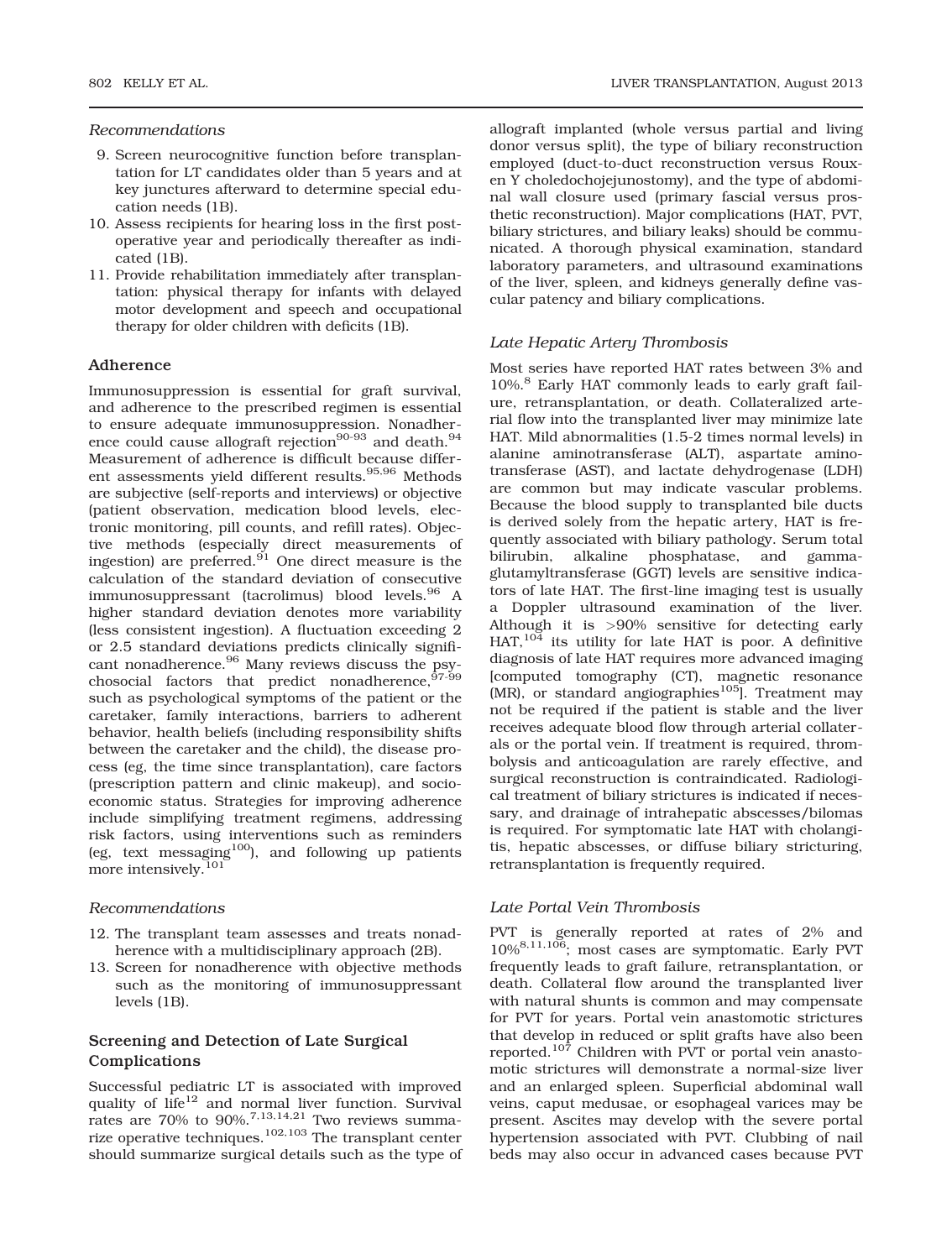*Recommendations*

9. Screen neurocognitive function before transplantation for LT candidates older than 5 years and at key junctures afterward to determine special education needs (1B).
10. Assess recipients for hearing loss in the first postoperative year and periodically thereafter as indicated (1B).
11. Provide rehabilitation immediately after transplantation: physical therapy for infants with delayed motor development and speech and occupational therapy for older children with deficits (1B).

### Adherence

Immunosuppression is essential for graft survival, and adherence to the prescribed regimen is essential to ensure adequate immunosuppression. Nonadherence could cause allograft rejection[90-93] and death.[94] Measurement of adherence is difficult because different assessments yield different results.[95,96] Methods are subjective (self-reports and interviews) or objective (patient observation, medication blood levels, electronic monitoring, pill counts, and refill rates). Objective methods (especially direct measurements of ingestion) are preferred.[91] One direct measure is the calculation of the standard deviation of consecutive immunosuppressant (tacrolimus) blood levels.[96] A higher standard deviation denotes more variability (less consistent ingestion). A fluctuation exceeding 2 or 2.5 standard deviations predicts clinically significant nonadherence.[96] Many reviews discuss the psychosocial factors that predict nonadherence,[97-99] such as psychological symptoms of the patient or the caretaker, family interactions, barriers to adherent behavior, health beliefs (including responsibility shifts between the caretaker and the child), the disease process (eg, the time since transplantation), care factors (prescription pattern and clinic makeup), and socioeconomic status. Strategies for improving adherence include simplifying treatment regimens, addressing risk factors, using interventions such as reminders (eg, text messaging[100]), and following up patients more intensively.[101]

*Recommendations*

12. The transplant team assesses and treats nonadherence with a multidisciplinary approach (2B).
13. Screen for nonadherence with objective methods such as the monitoring of immunosuppressant levels (1B).

### Screening and Detection of Late Surgical Complications

Successful pediatric LT is associated with improved quality of life[12] and normal liver function. Survival rates are 70% to 90%.[7,13,14,21] Two reviews summarize operative techniques.[102,103] The transplant center should summarize surgical details such as the type of allograft implanted (whole versus partial and living donor versus split), the type of biliary reconstruction employed (duct-to-duct reconstruction versus Roux-en Y choledochojejunostomy), and the type of abdominal wall closure used (primary fascial versus prosthetic reconstruction). Major complications (HAT, PVT, biliary strictures, and biliary leaks) should be communicated. A thorough physical examination, standard laboratory parameters, and ultrasound examinations of the liver, spleen, and kidneys generally define vascular patency and biliary complications.

*Late Hepatic Artery Thrombosis*

Most series have reported HAT rates between 3% and 10%.[8] Early HAT commonly leads to early graft failure, retransplantation, or death. Collateralized arterial flow into the transplanted liver may minimize late HAT. Mild abnormalities (1.5-2 times normal levels) in alanine aminotransferase (ALT), aspartate aminotransferase (AST), and lactate dehydrogenase (LDH) are common but may indicate vascular problems. Because the blood supply to transplanted bile ducts is derived solely from the hepatic artery, HAT is frequently associated with biliary pathology. Serum total bilirubin, alkaline phosphatase, and gamma-glutamyltransferase (GGT) levels are sensitive indicators of late HAT. The first-line imaging test is usually a Doppler ultrasound examination of the liver. Although it is >90% sensitive for detecting early HAT,[104] its utility for late HAT is poor. A definitive diagnosis of late HAT requires more advanced imaging [computed tomography (CT), magnetic resonance (MR), or standard angiographies[105]]. Treatment may not be required if the patient is stable and the liver receives adequate blood flow through arterial collaterals or the portal vein. If treatment is required, thrombolysis and anticoagulation are rarely effective, and surgical reconstruction is contraindicated. Radiological treatment of biliary strictures is indicated if necessary, and drainage of intrahepatic abscesses/bilomas is required. For symptomatic late HAT with cholangitis, hepatic abscesses, or diffuse biliary stricturing, retransplantation is frequently required.

*Late Portal Vein Thrombosis*

PVT is generally reported at rates of 2% and 10%[8,11,106]; most cases are symptomatic. Early PVT frequently leads to graft failure, retransplantation, or death. Collateral flow around the transplanted liver with natural shunts is common and may compensate for PVT for years. Portal vein anastomotic strictures that develop in reduced or split grafts have also been reported.[107] Children with PVT or portal vein anastomotic strictures will demonstrate a normal-size liver and an enlarged spleen. Superficial abdominal wall veins, caput medusae, or esophageal varices may be present. Ascites may develop with the severe portal hypertension associated with PVT. Clubbing of nail beds may also occur in advanced cases because PVT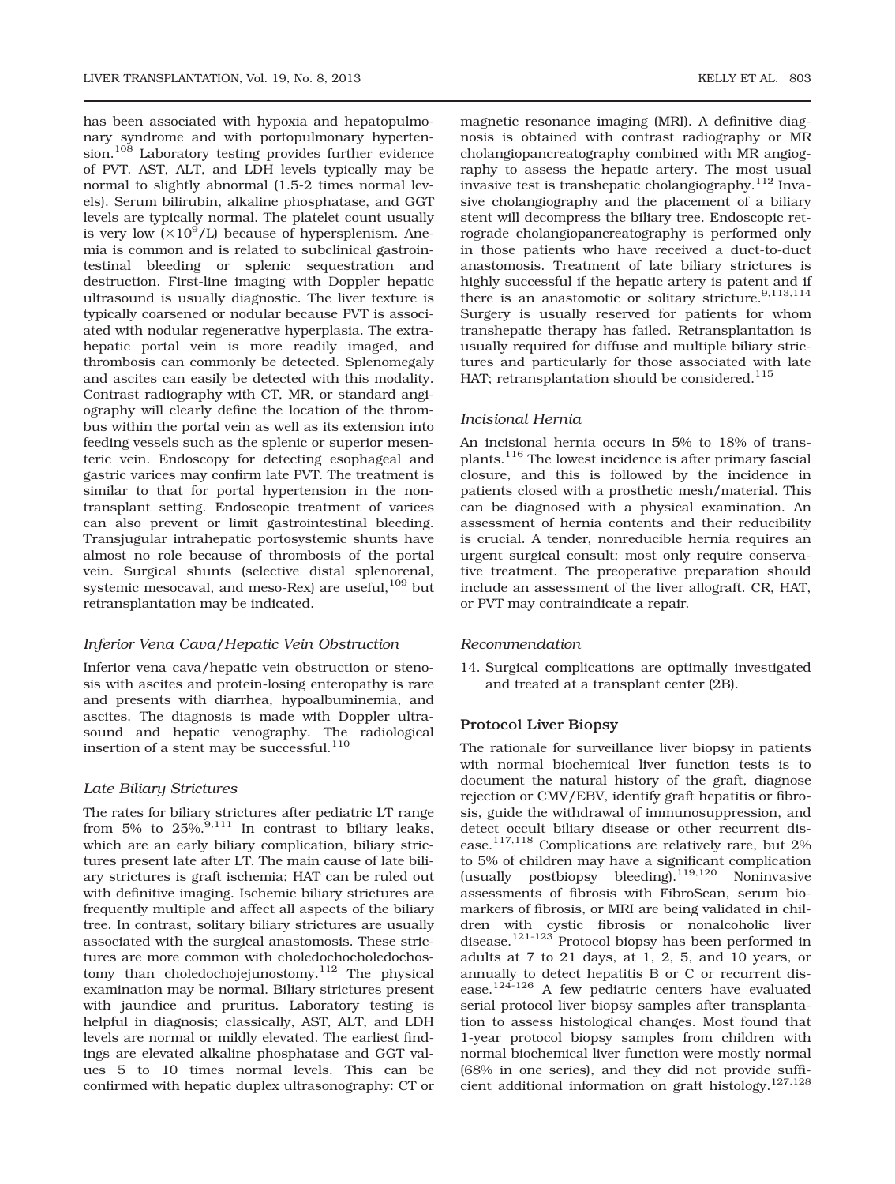has been associated with hypoxia and hepatopulmonary syndrome and with portopulmonary hypertension.[108] Laboratory testing provides further evidence of PVT. AST, ALT, and LDH levels typically may be normal to slightly abnormal (1.5-2 times normal levels). Serum bilirubin, alkaline phosphatase, and GGT levels are typically normal. The platelet count usually is very low ($\times 10^9$/L) because of hypersplenism. Anemia is common and is related to subclinical gastrointestinal bleeding or splenic sequestration and destruction. First-line imaging with Doppler hepatic ultrasound is usually diagnostic. The liver texture is typically coarsened or nodular because PVT is associated with nodular regenerative hyperplasia. The extrahepatic portal vein is more readily imaged, and thrombosis can commonly be detected. Splenomegaly and ascites can easily be detected with this modality. Contrast radiography with CT, MR, or standard angiography will clearly define the location of the thrombus within the portal vein as well as its extension into feeding vessels such as the splenic or superior mesenteric vein. Endoscopy for detecting esophageal and gastric varices may confirm late PVT. The treatment is similar to that for portal hypertension in the nontransplant setting. Endoscopic treatment of varices can also prevent or limit gastrointestinal bleeding. Transjugular intrahepatic portosystemic shunts have almost no role because of thrombosis of the portal vein. Surgical shunts (selective distal splenorenal, systemic mesocaval, and meso-Rex) are useful,[109] but retransplantation may be indicated.

### *Inferior Vena Cava/Hepatic Vein Obstruction*

Inferior vena cava/hepatic vein obstruction or stenosis with ascites and protein-losing enteropathy is rare and presents with diarrhea, hypoalbuminemia, and ascites. The diagnosis is made with Doppler ultrasound and hepatic venography. The radiological insertion of a stent may be successful.[110]

### *Late Biliary Strictures*

The rates for biliary strictures after pediatric LT range from 5% to 25%.[9,111] In contrast to biliary leaks, which are an early biliary complication, biliary strictures present late after LT. The main cause of late biliary strictures is graft ischemia; HAT can be ruled out with definitive imaging. Ischemic biliary strictures are frequently multiple and affect all aspects of the biliary tree. In contrast, solitary biliary strictures are usually associated with the surgical anastomosis. These strictures are more common with choledochocholedochostomy than choledochojejunostomy.[112] The physical examination may be normal. Biliary strictures present with jaundice and pruritus. Laboratory testing is helpful in diagnosis; classically, AST, ALT, and LDH levels are normal or mildly elevated. The earliest findings are elevated alkaline phosphatase and GGT values 5 to 10 times normal levels. This can be confirmed with hepatic duplex ultrasonography: CT or magnetic resonance imaging (MRI). A definitive diagnosis is obtained with contrast radiography or MR cholangiopancreatography combined with MR angiography to assess the hepatic artery. The most usual invasive test is transhepatic cholangiography.[112] Invasive cholangiography and the placement of a biliary stent will decompress the biliary tree. Endoscopic retrograde cholangiopancreatography is performed only in those patients who have received a duct-to-duct anastomosis. Treatment of late biliary strictures is highly successful if the hepatic artery is patent and if there is an anastomotic or solitary stricture.[9,113,114] Surgery is usually reserved for patients for whom transhepatic therapy has failed. Retransplantation is usually required for diffuse and multiple biliary strictures and particularly for those associated with late HAT; retransplantation should be considered.[115]

### *Incisional Hernia*

An incisional hernia occurs in 5% to 18% of transplants.[116] The lowest incidence is after primary fascial closure, and this is followed by the incidence in patients closed with a prosthetic mesh/material. This can be diagnosed with a physical examination. An assessment of hernia contents and their reducibility is crucial. A tender, nonreducible hernia requires an urgent surgical consult; most only require conservative treatment. The preoperative preparation should include an assessment of the liver allograft. CR, HAT, or PVT may contraindicate a repair.

### *Recommendation*

14. Surgical complications are optimally investigated and treated at a transplant center (2B).

## Protocol Liver Biopsy

The rationale for surveillance liver biopsy in patients with normal biochemical liver function tests is to document the natural history of the graft, diagnose rejection or CMV/EBV, identify graft hepatitis or fibrosis, guide the withdrawal of immunosuppression, and detect occult biliary disease or other recurrent disease.[117,118] Complications are relatively rare, but 2% to 5% of children may have a significant complication (usually postbiopsy bleeding).[119,120] Noninvasive assessments of fibrosis with FibroScan, serum biomarkers of fibrosis, or MRI are being validated in children with cystic fibrosis or nonalcoholic liver disease.[121-123] Protocol biopsy has been performed in adults at 7 to 21 days, at 1, 2, 5, and 10 years, or annually to detect hepatitis B or C or recurrent disease.[124-126] A few pediatric centers have evaluated serial protocol liver biopsy samples after transplantation to assess histological changes. Most found that 1-year protocol biopsy samples from children with normal biochemical liver function were mostly normal (68% in one series), and they did not provide sufficient additional information on graft histology.[127,128]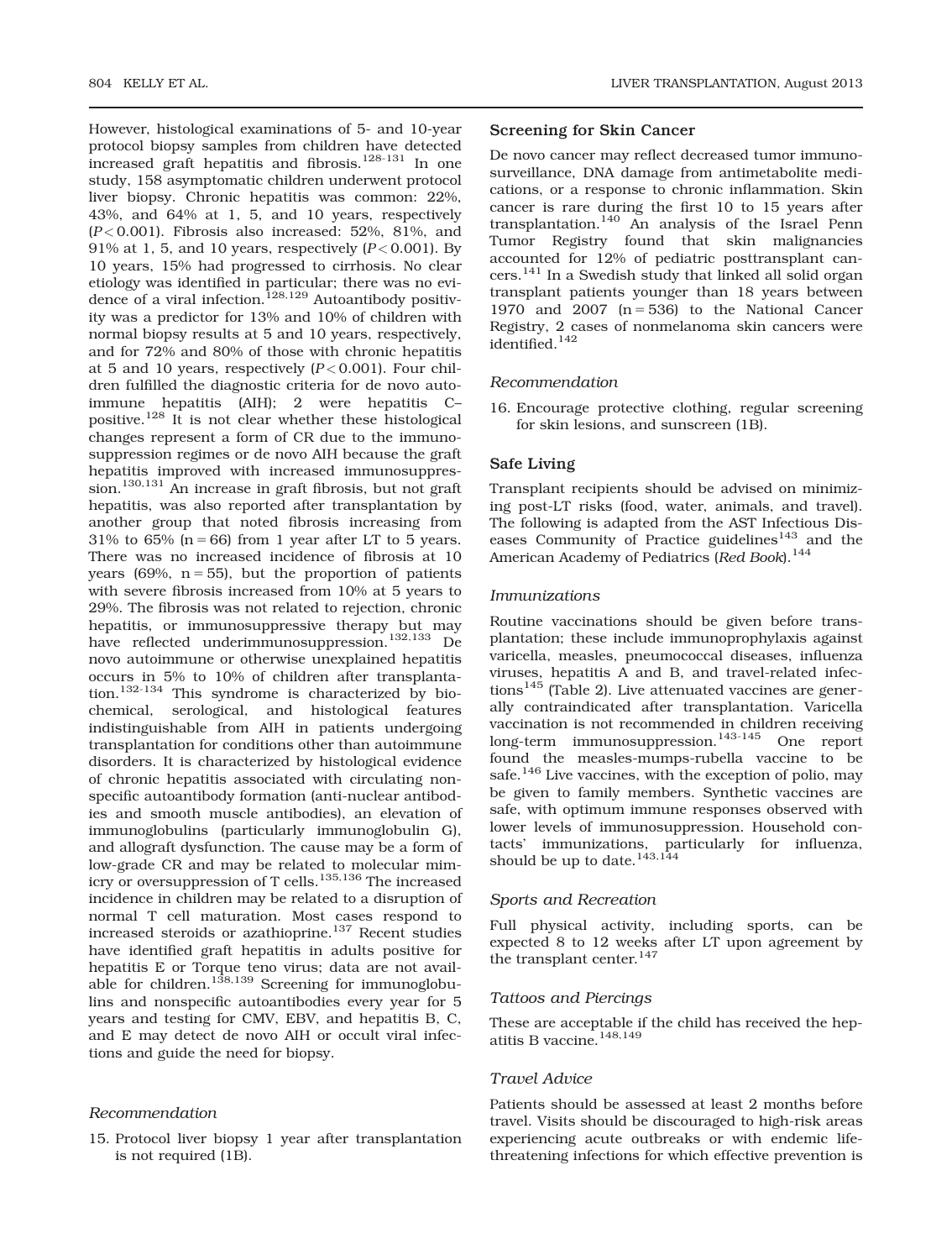However, histological examinations of 5- and 10-year protocol biopsy samples from children have detected increased graft hepatitis and fibrosis.[128-131] In one study, 158 asymptomatic children underwent protocol liver biopsy. Chronic hepatitis was common: 22%, 43%, and 64% at 1, 5, and 10 years, respectively ($P < 0.001$). Fibrosis also increased: 52%, 81%, and 91% at 1, 5, and 10 years, respectively ($P < 0.001$). By 10 years, 15% had progressed to cirrhosis. No clear etiology was identified in particular; there was no evidence of a viral infection.[128,129] Autoantibody positivity was a predictor for 13% and 10% of children with normal biopsy results at 5 and 10 years, respectively, and for 72% and 80% of those with chronic hepatitis at 5 and 10 years, respectively ($P < 0.001$). Four children fulfilled the diagnostic criteria for de novo autoimmune hepatitis (AIH); 2 were hepatitis C–positive.[128] It is not clear whether these histological changes represent a form of CR due to the immunosuppression regimes or de novo AIH because the graft hepatitis improved with increased immunosuppression.[130,131] An increase in graft fibrosis, but not graft hepatitis, was also reported after transplantation by another group that noted fibrosis increasing from 31% to 65% (n = 66) from 1 year after LT to 5 years. There was no increased incidence of fibrosis at 10 years (69%, n = 55), but the proportion of patients with severe fibrosis increased from 10% at 5 years to 29%. The fibrosis was not related to rejection, chronic hepatitis, or immunosuppressive therapy but may have reflected underimmunosuppression.[132,133] De novo autoimmune or otherwise unexplained hepatitis occurs in 5% to 10% of children after transplantation.[132-134] This syndrome is characterized by biochemical, serological, and histological features indistinguishable from AIH in patients undergoing transplantation for conditions other than autoimmune disorders. It is characterized by histological evidence of chronic hepatitis associated with circulating nonspecific autoantibody formation (anti-nuclear antibodies and smooth muscle antibodies), an elevation of immunoglobulins (particularly immunoglobulin G), and allograft dysfunction. The cause may be a form of low-grade CR and may be related to molecular mimicry or oversuppression of T cells.[135,136] The increased incidence in children may be related to a disruption of normal T cell maturation. Most cases respond to increased steroids or azathioprine.[137] Recent studies have identified graft hepatitis in adults positive for hepatitis E or Torque teno virus; data are not available for children.[138,139] Screening for immunoglobulins and nonspecific autoantibodies every year for 5 years and testing for CMV, EBV, and hepatitis B, C, and E may detect de novo AIH or occult viral infections and guide the need for biopsy.

#### Recommendation

15. Protocol liver biopsy 1 year after transplantation is not required (1B).

### Screening for Skin Cancer

De novo cancer may reflect decreased tumor immunosurveillance, DNA damage from antimetabolite medications, or a response to chronic inflammation. Skin cancer is rare during the first 10 to 15 years after transplantation.[140] An analysis of the Israel Penn Tumor Registry found that skin malignancies accounted for 12% of pediatric posttransplant cancers.[141] In a Swedish study that linked all solid organ transplant patients younger than 18 years between 1970 and 2007 (n = 536) to the National Cancer Registry, 2 cases of nonmelanoma skin cancers were identified.[142]

#### Recommendation

16. Encourage protective clothing, regular screening for skin lesions, and sunscreen (1B).

### Safe Living

Transplant recipients should be advised on minimizing post-LT risks (food, water, animals, and travel). The following is adapted from the AST Infectious Diseases Community of Practice guidelines[143] and the American Academy of Pediatrics (*Red Book*).[144]

#### Immunizations

Routine vaccinations should be given before transplantation; these include immunoprophylaxis against varicella, measles, pneumococcal diseases, influenza viruses, hepatitis A and B, and travel-related infections[145] (Table 2). Live attenuated vaccines are generally contraindicated after transplantation. Varicella vaccination is not recommended in children receiving long-term immunosuppression.[143-145] One report found the measles-mumps-rubella vaccine to be safe.[146] Live vaccines, with the exception of polio, may be given to family members. Synthetic vaccines are safe, with optimum immune responses observed with lower levels of immunosuppression. Household contacts' immunizations, particularly for influenza, should be up to date.[143,144]

#### Sports and Recreation

Full physical activity, including sports, can be expected 8 to 12 weeks after LT upon agreement by the transplant center.[147]

#### Tattoos and Piercings

These are acceptable if the child has received the hepatitis B vaccine.[148,149]

#### Travel Advice

Patients should be assessed at least 2 months before travel. Visits should be discouraged to high-risk areas experiencing acute outbreaks or with endemic life-threatening infections for which effective prevention is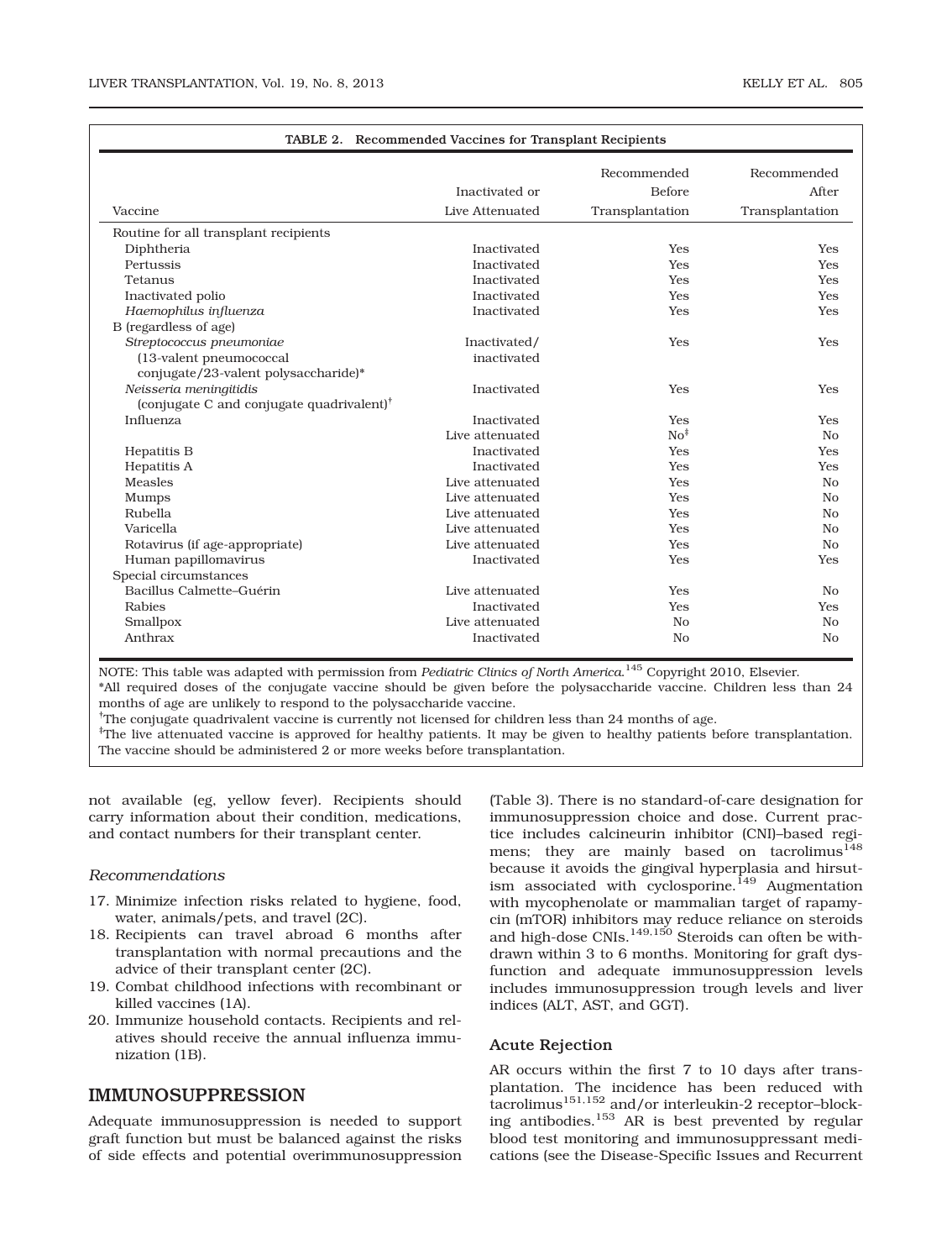TABLE 2. Recommended Vaccines for Transplant Recipients

| Vaccine | Inactivated or Live Attenuated | Recommended Before Transplantation | Recommended After Transplantation |
|---|---|---|---|
| Routine for all transplant recipients | | | |
| Diphtheria | Inactivated | Yes | Yes |
| Pertussis | Inactivated | Yes | Yes |
| Tetanus | Inactivated | Yes | Yes |
| Inactivated polio | Inactivated | Yes | Yes |
| *Haemophilus influenza* B (regardless of age) | Inactivated | Yes | Yes |
| *Streptococcus pneumoniae* (13-valent pneumococcal conjugate/23-valent polysaccharide)* | Inactivated/ inactivated | Yes | Yes |
| *Neisseria meningitidis* (conjugate C and conjugate quadrivalent)[†] | Inactivated | Yes | Yes |
| Influenza | Inactivated | Yes | Yes |
| | Live attenuated | No[‡] | No |
| Hepatitis B | Inactivated | Yes | Yes |
| Hepatitis A | Inactivated | Yes | Yes |
| Measles | Live attenuated | Yes | No |
| Mumps | Live attenuated | Yes | No |
| Rubella | Live attenuated | Yes | No |
| Varicella | Live attenuated | Yes | No |
| Rotavirus (if age-appropriate) | Live attenuated | Yes | No |
| Human papillomavirus | Inactivated | Yes | Yes |
| Special circumstances | | | |
| Bacillus Calmette–Guérin | Live attenuated | Yes | No |
| Rabies | Inactivated | Yes | Yes |
| Smallpox | Live attenuated | No | No |
| Anthrax | Inactivated | No | No |

NOTE: This table was adapted with permission from *Pediatric Clinics of North America*.[145] Copyright 2010, Elsevier.

*All required doses of the conjugate vaccine should be given before the polysaccharide vaccine. Children less than 24 months of age are unlikely to respond to the polysaccharide vaccine.

[†]The conjugate quadrivalent vaccine is currently not licensed for children less than 24 months of age.

[‡]The live attenuated vaccine is approved for healthy patients. It may be given to healthy patients before transplantation. The vaccine should be administered 2 or more weeks before transplantation.

not available (eg, yellow fever). Recipients should carry information about their condition, medications, and contact numbers for their transplant center.

### Recommendations

17. Minimize infection risks related to hygiene, food, water, animals/pets, and travel (2C).
18. Recipients can travel abroad 6 months after transplantation with normal precautions and the advice of their transplant center (2C).
19. Combat childhood infections with recombinant or killed vaccines (1A).
20. Immunize household contacts. Recipients and relatives should receive the annual influenza immunization (1B).

## IMMUNOSUPPRESSION

Adequate immunosuppression is needed to support graft function but must be balanced against the risks of side effects and potential overimmunosuppression (Table 3). There is no standard-of-care designation for immunosuppression choice and dose. Current practice includes calcineurin inhibitor (CNI)–based regimens; they are mainly based on tacrolimus[148] because it avoids the gingival hyperplasia and hirsutism associated with cyclosporine.[149] Augmentation with mycophenolate or mammalian target of rapamycin (mTOR) inhibitors may reduce reliance on steroids and high-dose CNIs.[149,150] Steroids can often be withdrawn within 3 to 6 months. Monitoring for graft dysfunction and adequate immunosuppression levels includes immunosuppression trough levels and liver indices (ALT, AST, and GGT).

### Acute Rejection

AR occurs within the first 7 to 10 days after transplantation. The incidence has been reduced with tacrolimus[151,152] and/or interleukin-2 receptor–blocking antibodies.[153] AR is best prevented by regular blood test monitoring and immunosuppressant medications (see the Disease-Specific Issues and Recurrent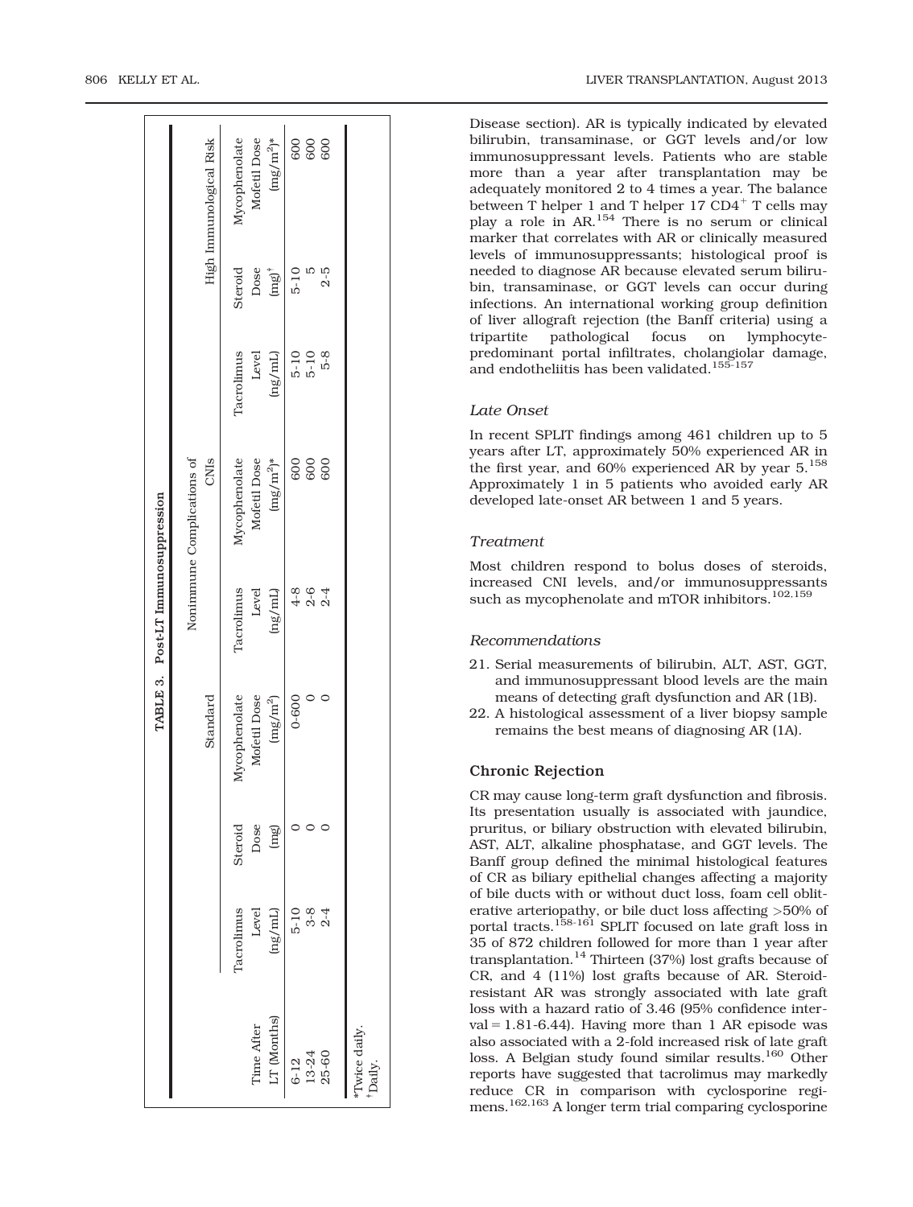**TABLE 3. Post-LT Immunosuppression**

| Time After LT (Months) | Standard | | | Nonimmune Complications of CNIs | | High Immunological Risk | | |
|---|---|---|---|---|---|---|---|---|
| | Tacrolimus Level (ng/mL) | Steroid Dose (mg) | Mycophenolate Mofetil Dose (mg/m$^2$) | Tacrolimus Level (ng/mL) | Mycophenolate Mofetil Dose (mg/m$^2$)* | Tacrolimus Level (ng/mL) | Steroid Dose (mg)† | Mycophenolate Mofetil Dose (mg/m$^2$)* |
| 6-12 | 5-10 | 0 | 0-600 | 4-8 | 600 | 5-10 | 5-10 | 600 |
| 13-24 | 3-8 | 0 | 0 | 2-6 | 600 | 5-10 | 5 | 600 |
| 25-60 | 2-4 | 0 | 0 | 2-4 | 600 | 5-8 | 2-5 | 600 |

*Twice daily.
†Daily.

Disease section). AR is typically indicated by elevated bilirubin, transaminase, or GGT levels and/or low immunosuppressant levels. Patients who are stable more than a year after transplantation may be adequately monitored 2 to 4 times a year. The balance between T helper 1 and T helper 17 CD4$^+$ T cells may play a role in AR.[154] There is no serum or clinical marker that correlates with AR or clinically measured levels of immunosuppressants; histological proof is needed to diagnose AR because elevated serum bilirubin, transaminase, or GGT levels can occur during infections. An international working group definition of liver allograft rejection (the Banff criteria) using a tripartite pathological focus on lymphocyte-predominant portal infiltrates, cholangiolar damage, and endotheliitis has been validated.[155-157]

### *Late Onset*

In recent SPLIT findings among 461 children up to 5 years after LT, approximately 50% experienced AR in the first year, and 60% experienced AR by year 5.[158] Approximately 1 in 5 patients who avoided early AR developed late-onset AR between 1 and 5 years.

### *Treatment*

Most children respond to bolus doses of steroids, increased CNI levels, and/or immunosuppressants such as mycophenolate and mTOR inhibitors.[102,159]

### *Recommendations*

21. Serial measurements of bilirubin, ALT, AST, GGT, and immunosuppressant blood levels are the main means of detecting graft dysfunction and AR (1B).
22. A histological assessment of a liver biopsy sample remains the best means of diagnosing AR (1A).

## Chronic Rejection

CR may cause long-term graft dysfunction and fibrosis. Its presentation usually is associated with jaundice, pruritus, or biliary obstruction with elevated bilirubin, AST, ALT, alkaline phosphatase, and GGT levels. The Banff group defined the minimal histological features of CR as biliary epithelial changes affecting a majority of bile ducts with or without duct loss, foam cell obliterative arteriopathy, or bile duct loss affecting >50% of portal tracts.[158-161] SPLIT focused on late graft loss in 35 of 872 children followed for more than 1 year after transplantation.[14] Thirteen (37%) lost grafts because of CR, and 4 (11%) lost grafts because of AR. Steroid-resistant AR was strongly associated with late graft loss with a hazard ratio of 3.46 (95% confidence interval = 1.81-6.44). Having more than 1 AR episode was also associated with a 2-fold increased risk of late graft loss. A Belgian study found similar results.[160] Other reports have suggested that tacrolimus may markedly reduce CR in comparison with cyclosporine regimens.[162,163] A longer term trial comparing cyclosporine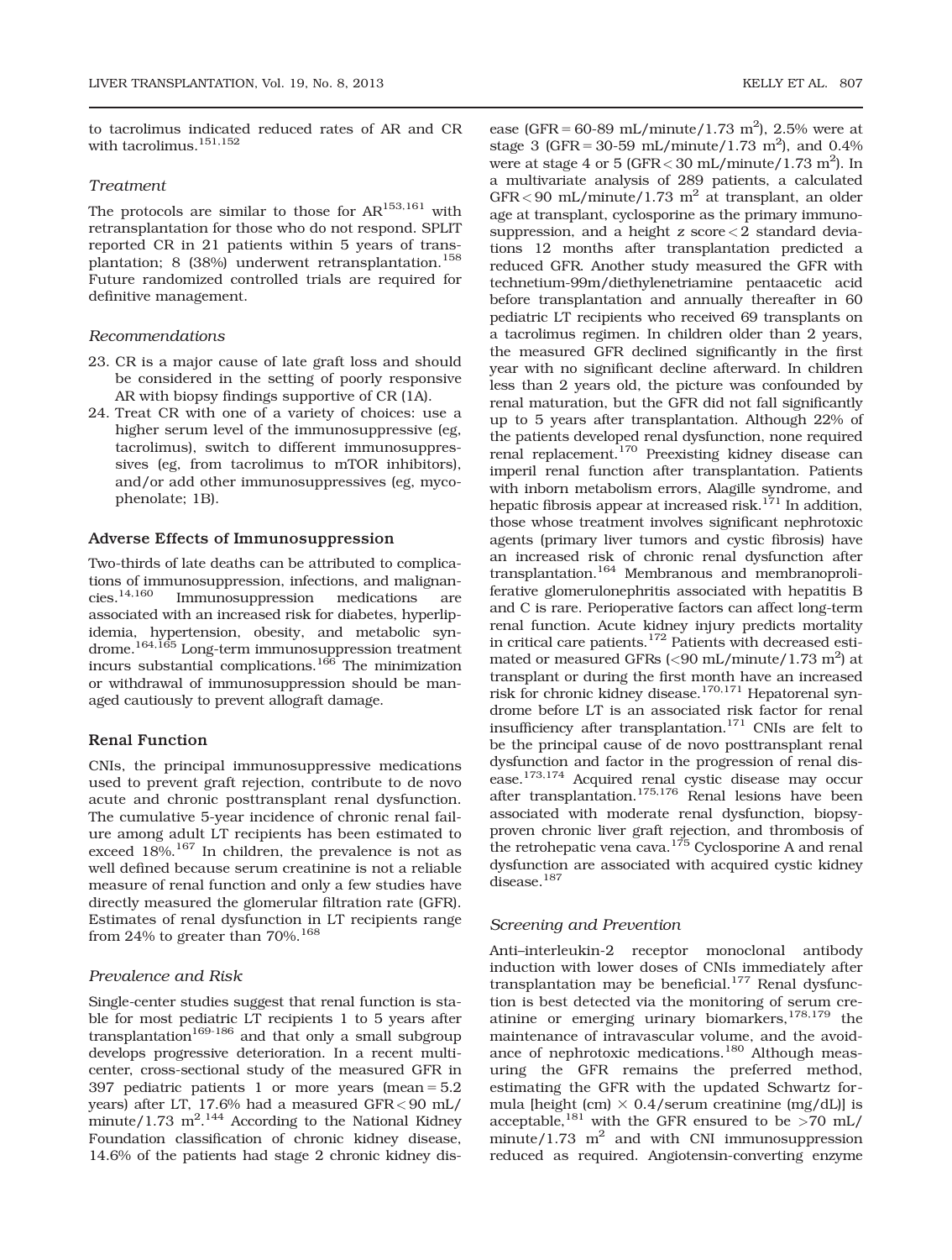to tacrolimus indicated reduced rates of AR and CR with tacrolimus.[151,152]

### Treatment

The protocols are similar to those for AR[153,161] with retransplantation for those who do not respond. SPLIT reported CR in 21 patients within 5 years of transplantation; 8 (38%) underwent retransplantation.[158] Future randomized controlled trials are required for definitive management.

### Recommendations

23. CR is a major cause of late graft loss and should be considered in the setting of poorly responsive AR with biopsy findings supportive of CR (1A).
24. Treat CR with one of a variety of choices: use a higher serum level of the immunosuppressive (eg, tacrolimus), switch to different immunosuppressives (eg, from tacrolimus to mTOR inhibitors), and/or add other immunosuppressives (eg, mycophenolate; 1B).

## Adverse Effects of Immunosuppression

Two-thirds of late deaths can be attributed to complications of immunosuppression, infections, and malignancies.[14,160] Immunosuppression medications are associated with an increased risk for diabetes, hyperlipidemia, hypertension, obesity, and metabolic syndrome.[164,165] Long-term immunosuppression treatment incurs substantial complications.[166] The minimization or withdrawal of immunosuppression should be managed cautiously to prevent allograft damage.

## Renal Function

CNIs, the principal immunosuppressive medications used to prevent graft rejection, contribute to de novo acute and chronic posttransplant renal dysfunction. The cumulative 5-year incidence of chronic renal failure among adult LT recipients has been estimated to exceed 18%.[167] In children, the prevalence is not as well defined because serum creatinine is not a reliable measure of renal function and only a few studies have directly measured the glomerular filtration rate (GFR). Estimates of renal dysfunction in LT recipients range from 24% to greater than 70%.[168]

### Prevalence and Risk

Single-center studies suggest that renal function is stable for most pediatric LT recipients 1 to 5 years after transplantation[169-186] and that only a small subgroup develops progressive deterioration. In a recent multicenter, cross-sectional study of the measured GFR in 397 pediatric patients 1 or more years (mean = 5.2 years) after LT, 17.6% had a measured GFR < 90 mL/minute/1.73 $m^2$.[144] According to the National Kidney Foundation classification of chronic kidney disease, 14.6% of the patients had stage 2 chronic kidney disease (GFR = 60-89 mL/minute/1.73 $m^2$), 2.5% were at stage 3 (GFR = 30-59 mL/minute/1.73 $m^2$), and 0.4% were at stage 4 or 5 (GFR < 30 mL/minute/1.73 $m^2$). In a multivariate analysis of 289 patients, a calculated GFR < 90 mL/minute/1.73 $m^2$ at transplant, an older age at transplant, cyclosporine as the primary immunosuppression, and a height z score < 2 standard deviations 12 months after transplantation predicted a reduced GFR. Another study measured the GFR with technetium-99m/diethylenetriamine pentaacetic acid before transplantation and annually thereafter in 60 pediatric LT recipients who received 69 transplants on a tacrolimus regimen. In children older than 2 years, the measured GFR declined significantly in the first year with no significant decline afterward. In children less than 2 years old, the picture was confounded by renal maturation, but the GFR did not fall significantly up to 5 years after transplantation. Although 22% of the patients developed renal dysfunction, none required renal replacement.[170] Preexisting kidney disease can imperil renal function after transplantation. Patients with inborn metabolism errors, Alagille syndrome, and hepatic fibrosis appear at increased risk.[171] In addition, those whose treatment involves significant nephrotoxic agents (primary liver tumors and cystic fibrosis) have an increased risk of chronic renal dysfunction after transplantation.[164] Membranous and membranoproliferative glomerulonephritis associated with hepatitis B and C is rare. Perioperative factors can affect long-term renal function. Acute kidney injury predicts mortality in critical care patients.[172] Patients with decreased estimated or measured GFRs (<90 mL/minute/1.73 $m^2$) at transplant or during the first month have an increased risk for chronic kidney disease.[170,171] Hepatorenal syndrome before LT is an associated risk factor for renal insufficiency after transplantation.[171] CNIs are felt to be the principal cause of de novo posttransplant renal dysfunction and factor in the progression of renal disease.[173,174] Acquired renal cystic disease may occur after transplantation.[175,176] Renal lesions have been associated with moderate renal dysfunction, biopsy-proven chronic liver graft rejection, and thrombosis of the retrohepatic vena cava.[175] Cyclosporine A and renal dysfunction are associated with acquired cystic kidney disease.[187]

### Screening and Prevention

Anti–interleukin-2 receptor monoclonal antibody induction with lower doses of CNIs immediately after transplantation may be beneficial.[177] Renal dysfunction is best detected via the monitoring of serum creatinine or emerging urinary biomarkers,[178,179] the maintenance of intravascular volume, and the avoidance of nephrotoxic medications.[180] Although measuring the GFR remains the preferred method, estimating the GFR with the updated Schwartz formula [height (cm) $\times$ 0.4/serum creatinine (mg/dL)] is acceptable,[181] with the GFR ensured to be >70 mL/minute/1.73 $m^2$ and with CNI immunosuppression reduced as required. Angiotensin-converting enzyme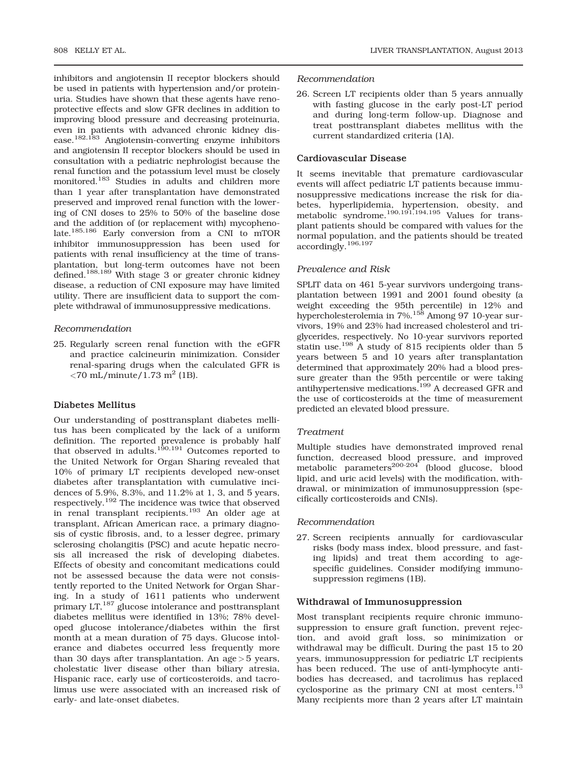inhibitors and angiotensin II receptor blockers should be used in patients with hypertension and/or proteinuria. Studies have shown that these agents have renoprotective effects and slow GFR declines in addition to improving blood pressure and decreasing proteinuria, even in patients with advanced chronic kidney disease.[182,183] Angiotensin-converting enzyme inhibitors and angiotensin II receptor blockers should be used in consultation with a pediatric nephrologist because the renal function and the potassium level must be closely monitored.[183] Studies in adults and children more than 1 year after transplantation have demonstrated preserved and improved renal function with the lowering of CNI doses to 25% to 50% of the baseline dose and the addition of (or replacement with) mycophenolate.[185,186] Early conversion from a CNI to mTOR inhibitor immunosuppression has been used for patients with renal insufficiency at the time of transplantation, but long-term outcomes have not been defined.[188,189] With stage 3 or greater chronic kidney disease, a reduction of CNI exposure may have limited utility. There are insufficient data to support the complete withdrawal of immunosuppressive medications.

*Recommendation*

25. Regularly screen renal function with the eGFR and practice calcineurin minimization. Consider renal-sparing drugs when the calculated GFR is <70 mL/minute/1.73 m$^2$ (1B).

### Diabetes Mellitus

Our understanding of posttransplant diabetes mellitus has been complicated by the lack of a uniform definition. The reported prevalence is probably half that observed in adults.[190,191] Outcomes reported to the United Network for Organ Sharing revealed that 10% of primary LT recipients developed new-onset diabetes after transplantation with cumulative incidences of 5.9%, 8.3%, and 11.2% at 1, 3, and 5 years, respectively.[192] The incidence was twice that observed in renal transplant recipients.[193] An older age at transplant, African American race, a primary diagnosis of cystic fibrosis, and, to a lesser degree, primary sclerosing cholangitis (PSC) and acute hepatic necrosis all increased the risk of developing diabetes. Effects of obesity and concomitant medications could not be assessed because the data were not consistently reported to the United Network for Organ Sharing. In a study of 1611 patients who underwent primary LT,[187] glucose intolerance and posttransplant diabetes mellitus were identified in 13%; 78% developed glucose intolerance/diabetes within the first month at a mean duration of 75 days. Glucose intolerance and diabetes occurred less frequently more than 30 days after transplantation. An age > 5 years, cholestatic liver disease other than biliary atresia, Hispanic race, early use of corticosteroids, and tacrolimus use were associated with an increased risk of early- and late-onset diabetes.

*Recommendation*

26. Screen LT recipients older than 5 years annually with fasting glucose in the early post-LT period and during long-term follow-up. Diagnose and treat posttransplant diabetes mellitus with the current standardized criteria (1A).

### Cardiovascular Disease

It seems inevitable that premature cardiovascular events will affect pediatric LT patients because immunosuppressive medications increase the risk for diabetes, hyperlipidemia, hypertension, obesity, and metabolic syndrome.[190,191,194,195] Values for transplant patients should be compared with values for the normal population, and the patients should be treated accordingly.[196,197]

*Prevalence and Risk*

SPLIT data on 461 5-year survivors undergoing transplantation between 1991 and 2001 found obesity (a weight exceeding the 95th percentile) in 12% and hypercholesterolemia in 7%.[158] Among 97 10-year survivors, 19% and 23% had increased cholesterol and triglycerides, respectively. No 10-year survivors reported statin use.[198] A study of 815 recipients older than 5 years between 5 and 10 years after transplantation determined that approximately 20% had a blood pressure greater than the 95th percentile or were taking antihypertensive medications.[199] A decreased GFR and the use of corticosteroids at the time of measurement predicted an elevated blood pressure.

*Treatment*

Multiple studies have demonstrated improved renal function, decreased blood pressure, and improved metabolic parameters[200-204] (blood glucose, blood lipid, and uric acid levels) with the modification, withdrawal, or minimization of immunosuppression (specifically corticosteroids and CNIs).

*Recommendation*

27. Screen recipients annually for cardiovascular risks (body mass index, blood pressure, and fasting lipids) and treat them according to age-specific guidelines. Consider modifying immunosuppression regimens (1B).

### Withdrawal of Immunosuppression

Most transplant recipients require chronic immunosuppression to ensure graft function, prevent rejection, and avoid graft loss, so minimization or withdrawal may be difficult. During the past 15 to 20 years, immunosuppression for pediatric LT recipients has been reduced. The use of anti-lymphocyte antibodies has decreased, and tacrolimus has replaced cyclosporine as the primary CNI at most centers.[13] Many recipients more than 2 years after LT maintain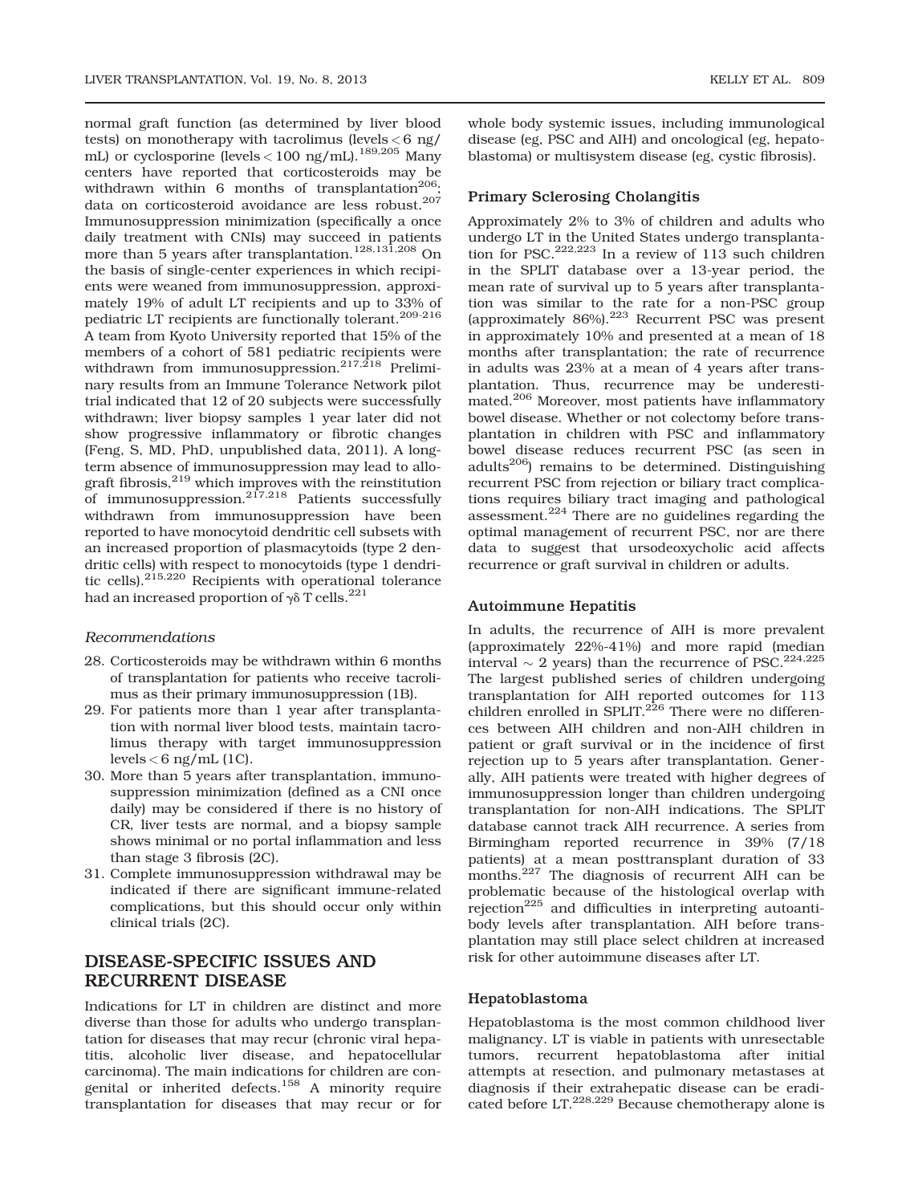normal graft function (as determined by liver blood tests) on monotherapy with tacrolimus (levels < 6 ng/mL) or cyclosporine (levels < 100 ng/mL).[189,205] Many centers have reported that corticosteroids may be withdrawn within 6 months of transplantation[206]; data on corticosteroid avoidance are less robust.[207] Immunosuppression minimization (specifically a once daily treatment with CNIs) may succeed in patients more than 5 years after transplantation.[128,131,208] On the basis of single-center experiences in which recipients were weaned from immunosuppression, approximately 19% of adult LT recipients and up to 33% of pediatric LT recipients are functionally tolerant.[209-216] A team from Kyoto University reported that 15% of the members of a cohort of 581 pediatric recipients were withdrawn from immunosuppression.[217,218] Preliminary results from an Immune Tolerance Network pilot trial indicated that 12 of 20 subjects were successfully withdrawn; liver biopsy samples 1 year later did not show progressive inflammatory or fibrotic changes (Feng, S, MD, PhD, unpublished data, 2011). A long-term absence of immunosuppression may lead to allograft fibrosis,[219] which improves with the reinstitution of immunosuppression.[217,218] Patients successfully withdrawn from immunosuppression have been reported to have monocytoid dendritic cell subsets with an increased proportion of plasmacytoids (type 2 dendritic cells) with respect to monocytoids (type 1 dendritic cells).[215,220] Recipients with operational tolerance had an increased proportion of γδ T cells.[221]

*Recommendations*

28. Corticosteroids may be withdrawn within 6 months of transplantation for patients who receive tacrolimus as their primary immunosuppression (1B).
29. For patients more than 1 year after transplantation with normal liver blood tests, maintain tacrolimus therapy with target immunosuppression levels < 6 ng/mL (1C).
30. More than 5 years after transplantation, immunosuppression minimization (defined as a CNI once daily) may be considered if there is no history of CR, liver tests are normal, and a biopsy sample shows minimal or no portal inflammation and less than stage 3 fibrosis (2C).
31. Complete immunosuppression withdrawal may be indicated if there are significant immune-related complications, but this should occur only within clinical trials (2C).

## DISEASE-SPECIFIC ISSUES AND RECURRENT DISEASE

Indications for LT in children are distinct and more diverse than those for adults who undergo transplantation for diseases that may recur (chronic viral hepatitis, alcoholic liver disease, and hepatocellular carcinoma). The main indications for children are congenital or inherited defects.[158] A minority require transplantation for diseases that may recur or for whole body systemic issues, including immunological disease (eg, PSC and AIH) and oncological (eg, hepatoblastoma) or multisystem disease (eg, cystic fibrosis).

### Primary Sclerosing Cholangitis

Approximately 2% to 3% of children and adults who undergo LT in the United States undergo transplantation for PSC.[222,223] In a review of 113 such children in the SPLIT database over a 13-year period, the mean rate of survival up to 5 years after transplantation was similar to the rate for a non-PSC group (approximately 86%).[223] Recurrent PSC was present in approximately 10% and presented at a mean of 18 months after transplantation; the rate of recurrence in adults was 23% at a mean of 4 years after transplantation. Thus, recurrence may be underestimated.[206] Moreover, most patients have inflammatory bowel disease. Whether or not colectomy before transplantation in children with PSC and inflammatory bowel disease reduces recurrent PSC (as seen in adults[206]) remains to be determined. Distinguishing recurrent PSC from rejection or biliary tract complications requires biliary tract imaging and pathological assessment.[224] There are no guidelines regarding the optimal management of recurrent PSC, nor are there data to suggest that ursodeoxycholic acid affects recurrence or graft survival in children or adults.

### Autoimmune Hepatitis

In adults, the recurrence of AIH is more prevalent (approximately 22%-41%) and more rapid (median interval ~ 2 years) than the recurrence of PSC.[224,225] The largest published series of children undergoing transplantation for AIH reported outcomes for 113 children enrolled in SPLIT.[226] There were no differences between AIH children and non-AIH children in patient or graft survival or in the incidence of first rejection up to 5 years after transplantation. Generally, AIH patients were treated with higher degrees of immunosuppression longer than children undergoing transplantation for non-AIH indications. The SPLIT database cannot track AIH recurrence. A series from Birmingham reported recurrence in 39% (7/18 patients) at a mean posttransplant duration of 33 months.[227] The diagnosis of recurrent AIH can be problematic because of the histological overlap with rejection[225] and difficulties in interpreting autoantibody levels after transplantation. AIH before transplantation may still place select children at increased risk for other autoimmune diseases after LT.

### Hepatoblastoma

Hepatoblastoma is the most common childhood liver malignancy. LT is viable in patients with unresectable tumors, recurrent hepatoblastoma after initial attempts at resection, and pulmonary metastases at diagnosis if their extrahepatic disease can be eradicated before LT.[228,229] Because chemotherapy alone is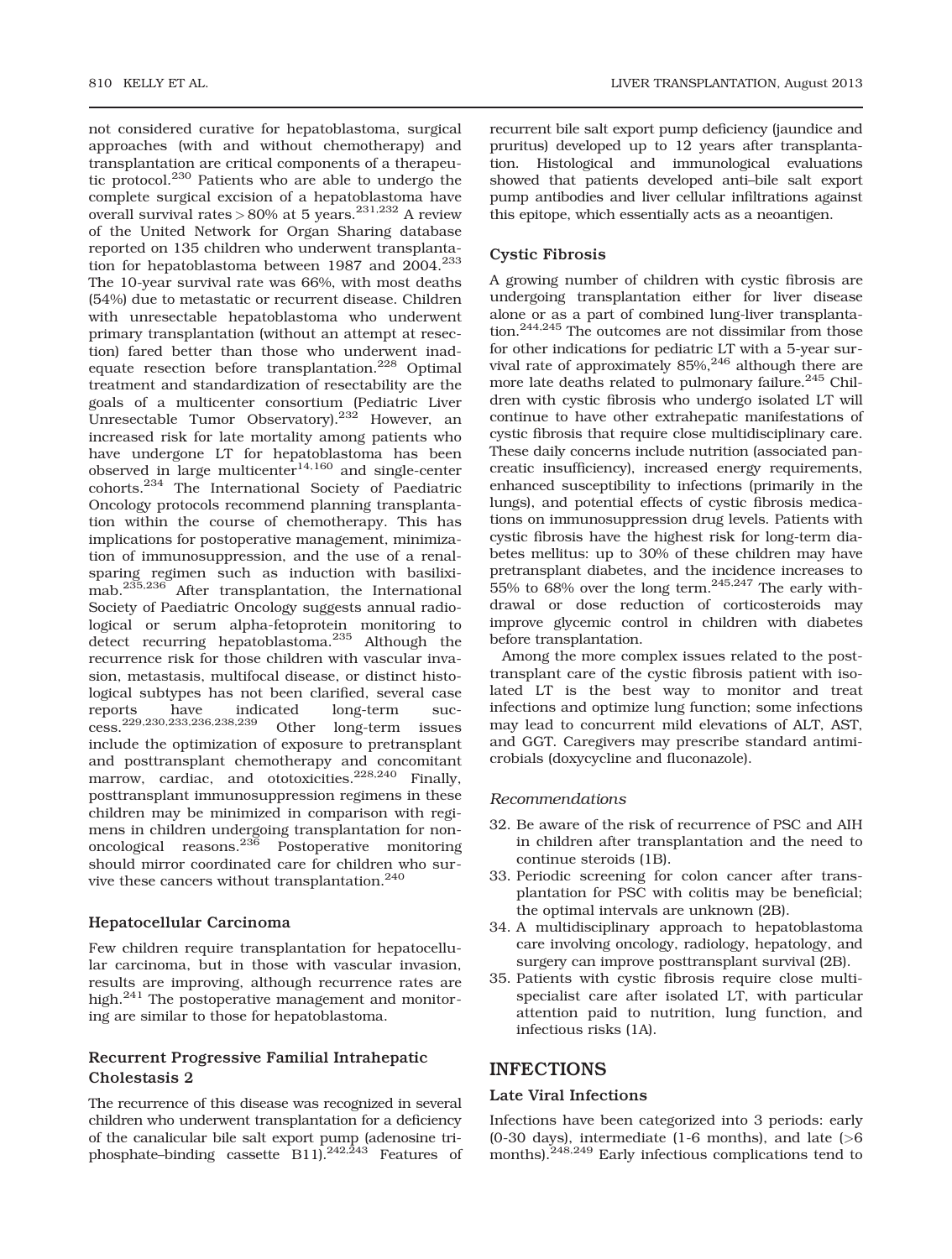not considered curative for hepatoblastoma, surgical approaches (with and without chemotherapy) and transplantation are critical components of a therapeutic protocol.[230] Patients who are able to undergo the complete surgical excision of a hepatoblastoma have overall survival rates > 80% at 5 years.[231,232] A review of the United Network for Organ Sharing database reported on 135 children who underwent transplantation for hepatoblastoma between 1987 and 2004.[233] The 10-year survival rate was 66%, with most deaths (54%) due to metastatic or recurrent disease. Children with unresectable hepatoblastoma who underwent primary transplantation (without an attempt at resection) fared better than those who underwent inadequate resection before transplantation.[228] Optimal treatment and standardization of resectability are the goals of a multicenter consortium (Pediatric Liver Unresectable Tumor Observatory).[232] However, an increased risk for late mortality among patients who have undergone LT for hepatoblastoma has been observed in large multicenter[14,160] and single-center cohorts.[234] The International Society of Paediatric Oncology protocols recommend planning transplantation within the course of chemotherapy. This has implications for postoperative management, minimization of immunosuppression, and the use of a renal-sparing regimen such as induction with basiliximab.[235,236] After transplantation, the International Society of Paediatric Oncology suggests annual radiological or serum alpha-fetoprotein monitoring to detect recurring hepatoblastoma.[235] Although the recurrence risk for those children with vascular invasion, metastasis, multifocal disease, or distinct histological subtypes has not been clarified, several case reports have indicated long-term success.[229,230,233,236,238,239] Other long-term issues include the optimization of exposure to pretransplant and posttransplant chemotherapy and concomitant marrow, cardiac, and ototoxicities.[228,240] Finally, posttransplant immunosuppression regimens in these children may be minimized in comparison with regimens in children undergoing transplantation for non-oncological reasons.[236] Postoperative monitoring should mirror coordinated care for children who survive these cancers without transplantation.[240]

### Hepatocellular Carcinoma

Few children require transplantation for hepatocellular carcinoma, but in those with vascular invasion, results are improving, although recurrence rates are high.[241] The postoperative management and monitoring are similar to those for hepatoblastoma.

### Recurrent Progressive Familial Intrahepatic Cholestasis 2

The recurrence of this disease was recognized in several children who underwent transplantation for a deficiency of the canalicular bile salt export pump (adenosine triphosphate–binding cassette B11).[242,243] Features of recurrent bile salt export pump deficiency (jaundice and pruritus) developed up to 12 years after transplantation. Histological and immunological evaluations showed that patients developed anti–bile salt export pump antibodies and liver cellular infiltrations against this epitope, which essentially acts as a neoantigen.

### Cystic Fibrosis

A growing number of children with cystic fibrosis are undergoing transplantation either for liver disease alone or as a part of combined lung-liver transplantation.[244,245] The outcomes are not dissimilar from those for other indications for pediatric LT with a 5-year survival rate of approximately 85%,[246] although there are more late deaths related to pulmonary failure.[245] Children with cystic fibrosis who undergo isolated LT will continue to have other extrahepatic manifestations of cystic fibrosis that require close multidisciplinary care. These daily concerns include nutrition (associated pancreatic insufficiency), increased energy requirements, enhanced susceptibility to infections (primarily in the lungs), and potential effects of cystic fibrosis medications on immunosuppression drug levels. Patients with cystic fibrosis have the highest risk for long-term diabetes mellitus: up to 30% of these children may have pretransplant diabetes, and the incidence increases to 55% to 68% over the long term.[245,247] The early withdrawal or dose reduction of corticosteroids may improve glycemic control in children with diabetes before transplantation.

Among the more complex issues related to the posttransplant care of the cystic fibrosis patient with isolated LT is the best way to monitor and treat infections and optimize lung function; some infections may lead to concurrent mild elevations of ALT, AST, and GGT. Caregivers may prescribe standard antimicrobials (doxycycline and fluconazole).

#### *Recommendations*

32. Be aware of the risk of recurrence of PSC and AIH in children after transplantation and the need to continue steroids (1B).
33. Periodic screening for colon cancer after transplantation for PSC with colitis may be beneficial; the optimal intervals are unknown (2B).
34. A multidisciplinary approach to hepatoblastoma care involving oncology, radiology, hepatology, and surgery can improve posttransplant survival (2B).
35. Patients with cystic fibrosis require close multispecialist care after isolated LT, with particular attention paid to nutrition, lung function, and infectious risks (1A).

## INFECTIONS

### Late Viral Infections

Infections have been categorized into 3 periods: early (0-30 days), intermediate (1-6 months), and late (>6 months).[248,249] Early infectious complications tend to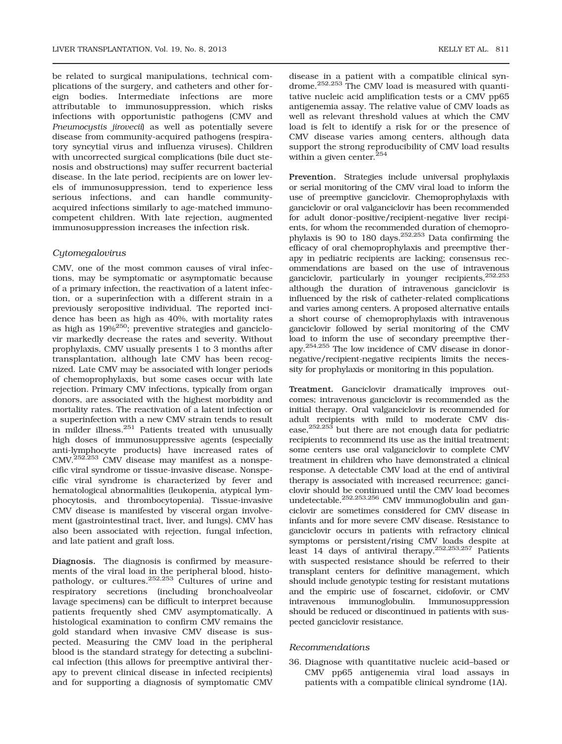be related to surgical manipulations, technical complications of the surgery, and catheters and other foreign bodies. Intermediate infections are more attributable to immunosuppression, which risks infections with opportunistic pathogens (CMV and *Pneumocystis jirovecii*) as well as potentially severe disease from community-acquired pathogens (respiratory syncytial virus and influenza viruses). Children with uncorrected surgical complications (bile duct stenosis and obstructions) may suffer recurrent bacterial disease. In the late period, recipients are on lower levels of immunosuppression, tend to experience less serious infections, and can handle community-acquired infections similarly to age-matched immunocompetent children. With late rejection, augmented immunosuppression increases the infection risk.

### *Cytomegalovirus*

CMV, one of the most common causes of viral infections, may be symptomatic or asymptomatic because of a primary infection, the reactivation of a latent infection, or a superinfection with a different strain in a previously seropositive individual. The reported incidence has been as high as 40%, with mortality rates as high as 19%[250]; preventive strategies and ganciclovir markedly decrease the rates and severity. Without prophylaxis, CMV usually presents 1 to 3 months after transplantation, although late CMV has been recognized. Late CMV may be associated with longer periods of chemoprophylaxis, but some cases occur with late rejection. Primary CMV infections, typically from organ donors, are associated with the highest morbidity and mortality rates. The reactivation of a latent infection or a superinfection with a new CMV strain tends to result in milder illness.[251] Patients treated with unusually high doses of immunosuppressive agents (especially anti-lymphocyte products) have increased rates of CMV.[252,253] CMV disease may manifest as a nonspecific viral syndrome or tissue-invasive disease. Nonspecific viral syndrome is characterized by fever and hematological abnormalities (leukopenia, atypical lymphocytosis, and thrombocytopenia). Tissue-invasive CMV disease is manifested by visceral organ involvement (gastrointestinal tract, liver, and lungs). CMV has also been associated with rejection, fungal infection, and late patient and graft loss.

**Diagnosis.** The diagnosis is confirmed by measurements of the viral load in the peripheral blood, histopathology, or cultures.[252,253] Cultures of urine and respiratory secretions (including bronchoalveolar lavage specimens) can be difficult to interpret because patients frequently shed CMV asymptomatically. A histological examination to confirm CMV remains the gold standard when invasive CMV disease is suspected. Measuring the CMV load in the peripheral blood is the standard strategy for detecting a subclinical infection (this allows for preemptive antiviral therapy to prevent clinical disease in infected recipients) and for supporting a diagnosis of symptomatic CMV disease in a patient with a compatible clinical syndrome.[252,253] The CMV load is measured with quantitative nucleic acid amplification tests or a CMV pp65 antigenemia assay. The relative value of CMV loads as well as relevant threshold values at which the CMV load is felt to identify a risk for or the presence of CMV disease varies among centers, although data support the strong reproducibility of CMV load results within a given center.[254]

**Prevention.** Strategies include universal prophylaxis or serial monitoring of the CMV viral load to inform the use of preemptive ganciclovir. Chemoprophylaxis with ganciclovir or oral valganciclovir has been recommended for adult donor-positive/recipient-negative liver recipients, for whom the recommended duration of chemoprophylaxis is 90 to 180 days.[252,253] Data confirming the efficacy of oral chemoprophylaxis and preemptive therapy in pediatric recipients are lacking; consensus recommendations are based on the use of intravenous ganciclovir, particularly in younger recipients,[252,253] although the duration of intravenous ganciclovir is influenced by the risk of catheter-related complications and varies among centers. A proposed alternative entails a short course of chemoprophylaxis with intravenous ganciclovir followed by serial monitoring of the CMV load to inform the use of secondary preemptive therapy.[254,255] The low incidence of CMV disease in donor-negative/recipient-negative recipients limits the necessity for prophylaxis or monitoring in this population.

**Treatment.** Ganciclovir dramatically improves outcomes; intravenous ganciclovir is recommended as the initial therapy. Oral valganciclovir is recommended for adult recipients with mild to moderate CMV disease,[252,253] but there are not enough data for pediatric recipients to recommend its use as the initial treatment; some centers use oral valganciclovir to complete CMV treatment in children who have demonstrated a clinical response. A detectable CMV load at the end of antiviral therapy is associated with increased recurrence; ganciclovir should be continued until the CMV load becomes undetectable.[252,253,256] CMV immunoglobulin and ganciclovir are sometimes considered for CMV disease in infants and for more severe CMV disease. Resistance to ganciclovir occurs in patients with refractory clinical symptoms or persistent/rising CMV loads despite at least 14 days of antiviral therapy.[252,253,257] Patients with suspected resistance should be referred to their transplant centers for definitive management, which should include genotypic testing for resistant mutations and the empiric use of foscarnet, cidofovir, or CMV intravenous immunoglobulin. Immunosuppression should be reduced or discontinued in patients with suspected ganciclovir resistance.

### *Recommendations*

36. Diagnose with quantitative nucleic acid–based or CMV pp65 antigenemia viral load assays in patients with a compatible clinical syndrome (1A).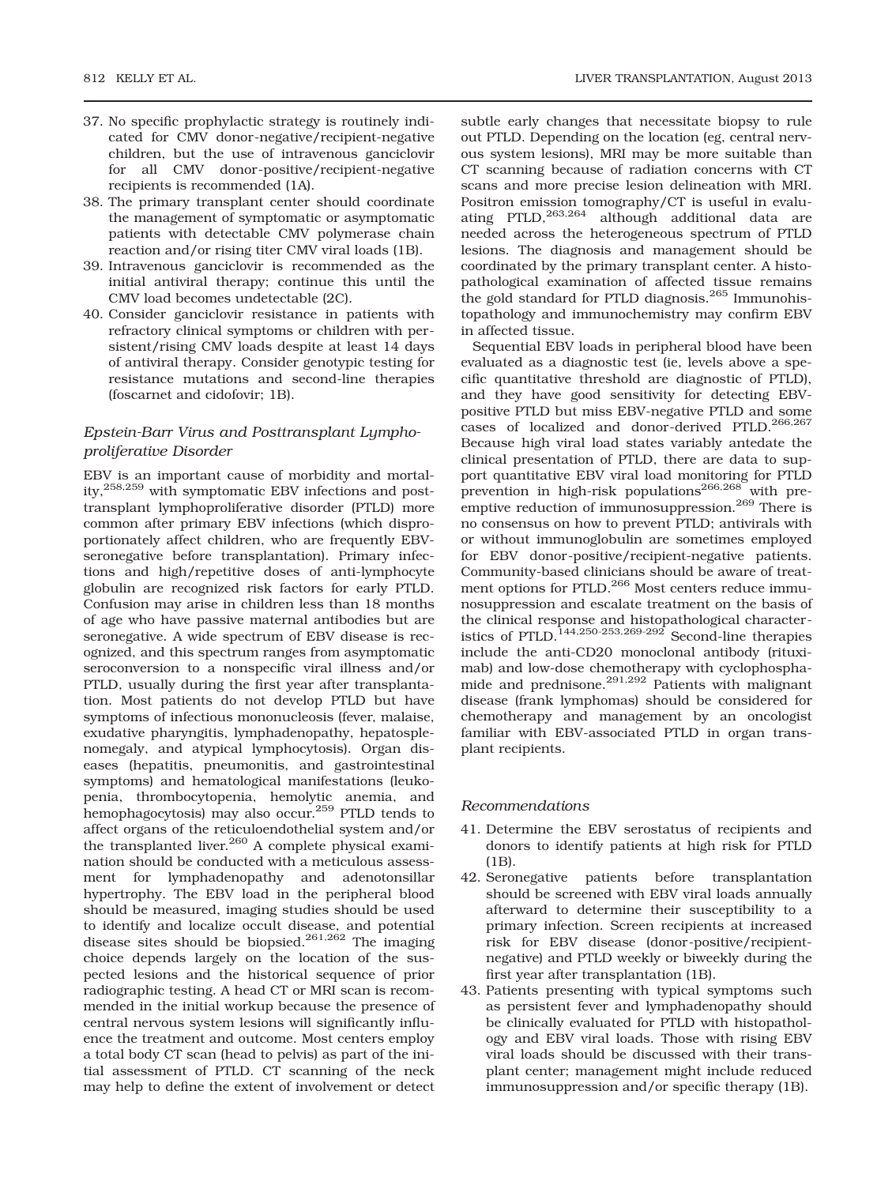37. No specific prophylactic strategy is routinely indicated for CMV donor-negative/recipient-negative children, but the use of intravenous ganciclovir for all CMV donor-positive/recipient-negative recipients is recommended (1A).
38. The primary transplant center should coordinate the management of symptomatic or asymptomatic patients with detectable CMV polymerase chain reaction and/or rising titer CMV viral loads (1B).
39. Intravenous ganciclovir is recommended as the initial antiviral therapy; continue this until the CMV load becomes undetectable (2C).
40. Consider ganciclovir resistance in patients with refractory clinical symptoms or children with persistent/rising CMV loads despite at least 14 days of antiviral therapy. Consider genotypic testing for resistance mutations and second-line therapies (foscarnet and cidofovir; 1B).

### *Epstein-Barr Virus and Posttransplant Lymphoproliferative Disorder*

EBV is an important cause of morbidity and mortality,[258,259] with symptomatic EBV infections and posttransplant lymphoproliferative disorder (PTLD) more common after primary EBV infections (which disproportionately affect children, who are frequently EBV-seronegative before transplantation). Primary infections and high/repetitive doses of anti-lymphocyte globulin are recognized risk factors for early PTLD. Confusion may arise in children less than 18 months of age who have passive maternal antibodies but are seronegative. A wide spectrum of EBV disease is recognized, and this spectrum ranges from asymptomatic seroconversion to a nonspecific viral illness and/or PTLD, usually during the first year after transplantation. Most patients do not develop PTLD but have symptoms of infectious mononucleosis (fever, malaise, exudative pharyngitis, lymphadenopathy, hepatosplenomegaly, and atypical lymphocytosis). Organ diseases (hepatitis, pneumonitis, and gastrointestinal symptoms) and hematological manifestations (leukopenia, thrombocytopenia, hemolytic anemia, and hemophagocytosis) may also occur.[259] PTLD tends to affect organs of the reticuloendothelial system and/or the transplanted liver.[260] A complete physical examination should be conducted with a meticulous assessment for lymphadenopathy and adenotonsillar hypertrophy. The EBV load in the peripheral blood should be measured, imaging studies should be used to identify and localize occult disease, and potential disease sites should be biopsied.[261,262] The imaging choice depends largely on the location of the suspected lesions and the historical sequence of prior radiographic testing. A head CT or MRI scan is recommended in the initial workup because the presence of central nervous system lesions will significantly influence the treatment and outcome. Most centers employ a total body CT scan (head to pelvis) as part of the initial assessment of PTLD. CT scanning of the neck may help to define the extent of involvement or detect subtle early changes that necessitate biopsy to rule out PTLD. Depending on the location (eg, central nervous system lesions), MRI may be more suitable than CT scanning because of radiation concerns with CT scans and more precise lesion delineation with MRI. Positron emission tomography/CT is useful in evaluating PTLD,[263,264] although additional data are needed across the heterogeneous spectrum of PTLD lesions. The diagnosis and management should be coordinated by the primary transplant center. A histopathological examination of affected tissue remains the gold standard for PTLD diagnosis.[265] Immunohistopathology and immunochemistry may confirm EBV in affected tissue.

Sequential EBV loads in peripheral blood have been evaluated as a diagnostic test (ie, levels above a specific quantitative threshold are diagnostic of PTLD), and they have good sensitivity for detecting EBV-positive PTLD but miss EBV-negative PTLD and some cases of localized and donor-derived PTLD.[266,267] Because high viral load states variably antedate the clinical presentation of PTLD, there are data to support quantitative EBV viral load monitoring for PTLD prevention in high-risk populations[266,268] with preemptive reduction of immunosuppression.[269] There is no consensus on how to prevent PTLD; antivirals with or without immunoglobulin are sometimes employed for EBV donor-positive/recipient-negative patients. Community-based clinicians should be aware of treatment options for PTLD.[266] Most centers reduce immunosuppression and escalate treatment on the basis of the clinical response and histopathological characteristics of PTLD.[144,250-253,269-292] Second-line therapies include the anti-CD20 monoclonal antibody (rituximab) and low-dose chemotherapy with cyclophosphamide and prednisone.[291,292] Patients with malignant disease (frank lymphomas) should be considered for chemotherapy and management by an oncologist familiar with EBV-associated PTLD in organ transplant recipients.

### *Recommendations*

41. Determine the EBV serostatus of recipients and donors to identify patients at high risk for PTLD (1B).
42. Seronegative patients before transplantation should be screened with EBV viral loads annually afterward to determine their susceptibility to a primary infection. Screen recipients at increased risk for EBV disease (donor-positive/recipient-negative) and PTLD weekly or biweekly during the first year after transplantation (1B).
43. Patients presenting with typical symptoms such as persistent fever and lymphadenopathy should be clinically evaluated for PTLD with histopathology and EBV viral loads. Those with rising EBV viral loads should be discussed with their transplant center; management might include reduced immunosuppression and/or specific therapy (1B).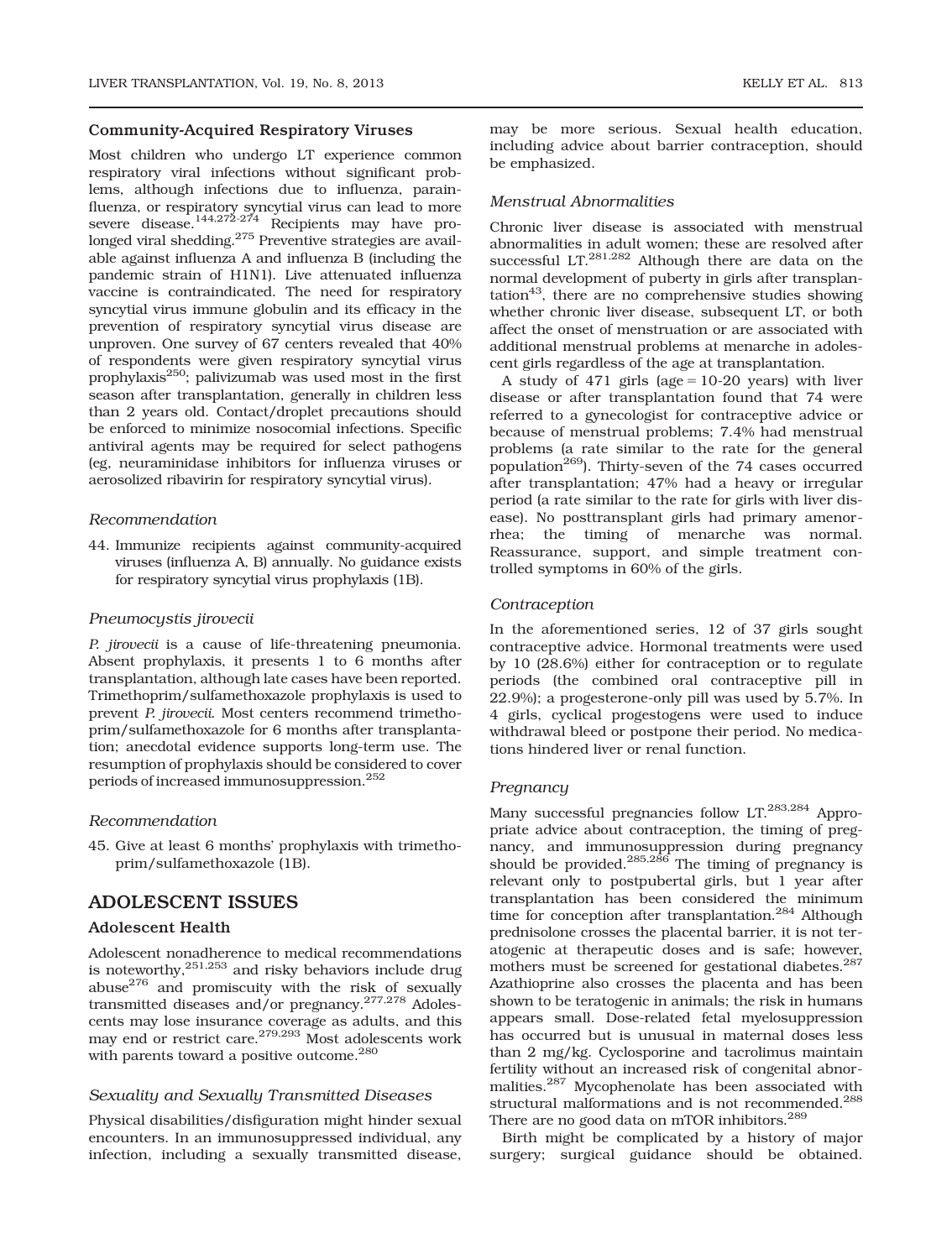### Community-Acquired Respiratory Viruses

Most children who undergo LT experience common respiratory viral infections without significant problems, although infections due to influenza, parainfluenza, or respiratory syncytial virus can lead to more severe disease.[144,272-274] Recipients may have prolonged viral shedding.[275] Preventive strategies are available against influenza A and influenza B (including the pandemic strain of H1N1). Live attenuated influenza vaccine is contraindicated. The need for respiratory syncytial virus immune globulin and its efficacy in the prevention of respiratory syncytial virus disease are unproven. One survey of 67 centers revealed that 40% of respondents were given respiratory syncytial virus prophylaxis[250]; palivizumab was used most in the first season after transplantation, generally in children less than 2 years old. Contact/droplet precautions should be enforced to minimize nosocomial infections. Specific antiviral agents may be required for select pathogens (eg, neuraminidase inhibitors for influenza viruses or aerosolized ribavirin for respiratory syncytial virus).

#### *Recommendation*

44. Immunize recipients against community-acquired viruses (influenza A, B) annually. No guidance exists for respiratory syncytial virus prophylaxis (1B).

#### *Pneumocystis jirovecii*

*P. jirovecii* is a cause of life-threatening pneumonia. Absent prophylaxis, it presents 1 to 6 months after transplantation, although late cases have been reported. Trimethoprim/sulfamethoxazole prophylaxis is used to prevent *P. jirovecii*. Most centers recommend trimethoprim/sulfamethoxazole for 6 months after transplantation; anecdotal evidence supports long-term use. The resumption of prophylaxis should be considered to cover periods of increased immunosuppression.[252]

#### *Recommendation*

45. Give at least 6 months' prophylaxis with trimethoprim/sulfamethoxazole (1B).

## ADOLESCENT ISSUES

### Adolescent Health

Adolescent nonadherence to medical recommendations is noteworthy,[251,253] and risky behaviors include drug abuse[276] and promiscuity with the risk of sexually transmitted diseases and/or pregnancy.[277,278] Adolescents may lose insurance coverage as adults, and this may end or restrict care.[279,293] Most adolescents work with parents toward a positive outcome.[280]

#### *Sexuality and Sexually Transmitted Diseases*

Physical disabilities/disfiguration might hinder sexual encounters. In an immunosuppressed individual, any infection, including a sexually transmitted disease, may be more serious. Sexual health education, including advice about barrier contraception, should be emphasized.

#### *Menstrual Abnormalities*

Chronic liver disease is associated with menstrual abnormalities in adult women; these are resolved after successful LT.[281,282] Although there are data on the normal development of puberty in girls after transplantation[43], there are no comprehensive studies showing whether chronic liver disease, subsequent LT, or both affect the onset of menstruation or are associated with additional menstrual problems at menarche in adolescent girls regardless of the age at transplantation.

A study of 471 girls (age = 10-20 years) with liver disease or after transplantation found that 74 were referred to a gynecologist for contraceptive advice or because of menstrual problems; 7.4% had menstrual problems (a rate similar to the rate for the general population[269]). Thirty-seven of the 74 cases occurred after transplantation; 47% had a heavy or irregular period (a rate similar to the rate for girls with liver disease). No posttransplant girls had primary amenorrhea; the timing of menarche was normal. Reassurance, support, and simple treatment controlled symptoms in 60% of the girls.

#### *Contraception*

In the aforementioned series, 12 of 37 girls sought contraceptive advice. Hormonal treatments were used by 10 (28.6%) either for contraception or to regulate periods (the combined oral contraceptive pill in 22.9%); a progesterone-only pill was used by 5.7%. In 4 girls, cyclical progestogens were used to induce withdrawal bleed or postpone their period. No medications hindered liver or renal function.

#### *Pregnancy*

Many successful pregnancies follow LT.[283,284] Appropriate advice about contraception, the timing of pregnancy, and immunosuppression during pregnancy should be provided.[285,286] The timing of pregnancy is relevant only to postpubertal girls, but 1 year after transplantation has been considered the minimum time for conception after transplantation.[284] Although prednisolone crosses the placental barrier, it is not teratogenic at therapeutic doses and is safe; however, mothers must be screened for gestational diabetes.[287] Azathioprine also crosses the placenta and has been shown to be teratogenic in animals; the risk in humans appears small. Dose-related fetal myelosuppression has occurred but is unusual in maternal doses less than 2 mg/kg. Cyclosporine and tacrolimus maintain fertility without an increased risk of congenital abnormalities.[287] Mycophenolate has been associated with structural malformations and is not recommended.[288] There are no good data on mTOR inhibitors.[289]

Birth might be complicated by a history of major surgery; surgical guidance should be obtained.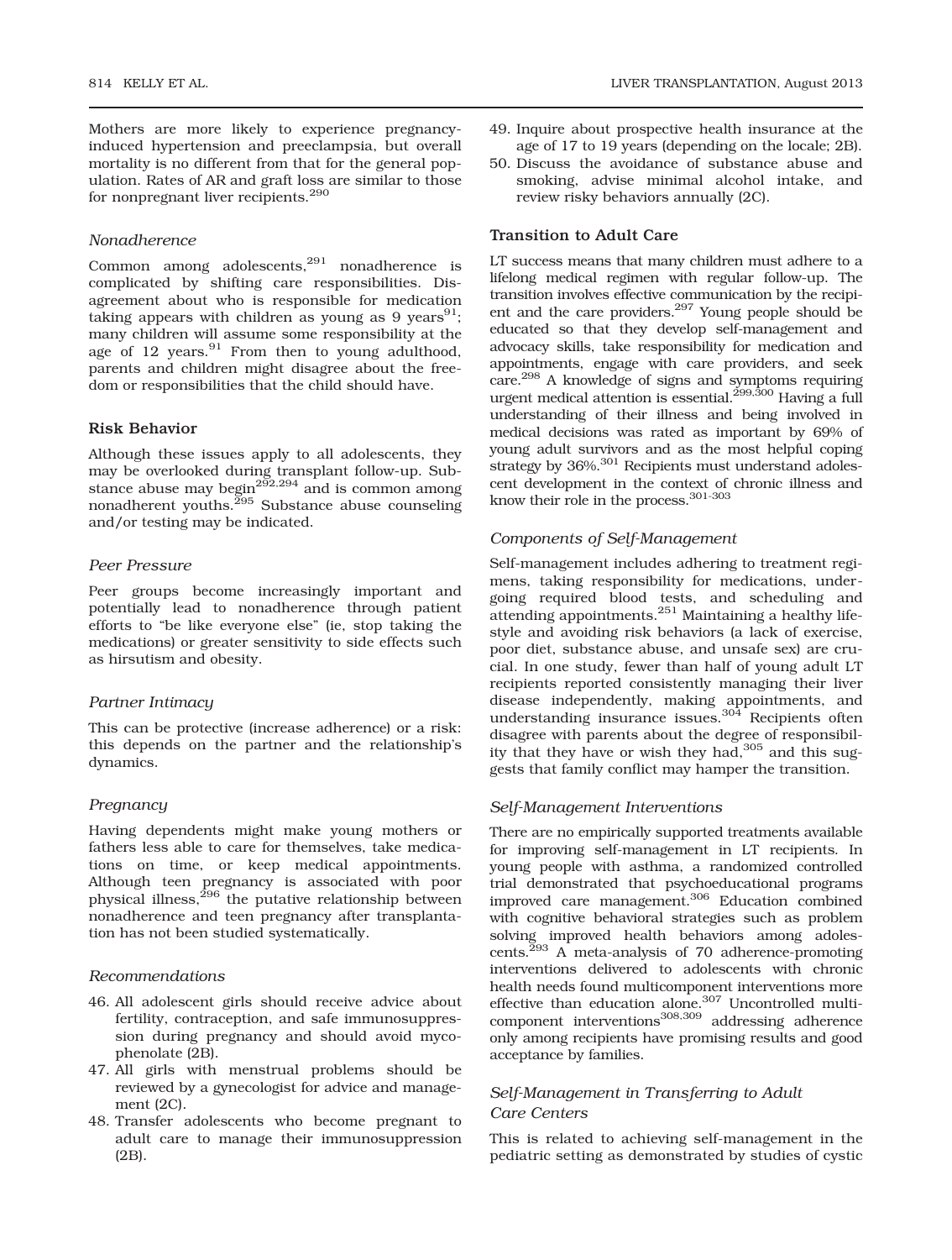Mothers are more likely to experience pregnancy-induced hypertension and preeclampsia, but overall mortality is no different from that for the general population. Rates of AR and graft loss are similar to those for nonpregnant liver recipients.[290]

### *Nonadherence*

Common among adolescents,[291] nonadherence is complicated by shifting care responsibilities. Disagreement about who is responsible for medication taking appears with children as young as 9 years[91]; many children will assume some responsibility at the age of 12 years.[91] From then to young adulthood, parents and children might disagree about the freedom or responsibilities that the child should have.

## Risk Behavior

Although these issues apply to all adolescents, they may be overlooked during transplant follow-up. Substance abuse may begin[292,294] and is common among nonadherent youths.[295] Substance abuse counseling and/or testing may be indicated.

### *Peer Pressure*

Peer groups become increasingly important and potentially lead to nonadherence through patient efforts to "be like everyone else" (ie, stop taking the medications) or greater sensitivity to side effects such as hirsutism and obesity.

### *Partner Intimacy*

This can be protective (increase adherence) or a risk: this depends on the partner and the relationship's dynamics.

### *Pregnancy*

Having dependents might make young mothers or fathers less able to care for themselves, take medications on time, or keep medical appointments. Although teen pregnancy is associated with poor physical illness,[296] the putative relationship between nonadherence and teen pregnancy after transplantation has not been studied systematically.

### *Recommendations*

46. All adolescent girls should receive advice about fertility, contraception, and safe immunosuppression during pregnancy and should avoid mycophenolate (2B).
47. All girls with menstrual problems should be reviewed by a gynecologist for advice and management (2C).
48. Transfer adolescents who become pregnant to adult care to manage their immunosuppression (2B).
49. Inquire about prospective health insurance at the age of 17 to 19 years (depending on the locale; 2B).
50. Discuss the avoidance of substance abuse and smoking, advise minimal alcohol intake, and review risky behaviors annually (2C).

## Transition to Adult Care

LT success means that many children must adhere to a lifelong medical regimen with regular follow-up. The transition involves effective communication by the recipient and the care providers.[297] Young people should be educated so that they develop self-management and advocacy skills, take responsibility for medication and appointments, engage with care providers, and seek care.[298] A knowledge of signs and symptoms requiring urgent medical attention is essential.[299,300] Having a full understanding of their illness and being involved in medical decisions was rated as important by 69% of young adult survivors and as the most helpful coping strategy by 36%.[301] Recipients must understand adolescent development in the context of chronic illness and know their role in the process.[301-303]

### *Components of Self-Management*

Self-management includes adhering to treatment regimens, taking responsibility for medications, undergoing required blood tests, and scheduling and attending appointments.[251] Maintaining a healthy lifestyle and avoiding risk behaviors (a lack of exercise, poor diet, substance abuse, and unsafe sex) are crucial. In one study, fewer than half of young adult LT recipients reported consistently managing their liver disease independently, making appointments, and understanding insurance issues.[304] Recipients often disagree with parents about the degree of responsibility that they have or wish they had,[305] and this suggests that family conflict may hamper the transition.

### *Self-Management Interventions*

There are no empirically supported treatments available for improving self-management in LT recipients. In young people with asthma, a randomized controlled trial demonstrated that psychoeducational programs improved care management.[306] Education combined with cognitive behavioral strategies such as problem solving improved health behaviors among adolescents.[293] A meta-analysis of 70 adherence-promoting interventions delivered to adolescents with chronic health needs found multicomponent interventions more effective than education alone.[307] Uncontrolled multicomponent interventions[308,309] addressing adherence only among recipients have promising results and good acceptance by families.

### *Self-Management in Transferring to Adult Care Centers*

This is related to achieving self-management in the pediatric setting as demonstrated by studies of cystic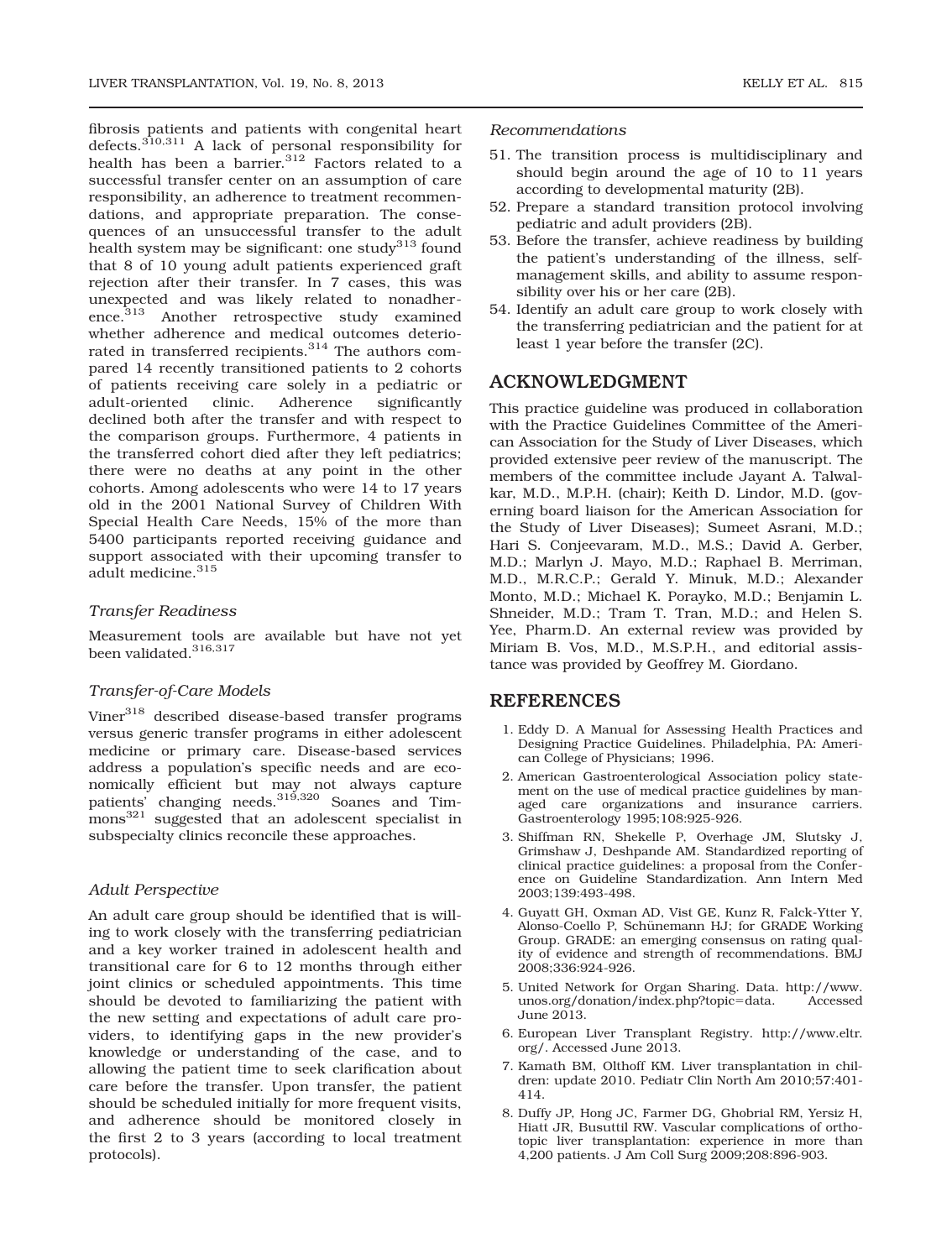fibrosis patients and patients with congenital heart defects.[310,311] A lack of personal responsibility for health has been a barrier.[312] Factors related to a successful transfer center on an assumption of care responsibility, an adherence to treatment recommendations, and appropriate preparation. The consequences of an unsuccessful transfer to the adult health system may be significant: one study[313] found that 8 of 10 young adult patients experienced graft rejection after their transfer. In 7 cases, this was unexpected and was likely related to nonadherence.[313] Another retrospective study examined whether adherence and medical outcomes deteriorated in transferred recipients.[314] The authors compared 14 recently transitioned patients to 2 cohorts of patients receiving care solely in a pediatric or adult-oriented clinic. Adherence significantly declined both after the transfer and with respect to the comparison groups. Furthermore, 4 patients in the transferred cohort died after they left pediatrics; there were no deaths at any point in the other cohorts. Among adolescents who were 14 to 17 years old in the 2001 National Survey of Children With Special Health Care Needs, 15% of the more than 5400 participants reported receiving guidance and support associated with their upcoming transfer to adult medicine.[315]

### *Transfer Readiness*

Measurement tools are available but have not yet been validated.[316,317]

### *Transfer-of-Care Models*

Viner[318] described disease-based transfer programs versus generic transfer programs in either adolescent medicine or primary care. Disease-based services address a population's specific needs and are economically efficient but may not always capture patients' changing needs.[319,320] Soanes and Timmons[321] suggested that an adolescent specialist in subspecialty clinics reconcile these approaches.

### *Adult Perspective*

An adult care group should be identified that is willing to work closely with the transferring pediatrician and a key worker trained in adolescent health and transitional care for 6 to 12 months through either joint clinics or scheduled appointments. This time should be devoted to familiarizing the patient with the new setting and expectations of adult care providers, to identifying gaps in the new provider's knowledge or understanding of the case, and to allowing the patient time to seek clarification about care before the transfer. Upon transfer, the patient should be scheduled initially for more frequent visits, and adherence should be monitored closely in the first 2 to 3 years (according to local treatment protocols).

### *Recommendations*

51. The transition process is multidisciplinary and should begin around the age of 10 to 11 years according to developmental maturity (2B).
52. Prepare a standard transition protocol involving pediatric and adult providers (2B).
53. Before the transfer, achieve readiness by building the patient's understanding of the illness, self-management skills, and ability to assume responsibility over his or her care (2B).
54. Identify an adult care group to work closely with the transferring pediatrician and the patient for at least 1 year before the transfer (2C).

## ACKNOWLEDGMENT

This practice guideline was produced in collaboration with the Practice Guidelines Committee of the American Association for the Study of Liver Diseases, which provided extensive peer review of the manuscript. The members of the committee include Jayant A. Talwalkar, M.D., M.P.H. (chair); Keith D. Lindor, M.D. (governing board liaison for the American Association for the Study of Liver Diseases); Sumeet Asrani, M.D.; Hari S. Conjeevaram, M.D., M.S.; David A. Gerber, M.D.; Marlyn J. Mayo, M.D.; Raphael B. Merriman, M.D., M.R.C.P.; Gerald Y. Minuk, M.D.; Alexander Monto, M.D.; Michael K. Porayko, M.D.; Benjamin L. Shneider, M.D.; Tram T. Tran, M.D.; and Helen S. Yee, Pharm.D. An external review was provided by Miriam B. Vos, M.D., M.S.P.H., and editorial assistance was provided by Geoffrey M. Giordano.

## REFERENCES

1. Eddy D. A Manual for Assessing Health Practices and Designing Practice Guidelines. Philadelphia, PA: American College of Physicians; 1996.
2. American Gastroenterological Association policy statement on the use of medical practice guidelines by managed care organizations and insurance carriers. Gastroenterology 1995;108:925-926.
3. Shiffman RN, Shekelle P, Overhage JM, Slutsky J, Grimshaw J, Deshpande AM. Standardized reporting of clinical practice guidelines: a proposal from the Conference on Guideline Standardization. Ann Intern Med 2003;139:493-498.
4. Guyatt GH, Oxman AD, Vist GE, Kunz R, Falck-Ytter Y, Alonso-Coello P, Schünemann HJ; for GRADE Working Group. GRADE: an emerging consensus on rating quality of evidence and strength of recommendations. BMJ 2008;336:924-926.
5. United Network for Organ Sharing. Data. http://www.unos.org/donation/index.php?topic=data. Accessed June 2013.
6. European Liver Transplant Registry. http://www.eltr.org/. Accessed June 2013.
7. Kamath BM, Olthoff KM. Liver transplantation in children: update 2010. Pediatr Clin North Am 2010;57:401-414.
8. Duffy JP, Hong JC, Farmer DG, Ghobrial RM, Yersiz H, Hiatt JR, Busuttil RW. Vascular complications of orthotopic liver transplantation: experience in more than 4,200 patients. J Am Coll Surg 2009;208:896-903.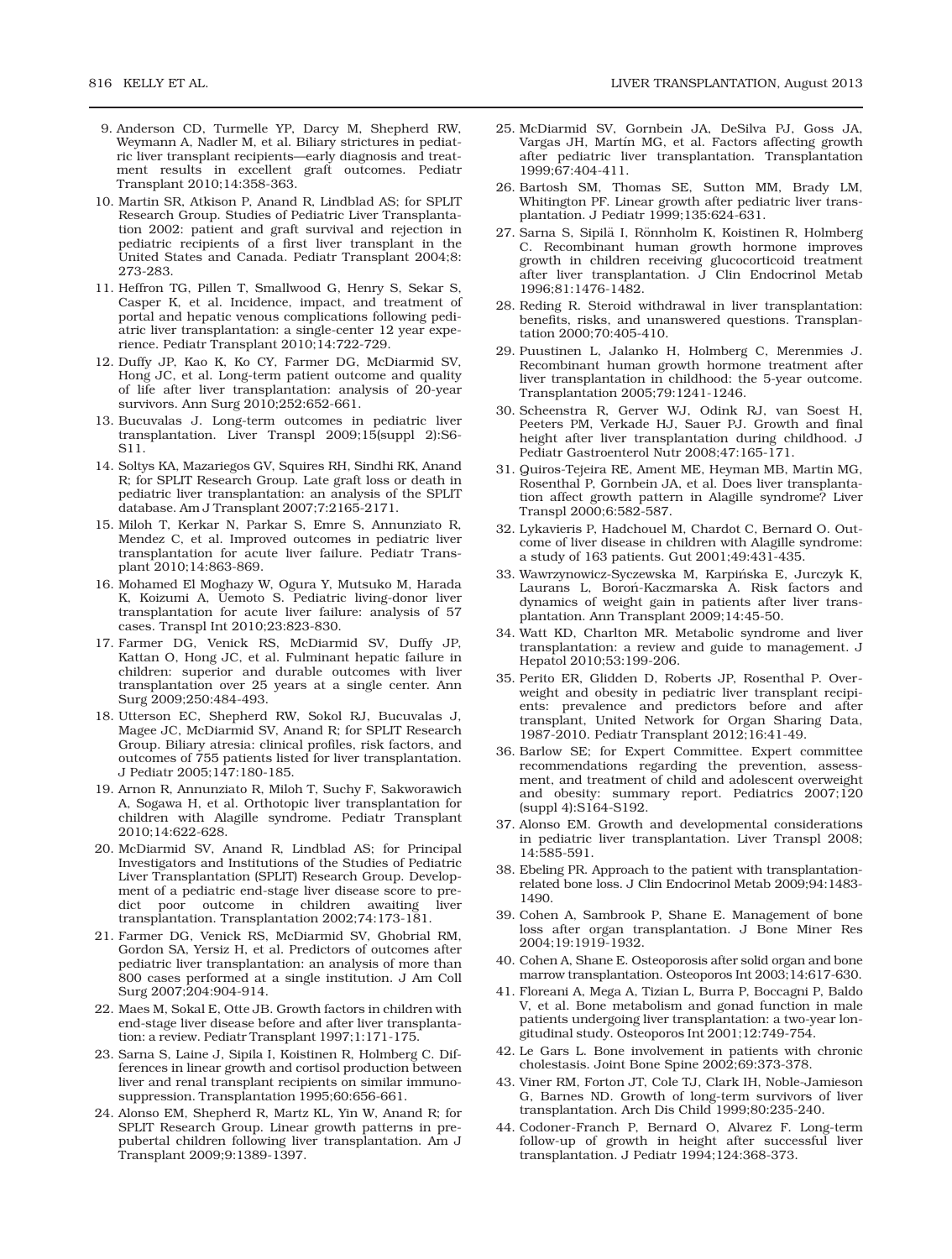9. Anderson CD, Turmelle YP, Darcy M, Shepherd RW, Weymann A, Nadler M, et al. Biliary strictures in pediatric liver transplant recipients—early diagnosis and treatment results in excellent graft outcomes. Pediatr Transplant 2010;14:358-363.
10. Martin SR, Atkison P, Anand R, Lindblad AS; for SPLIT Research Group. Studies of Pediatric Liver Transplantation 2002: patient and graft survival and rejection in pediatric recipients of a first liver transplant in the United States and Canada. Pediatr Transplant 2004;8:273-283.
11. Heffron TG, Pillen T, Smallwood G, Henry S, Sekar S, Casper K, et al. Incidence, impact, and treatment of portal and hepatic venous complications following pediatric liver transplantation: a single-center 12 year experience. Pediatr Transplant 2010;14:722-729.
12. Duffy JP, Kao K, Ko CY, Farmer DG, McDiarmid SV, Hong JC, et al. Long-term patient outcome and quality of life after liver transplantation: analysis of 20-year survivors. Ann Surg 2010;252:652-661.
13. Bucuvalas J. Long-term outcomes in pediatric liver transplantation. Liver Transpl 2009;15(suppl 2):S6-S11.
14. Soltys KA, Mazariegos GV, Squires RH, Sindhi RK, Anand R; for SPLIT Research Group. Late graft loss or death in pediatric liver transplantation: an analysis of the SPLIT database. Am J Transplant 2007;7:2165-2171.
15. Miloh T, Kerkar N, Parkar S, Emre S, Annunziato R, Mendez C, et al. Improved outcomes in pediatric liver transplantation for acute liver failure. Pediatr Transplant 2010;14:863-869.
16. Mohamed El Moghazy W, Ogura Y, Mutsuko M, Harada K, Koizumi A, Uemoto S. Pediatric living-donor liver transplantation for acute liver failure: analysis of 57 cases. Transpl Int 2010;23:823-830.
17. Farmer DG, Venick RS, McDiarmid SV, Duffy JP, Kattan O, Hong JC, et al. Fulminant hepatic failure in children: superior and durable outcomes with liver transplantation over 25 years at a single center. Ann Surg 2009;250:484-493.
18. Utterson EC, Shepherd RW, Sokol RJ, Bucuvalas J, Magee JC, McDiarmid SV, Anand R; for SPLIT Research Group. Biliary atresia: clinical profiles, risk factors, and outcomes of 755 patients listed for liver transplantation. J Pediatr 2005;147:180-185.
19. Arnon R, Annunziato R, Miloh T, Suchy F, Sakworawich A, Sogawa H, et al. Orthotopic liver transplantation for children with Alagille syndrome. Pediatr Transplant 2010;14:622-628.
20. McDiarmid SV, Anand R, Lindblad AS; for Principal Investigators and Institutions of the Studies of Pediatric Liver Transplantation (SPLIT) Research Group. Development of a pediatric end-stage liver disease score to predict poor outcome in children awaiting liver transplantation. Transplantation 2002;74:173-181.
21. Farmer DG, Venick RS, McDiarmid SV, Ghobrial RM, Gordon SA, Yersiz H, et al. Predictors of outcomes after pediatric liver transplantation: an analysis of more than 800 cases performed at a single institution. J Am Coll Surg 2007;204:904-914.
22. Maes M, Sokal E, Otte JB. Growth factors in children with end-stage liver disease before and after liver transplantation: a review. Pediatr Transplant 1997;1:171-175.
23. Sarna S, Laine J, Sipila I, Koistinen R, Holmberg C. Differences in linear growth and cortisol production between liver and renal transplant recipients on similar immunosuppression. Transplantation 1995;60:656-661.
24. Alonso EM, Shepherd R, Martz KL, Yin W, Anand R; for SPLIT Research Group. Linear growth patterns in prepubertal children following liver transplantation. Am J Transplant 2009;9:1389-1397.
25. McDiarmid SV, Gornbein JA, DeSilva PJ, Goss JA, Vargas JH, Martín MG, et al. Factors affecting growth after pediatric liver transplantation. Transplantation 1999;67:404-411.
26. Bartosh SM, Thomas SE, Sutton MM, Brady LM, Whitington PF. Linear growth after pediatric liver transplantation. J Pediatr 1999;135:624-631.
27. Sarna S, Sipilä I, Rönnholm K, Koistinen R, Holmberg C. Recombinant human growth hormone improves growth in children receiving glucocorticoid treatment after liver transplantation. J Clin Endocrinol Metab 1996;81:1476-1482.
28. Reding R. Steroid withdrawal in liver transplantation: benefits, risks, and unanswered questions. Transplantation 2000;70:405-410.
29. Puustinen L, Jalanko H, Holmberg C, Merenmies J. Recombinant human growth hormone treatment after liver transplantation in childhood: the 5-year outcome. Transplantation 2005;79:1241-1246.
30. Scheenstra R, Gerver WJ, Odink RJ, van Soest H, Peeters PM, Verkade HJ, Sauer PJ. Growth and final height after liver transplantation during childhood. J Pediatr Gastroenterol Nutr 2008;47:165-171.
31. Quiros-Tejeira RE, Ament ME, Heyman MB, Martin MG, Rosenthal P, Gornbein JA, et al. Does liver transplantation affect growth pattern in Alagille syndrome? Liver Transpl 2000;6:582-587.
32. Lykavieris P, Hadchouel M, Chardot C, Bernard O. Outcome of liver disease in children with Alagille syndrome: a study of 163 patients. Gut 2001;49:431-435.
33. Wawrzynowicz-Syczewska M, Karpińska E, Jurczyk K, Laurans L, Boroń-Kaczmarska A. Risk factors and dynamics of weight gain in patients after liver transplantation. Ann Transplant 2009;14:45-50.
34. Watt KD, Charlton MR. Metabolic syndrome and liver transplantation: a review and guide to management. J Hepatol 2010;53:199-206.
35. Perito ER, Glidden D, Roberts JP, Rosenthal P. Overweight and obesity in pediatric liver transplant recipients: prevalence and predictors before and after transplant, United Network for Organ Sharing Data, 1987-2010. Pediatr Transplant 2012;16:41-49.
36. Barlow SE; for Expert Committee. Expert committee recommendations regarding the prevention, assessment, and treatment of child and adolescent overweight and obesity: summary report. Pediatrics 2007;120 (suppl 4):S164-S192.
37. Alonso EM. Growth and developmental considerations in pediatric liver transplantation. Liver Transpl 2008; 14:585-591.
38. Ebeling PR. Approach to the patient with transplantation-related bone loss. J Clin Endocrinol Metab 2009;94:1483-1490.
39. Cohen A, Sambrook P, Shane E. Management of bone loss after organ transplantation. J Bone Miner Res 2004;19:1919-1932.
40. Cohen A, Shane E. Osteoporosis after solid organ and bone marrow transplantation. Osteoporos Int 2003;14:617-630.
41. Floreani A, Mega A, Tizian L, Burra P, Boccagni P, Baldo V, et al. Bone metabolism and gonad function in male patients undergoing liver transplantation: a two-year longitudinal study. Osteoporos Int 2001;12:749-754.
42. Le Gars L. Bone involvement in patients with chronic cholestasis. Joint Bone Spine 2002;69:373-378.
43. Viner RM, Forton JT, Cole TJ, Clark IH, Noble-Jamieson G, Barnes ND. Growth of long-term survivors of liver transplantation. Arch Dis Child 1999;80:235-240.
44. Codoner-Franch P, Bernard O, Alvarez F. Long-term follow-up of growth in height after successful liver transplantation. J Pediatr 1994;124:368-373.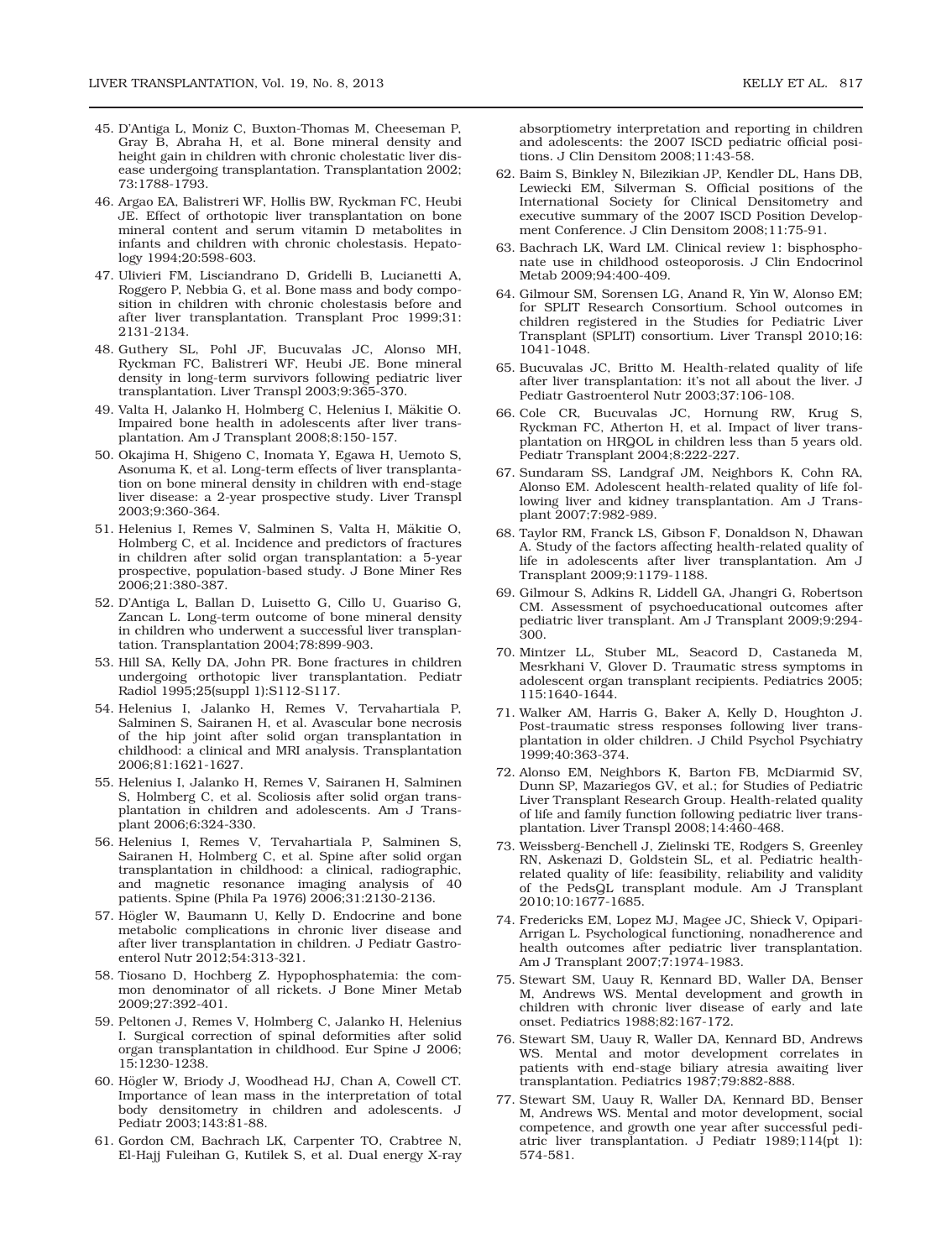45. D'Antiga L, Moniz C, Buxton-Thomas M, Cheeseman P, Gray B, Abraha H, et al. Bone mineral density and height gain in children with chronic cholestatic liver disease undergoing transplantation. Transplantation 2002; 73:1788-1793.

46. Argao EA, Balistreri WF, Hollis BW, Ryckman FC, Heubi JE. Effect of orthotopic liver transplantation on bone mineral content and serum vitamin D metabolites in infants and children with chronic cholestasis. Hepatology 1994;20:598-603.

47. Ulivieri FM, Lisciandrano D, Gridelli B, Lucianetti A, Roggero P, Nebbia G, et al. Bone mass and body composition in children with chronic cholestasis before and after liver transplantation. Transplant Proc 1999;31: 2131-2134.

48. Guthery SL, Pohl JF, Bucuvalas JC, Alonso MH, Ryckman FC, Balistreri WF, Heubi JE. Bone mineral density in long-term survivors following pediatric liver transplantation. Liver Transpl 2003;9:365-370.

49. Valta H, Jalanko H, Holmberg C, Helenius I, Mäkitie O. Impaired bone health in adolescents after liver transplantation. Am J Transplant 2008;8:150-157.

50. Okajima H, Shigeno C, Inomata Y, Egawa H, Uemoto S, Asonuma K, et al. Long-term effects of liver transplantation on bone mineral density in children with end-stage liver disease: a 2-year prospective study. Liver Transpl 2003;9:360-364.

51. Helenius I, Remes V, Salminen S, Valta H, Mäkitie O, Holmberg C, et al. Incidence and predictors of fractures in children after solid organ transplantation: a 5-year prospective, population-based study. J Bone Miner Res 2006;21:380-387.

52. D'Antiga L, Ballan D, Luisetto G, Cillo U, Guariso G, Zancan L. Long-term outcome of bone mineral density in children who underwent a successful liver transplantation. Transplantation 2004;78:899-903.

53. Hill SA, Kelly DA, John PR. Bone fractures in children undergoing orthotopic liver transplantation. Pediatr Radiol 1995;25(suppl 1):S112-S117.

54. Helenius I, Jalanko H, Remes V, Tervahartiala P, Salminen S, Sairanen H, et al. Avascular bone necrosis of the hip joint after solid organ transplantation in childhood: a clinical and MRI analysis. Transplantation 2006;81:1621-1627.

55. Helenius I, Jalanko H, Remes V, Sairanen H, Salminen S, Holmberg C, et al. Scoliosis after solid organ transplantation in children and adolescents. Am J Transplant 2006;6:324-330.

56. Helenius I, Remes V, Tervahartiala P, Salminen S, Sairanen H, Holmberg C, et al. Spine after solid organ transplantation in childhood: a clinical, radiographic, and magnetic resonance imaging analysis of 40 patients. Spine (Phila Pa 1976) 2006;31:2130-2136.

57. Högler W, Baumann U, Kelly D. Endocrine and bone metabolic complications in chronic liver disease and after liver transplantation in children. J Pediatr Gastroenterol Nutr 2012;54:313-321.

58. Tiosano D, Hochberg Z. Hypophosphatemia: the common denominator of all rickets. J Bone Miner Metab 2009;27:392-401.

59. Peltonen J, Remes V, Holmberg C, Jalanko H, Helenius I. Surgical correction of spinal deformities after solid organ transplantation in childhood. Eur Spine J 2006; 15:1230-1238.

60. Högler W, Briody J, Woodhead HJ, Chan A, Cowell CT. Importance of lean mass in the interpretation of total body densitometry in children and adolescents. J Pediatr 2003;143:81-88.

61. Gordon CM, Bachrach LK, Carpenter TO, Crabtree N, El-Hajj Fuleihan G, Kutilek S, et al. Dual energy X-ray absorptiometry interpretation and reporting in children and adolescents: the 2007 ISCD pediatric official positions. J Clin Densitom 2008;11:43-58.

62. Baim S, Binkley N, Bilezikian JP, Kendler DL, Hans DB, Lewiecki EM, Silverman S. Official positions of the International Society for Clinical Densitometry and executive summary of the 2007 ISCD Position Development Conference. J Clin Densitom 2008;11:75-91.

63. Bachrach LK, Ward LM. Clinical review 1: bisphosphonate use in childhood osteoporosis. J Clin Endocrinol Metab 2009;94:400-409.

64. Gilmour SM, Sorensen LG, Anand R, Yin W, Alonso EM; for SPLIT Research Consortium. School outcomes in children registered in the Studies for Pediatric Liver Transplant (SPLIT) consortium. Liver Transpl 2010;16: 1041-1048.

65. Bucuvalas JC, Britto M. Health-related quality of life after liver transplantation: it's not all about the liver. J Pediatr Gastroenterol Nutr 2003;37:106-108.

66. Cole CR, Bucuvalas JC, Hornung RW, Krug S, Ryckman FC, Atherton H, et al. Impact of liver transplantation on HRQOL in children less than 5 years old. Pediatr Transplant 2004;8:222-227.

67. Sundaram SS, Landgraf JM, Neighbors K, Cohn RA, Alonso EM. Adolescent health-related quality of life following liver and kidney transplantation. Am J Transplant 2007;7:982-989.

68. Taylor RM, Franck LS, Gibson F, Donaldson N, Dhawan A. Study of the factors affecting health-related quality of life in adolescents after liver transplantation. Am J Transplant 2009;9:1179-1188.

69. Gilmour S, Adkins R, Liddell GA, Jhangri G, Robertson CM. Assessment of psychoeducational outcomes after pediatric liver transplant. Am J Transplant 2009;9:294-300.

70. Mintzer LL, Stuber ML, Seacord D, Castaneda M, Mesrkhani V, Glover D. Traumatic stress symptoms in adolescent organ transplant recipients. Pediatrics 2005; 115:1640-1644.

71. Walker AM, Harris G, Baker A, Kelly D, Houghton J. Post-traumatic stress responses following liver transplantation in older children. J Child Psychol Psychiatry 1999;40:363-374.

72. Alonso EM, Neighbors K, Barton FB, McDiarmid SV, Dunn SP, Mazariegos GV, et al.; for Studies of Pediatric Liver Transplant Research Group. Health-related quality of life and family function following pediatric liver transplantation. Liver Transpl 2008;14:460-468.

73. Weissberg-Benchell J, Zielinski TE, Rodgers S, Greenley RN, Askenazi D, Goldstein SL, et al. Pediatric health-related quality of life: feasibility, reliability and validity of the PedsQL transplant module. Am J Transplant 2010;10:1677-1685.

74. Fredericks EM, Lopez MJ, Magee JC, Shieck V, Opipari-Arrigan L. Psychological functioning, nonadherence and health outcomes after pediatric liver transplantation. Am J Transplant 2007;7:1974-1983.

75. Stewart SM, Uauy R, Kennard BD, Waller DA, Benser M, Andrews WS. Mental development and growth in children with chronic liver disease of early and late onset. Pediatrics 1988;82:167-172.

76. Stewart SM, Uauy R, Waller DA, Kennard BD, Andrews WS. Mental and motor development correlates in patients with end-stage biliary atresia awaiting liver transplantation. Pediatrics 1987;79:882-888.

77. Stewart SM, Uauy R, Waller DA, Kennard BD, Benser M, Andrews WS. Mental and motor development, social competence, and growth one year after successful pediatric liver transplantation. J Pediatr 1989;114(pt 1): 574-581.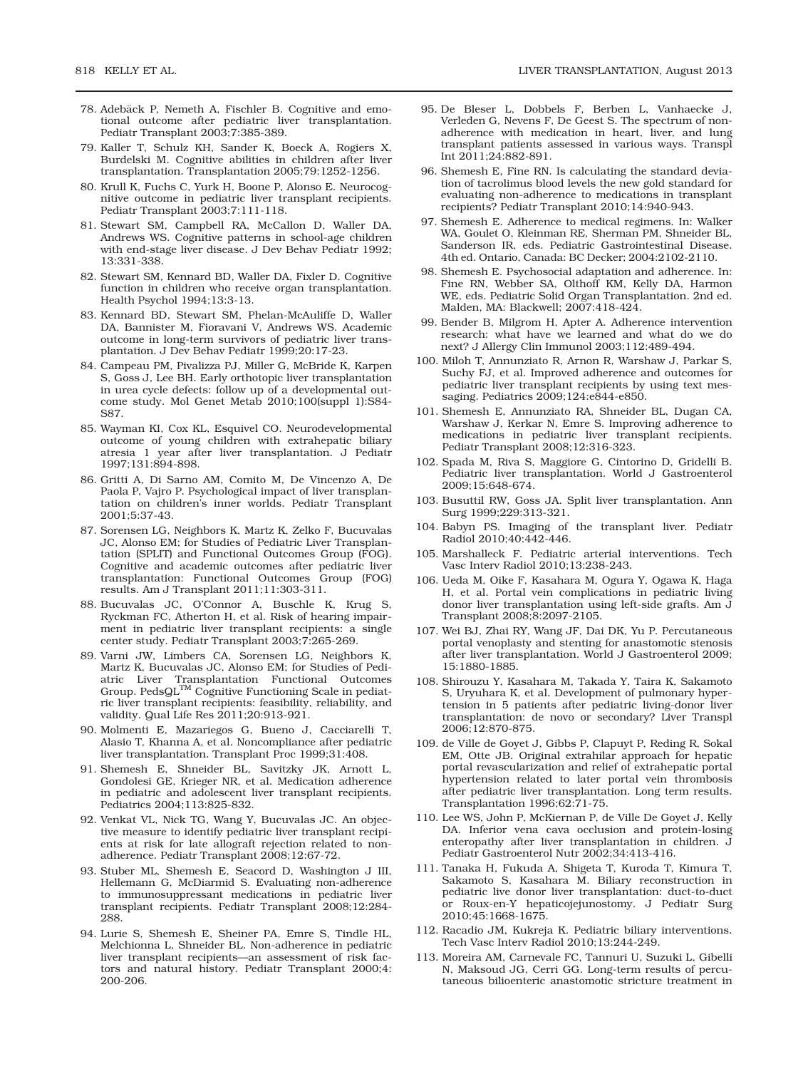78. Adebäck P, Nemeth A, Fischler B. Cognitive and emotional outcome after pediatric liver transplantation. Pediatr Transplant 2003;7:385-389.
79. Kaller T, Schulz KH, Sander K, Boeck A, Rogiers X, Burdelski M. Cognitive abilities in children after liver transplantation. Transplantation 2005;79:1252-1256.
80. Krull K, Fuchs C, Yurk H, Boone P, Alonso E. Neurocognitive outcome in pediatric liver transplant recipients. Pediatr Transplant 2003;7:111-118.
81. Stewart SM, Campbell RA, McCallon D, Waller DA, Andrews WS. Cognitive patterns in school-age children with end-stage liver disease. J Dev Behav Pediatr 1992; 13:331-338.
82. Stewart SM, Kennard BD, Waller DA, Fixler D. Cognitive function in children who receive organ transplantation. Health Psychol 1994;13:3-13.
83. Kennard BD, Stewart SM, Phelan-McAuliffe D, Waller DA, Bannister M, Fioravani V, Andrews WS. Academic outcome in long-term survivors of pediatric liver transplantation. J Dev Behav Pediatr 1999;20:17-23.
84. Campeau PM, Pivalizza PJ, Miller G, McBride K, Karpen S, Goss J, Lee BH. Early orthotopic liver transplantation in urea cycle defects: follow up of a developmental outcome study. Mol Genet Metab 2010;100(suppl 1):S84-S87.
85. Wayman KI, Cox KL, Esquivel CO. Neurodevelopmental outcome of young children with extrahepatic biliary atresia 1 year after liver transplantation. J Pediatr 1997;131:894-898.
86. Gritti A, Di Sarno AM, Comito M, De Vincenzo A, De Paola P, Vajro P. Psychological impact of liver transplantation on children's inner worlds. Pediatr Transplant 2001;5:37-43.
87. Sorensen LG, Neighbors K, Martz K, Zelko F, Bucuvalas JC, Alonso EM; for Studies of Pediatric Liver Transplantation (SPLIT) and Functional Outcomes Group (FOG). Cognitive and academic outcomes after pediatric liver transplantation: Functional Outcomes Group (FOG) results. Am J Transplant 2011;11:303-311.
88. Bucuvalas JC, O'Connor A, Buschle K, Krug S, Ryckman FC, Atherton H, et al. Risk of hearing impairment in pediatric liver transplant recipients: a single center study. Pediatr Transplant 2003;7:265-269.
89. Varni JW, Limbers CA, Sorensen LG, Neighbors K, Martz K, Bucuvalas JC, Alonso EM; for Studies of Pediatric Liver Transplantation Functional Outcomes Group. PedsQL™ Cognitive Functioning Scale in pediatric liver transplant recipients: feasibility, reliability, and validity. Qual Life Res 2011;20:913-921.
90. Molmenti E, Mazariegos G, Bueno J, Cacciarelli T, Alasio T, Khanna A, et al. Noncompliance after pediatric liver transplantation. Transplant Proc 1999;31:408.
91. Shemesh E, Shneider BL, Savitzky JK, Arnott L, Gondolesi GE, Krieger NR, et al. Medication adherence in pediatric and adolescent liver transplant recipients. Pediatrics 2004;113:825-832.
92. Venkat VL, Nick TG, Wang Y, Bucuvalas JC. An objective measure to identify pediatric liver transplant recipients at risk for late allograft rejection related to non-adherence. Pediatr Transplant 2008;12:67-72.
93. Stuber ML, Shemesh E, Seacord D, Washington J III, Hellemann G, McDiarmid S. Evaluating non-adherence to immunosuppressant medications in pediatric liver transplant recipients. Pediatr Transplant 2008;12:284-288.
94. Lurie S, Shemesh E, Sheiner PA, Emre S, Tindle HL, Melchionna L, Shneider BL. Non-adherence in pediatric liver transplant recipients—an assessment of risk factors and natural history. Pediatr Transplant 2000;4: 200-206.
95. De Bleser L, Dobbels F, Berben L, Vanhaecke J, Verleden G, Nevens F, De Geest S. The spectrum of nonadherence with medication in heart, liver, and lung transplant patients assessed in various ways. Transpl Int 2011;24:882-891.
96. Shemesh E, Fine RN. Is calculating the standard deviation of tacrolimus blood levels the new gold standard for evaluating non-adherence to medications in transplant recipients? Pediatr Transplant 2010;14:940-943.
97. Shemesh E. Adherence to medical regimens. In: Walker WA, Goulet O, Kleinman RE, Sherman PM, Shneider BL, Sanderson IR, eds. Pediatric Gastrointestinal Disease. 4th ed. Ontario, Canada: BC Decker; 2004:2102-2110.
98. Shemesh E. Psychosocial adaptation and adherence. In: Fine RN, Webber SA, Olthoff KM, Kelly DA, Harmon WE, eds. Pediatric Solid Organ Transplantation. 2nd ed. Malden, MA: Blackwell; 2007:418-424.
99. Bender B, Milgrom H, Apter A. Adherence intervention research: what have we learned and what do we do next? J Allergy Clin Immunol 2003;112:489-494.
100. Miloh T, Annunziato R, Arnon R, Warshaw J, Parkar S, Suchy FJ, et al. Improved adherence and outcomes for pediatric liver transplant recipients by using text messaging. Pediatrics 2009;124:e844-e850.
101. Shemesh E, Annunziato RA, Shneider BL, Dugan CA, Warshaw J, Kerkar N, Emre S. Improving adherence to medications in pediatric liver transplant recipients. Pediatr Transplant 2008;12:316-323.
102. Spada M, Riva S, Maggiore G, Cintorino D, Gridelli B. Pediatric liver transplantation. World J Gastroenterol 2009;15:648-674.
103. Busuttil RW, Goss JA. Split liver transplantation. Ann Surg 1999;229:313-321.
104. Babyn PS. Imaging of the transplant liver. Pediatr Radiol 2010;40:442-446.
105. Marshalleck F. Pediatric arterial interventions. Tech Vasc Interv Radiol 2010;13:238-243.
106. Ueda M, Oike F, Kasahara M, Ogura Y, Ogawa K, Haga H, et al. Portal vein complications in pediatric living donor liver transplantation using left-side grafts. Am J Transplant 2008;8:2097-2105.
107. Wei BJ, Zhai RY, Wang JF, Dai DK, Yu P. Percutaneous portal venoplasty and stenting for anastomotic stenosis after liver transplantation. World J Gastroenterol 2009; 15:1880-1885.
108. Shirouzu Y, Kasahara M, Takada Y, Taira K, Sakamoto S, Uryuhara K, et al. Development of pulmonary hypertension in 5 patients after pediatric living-donor liver transplantation: de novo or secondary? Liver Transpl 2006;12:870-875.
109. de Ville de Goyet J, Gibbs P, Clapuyt P, Reding R, Sokal EM, Otte JB. Original extrahilar approach for hepatic portal revascularization and relief of extrahepatic portal hypertension related to later portal vein thrombosis after pediatric liver transplantation. Long term results. Transplantation 1996;62:71-75.
110. Lee WS, John P, McKiernan P, de Ville De Goyet J, Kelly DA. Inferior vena cava occlusion and protein-losing enteropathy after liver transplantation in children. J Pediatr Gastroenterol Nutr 2002;34:413-416.
111. Tanaka H, Fukuda A, Shigeta T, Kuroda T, Kimura T, Sakamoto S, Kasahara M. Biliary reconstruction in pediatric live donor liver transplantation: duct-to-duct or Roux-en-Y hepaticojejunostomy. J Pediatr Surg 2010;45:1668-1675.
112. Racadio JM, Kukreja K. Pediatric biliary interventions. Tech Vasc Interv Radiol 2010;13:244-249.
113. Moreira AM, Carnevale FC, Tannuri U, Suzuki L, Gibelli N, Maksoud JG, Cerri GG. Long-term results of percutaneous bilioenteric anastomotic stricture treatment in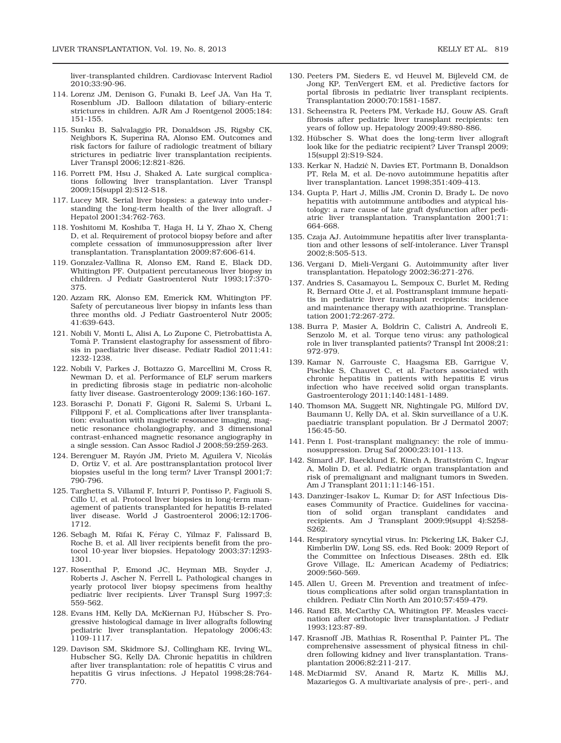liver-transplanted children. Cardiovasc Intervent Radiol 2010;33:90-96.

114. Lorenz JM, Denison G, Funaki B, Leef JA, Van Ha T, Rosenblum JD. Balloon dilatation of biliary-enteric strictures in children. AJR Am J Roentgenol 2005;184: 151-155.

115. Sunku B, Salvalaggio PR, Donaldson JS, Rigsby CK, Neighbors K, Superina RA, Alonso EM. Outcomes and risk factors for failure of radiologic treatment of biliary strictures in pediatric liver transplantation recipients. Liver Transpl 2006;12:821-826.

116. Porrett PM, Hsu J, Shaked A. Late surgical complications following liver transplantation. Liver Transpl 2009;15(suppl 2):S12-S18.

117. Lucey MR. Serial liver biopsies: a gateway into understanding the long-term health of the liver allograft. J Hepatol 2001;34:762-763.

118. Yoshitomi M, Koshiba T, Haga H, Li Y, Zhao X, Cheng D, et al. Requirement of protocol biopsy before and after complete cessation of immunosuppression after liver transplantation. Transplantation 2009;87:606-614.

119. Gonzalez-Vallina R, Alonso EM, Rand E, Black DD, Whitington PF. Outpatient percutaneous liver biopsy in children. J Pediatr Gastroenterol Nutr 1993;17:370-375.

120. Azzam RK, Alonso EM, Emerick KM, Whitington PF. Safety of percutaneous liver biopsy in infants less than three months old. J Pediatr Gastroenterol Nutr 2005; 41:639-643.

121. Nobili V, Monti L, Alisi A, Lo Zupone C, Pietrobattista A, Tomà P. Transient elastography for assessment of fibrosis in paediatric liver disease. Pediatr Radiol 2011;41: 1232-1238.

122. Nobili V, Parkes J, Bottazzo G, Marcellini M, Cross R, Newman D, et al. Performance of ELF serum markers in predicting fibrosis stage in pediatric non-alcoholic fatty liver disease. Gastroenterology 2009;136:160-167.

123. Boraschi P, Donati F, Gigoni R, Salemi S, Urbani L, Filipponi F, et al. Complications after liver transplantation: evaluation with magnetic resonance imaging, magnetic resonance cholangiography, and 3 dimensional contrast-enhanced magnetic resonance angiography in a single session. Can Assoc Radiol J 2008;59:259-263.

124. Berenguer M, Rayón JM, Prieto M, Aguilera V, Nicolás D, Ortiz V, et al. Are posttransplantation protocol liver biopsies useful in the long term? Liver Transpl 2001;7: 790-796.

125. Targhetta S, Villamil F, Inturri P, Pontisso P, Fagiuoli S, Cillo U, et al. Protocol liver biopsies in long-term management of patients transplanted for hepatitis B-related liver disease. World J Gastroenterol 2006;12:1706-1712.

126. Sebagh M, Rifai K, Féray C, Yilmaz F, Falissard B, Roche B, et al. All liver recipients benefit from the protocol 10-year liver biopsies. Hepatology 2003;37:1293-1301.

127. Rosenthal P, Emond JC, Heyman MB, Snyder J, Roberts J, Ascher N, Ferrell L. Pathological changes in yearly protocol liver biopsy specimens from healthy pediatric liver recipients. Liver Transpl Surg 1997;3: 559-562.

128. Evans HM, Kelly DA, McKiernan PJ, Hübscher S. Progressive histological damage in liver allografts following pediatric liver transplantation. Hepatology 2006;43: 1109-1117.

129. Davison SM, Skidmore SJ, Collingham KE, Irving WL, Hubscher SG, Kelly DA. Chronic hepatitis in children after liver transplantation: role of hepatitis C virus and hepatitis G virus infections. J Hepatol 1998;28:764-770.

130. Peeters PM, Sieders E, vd Heuvel M, Bijleveld CM, de Jong KP, TenVergert EM, et al. Predictive factors for portal fibrosis in pediatric liver transplant recipients. Transplantation 2000;70:1581-1587.

131. Scheenstra R, Peeters PM, Verkade HJ, Gouw AS. Graft fibrosis after pediatric liver transplant recipients: ten years of follow up. Hepatology 2009;49:880-886.

132. Hübscher S. What does the long-term liver allograft look like for the pediatric recipient? Liver Transpl 2009; 15(suppl 2):S19-S24.

133. Kerkar N, Hadzić N, Davies ET, Portmann B, Donaldson PT, Rela M, et al. De-novo autoimmune hepatitis after liver transplantation. Lancet 1998;351:409-413.

134. Gupta P, Hart J, Millis JM, Cronin D, Brady L. De novo hepatitis with autoimmune antibodies and atypical histology: a rare cause of late graft dysfunction after pediatric liver transplantation. Transplantation 2001;71: 664-668.

135. Czaja AJ. Autoimmune hepatitis after liver transplantation and other lessons of self-intolerance. Liver Transpl 2002;8:505-513.

136. Vergani D, Mieli-Vergani G. Autoimmunity after liver transplantation. Hepatology 2002;36:271-276.

137. Andries S, Casamayou L, Sempoux C, Burlet M, Reding R, Bernard Otte J, et al. Posttransplant immune hepatitis in pediatric liver transplant recipients: incidence and maintenance therapy with azathioprine. Transplantation 2001;72:267-272.

138. Burra P, Masier A, Boldrin C, Calistri A, Andreoli E, Senzolo M, et al. Torque teno virus: any pathological role in liver transplanted patients? Transpl Int 2008;21: 972-979.

139. Kamar N, Garrouste C, Haagsma EB, Garrigue V, Pischke S, Chauvet C, et al. Factors associated with chronic hepatitis in patients with hepatitis E virus infection who have received solid organ transplants. Gastroenterology 2011;140:1481-1489.

140. Thomson MA, Suggett NR, Nightingale PG, Milford DV, Baumann U, Kelly DA, et al. Skin surveillance of a U.K. paediatric transplant population. Br J Dermatol 2007; 156:45-50.

141. Penn I. Post-transplant malignancy: the role of immunosuppression. Drug Saf 2000;23:101-113.

142. Simard JF, Baecklund E, Kinch A, Brattström C, Ingvar A, Molin D, et al. Pediatric organ transplantation and risk of premalignant and malignant tumors in Sweden. Am J Transplant 2011;11:146-151.

143. Danzinger-Isakov L, Kumar D; for AST Infectious Diseases Community of Practice. Guidelines for vaccination of solid organ transplant candidates and recipients. Am J Transplant 2009;9(suppl 4):S258-S262.

144. Respiratory syncytial virus. In: Pickering LK, Baker CJ, Kimberlin DW, Long SS, eds. Red Book: 2009 Report of the Committee on Infectious Diseases. 28th ed. Elk Grove Village, IL: American Academy of Pediatrics; 2009:560-569.

145. Allen U, Green M. Prevention and treatment of infectious complications after solid organ transplantation in children. Pediatr Clin North Am 2010;57:459-479.

146. Rand EB, McCarthy CA, Whitington PF. Measles vaccination after orthotopic liver transplantation. J Pediatr 1993;123:87-89.

147. Krasnoff JB, Mathias R, Rosenthal P, Painter PL. The comprehensive assessment of physical fitness in children following kidney and liver transplantation. Transplantation 2006;82:211-217.

148. McDiarmid SV, Anand R, Martz K, Millis MJ, Mazariegos G. A multivariate analysis of pre-, peri-, and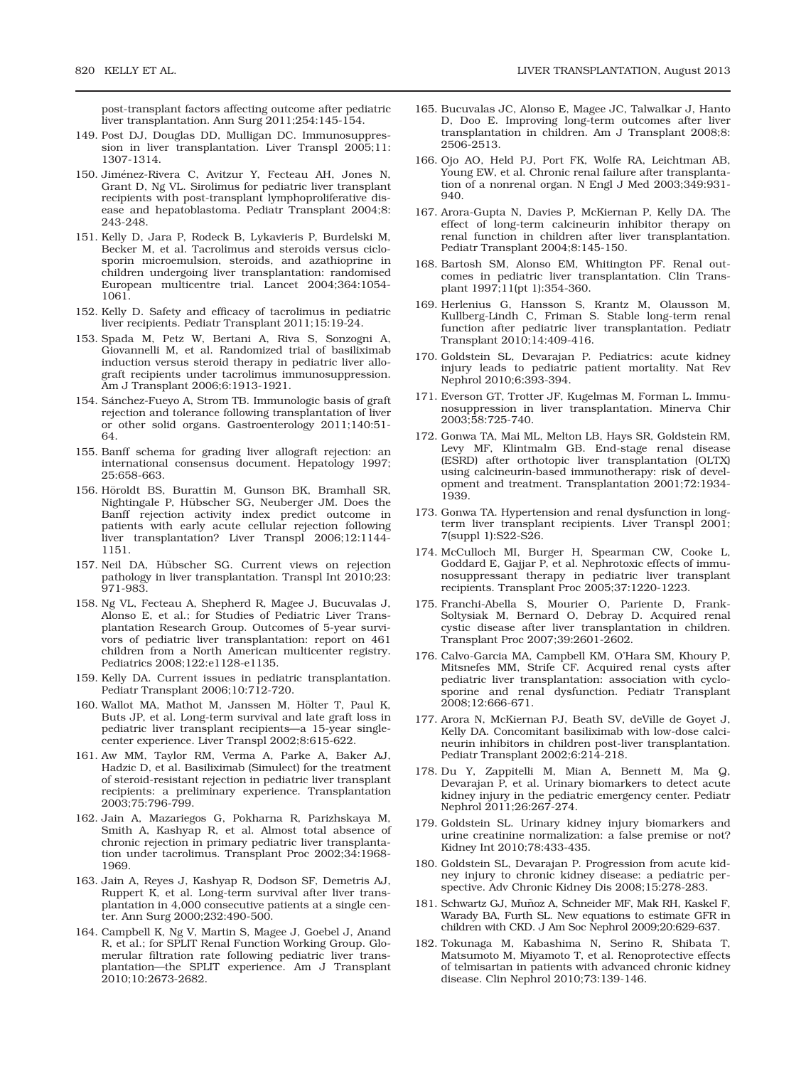post-transplant factors affecting outcome after pediatric liver transplantation. Ann Surg 2011;254:145-154.

149. Post DJ, Douglas DD, Mulligan DC. Immunosuppression in liver transplantation. Liver Transpl 2005;11: 1307-1314.
150. Jiménez-Rivera C, Avitzur Y, Fecteau AH, Jones N, Grant D, Ng VL. Sirolimus for pediatric liver transplant recipients with post-transplant lymphoproliferative disease and hepatoblastoma. Pediatr Transplant 2004;8: 243-248.
151. Kelly D, Jara P, Rodeck B, Lykavieris P, Burdelski M, Becker M, et al. Tacrolimus and steroids versus ciclosporin microemulsion, steroids, and azathioprine in children undergoing liver transplantation: randomised European multicentre trial. Lancet 2004;364:1054-1061.
152. Kelly D. Safety and efficacy of tacrolimus in pediatric liver recipients. Pediatr Transplant 2011;15:19-24.
153. Spada M, Petz W, Bertani A, Riva S, Sonzogni A, Giovannelli M, et al. Randomized trial of basiliximab induction versus steroid therapy in pediatric liver allograft recipients under tacrolimus immunosuppression. Am J Transplant 2006;6:1913-1921.
154. Sánchez-Fueyo A, Strom TB. Immunologic basis of graft rejection and tolerance following transplantation of liver or other solid organs. Gastroenterology 2011;140:51-64.
155. Banff schema for grading liver allograft rejection: an international consensus document. Hepatology 1997; 25:658-663.
156. Höroldt BS, Burattin M, Gunson BK, Bramhall SR, Nightingale P, Hübscher SG, Neuberger JM. Does the Banff rejection activity index predict outcome in patients with early acute cellular rejection following liver transplantation? Liver Transpl 2006;12:1144-1151.
157. Neil DA, Hübscher SG. Current views on rejection pathology in liver transplantation. Transpl Int 2010;23: 971-983.
158. Ng VL, Fecteau A, Shepherd R, Magee J, Bucuvalas J, Alonso E, et al.; for Studies of Pediatric Liver Transplantation Research Group. Outcomes of 5-year survivors of pediatric liver transplantation: report on 461 children from a North American multicenter registry. Pediatrics 2008;122:e1128-e1135.
159. Kelly DA. Current issues in pediatric transplantation. Pediatr Transplant 2006;10:712-720.
160. Wallot MA, Mathot M, Janssen M, Hölter T, Paul K, Buts JP, et al. Long-term survival and late graft loss in pediatric liver transplant recipients—a 15-year single-center experience. Liver Transpl 2002;8:615-622.
161. Aw MM, Taylor RM, Verma A, Parke A, Baker AJ, Hadzic D, et al. Basiliximab (Simulect) for the treatment of steroid-resistant rejection in pediatric liver transplant recipients: a preliminary experience. Transplantation 2003;75:796-799.
162. Jain A, Mazariegos G, Pokharna R, Parizhskaya M, Smith A, Kashyap R, et al. Almost total absence of chronic rejection in primary pediatric liver transplantation under tacrolimus. Transplant Proc 2002;34:1968-1969.
163. Jain A, Reyes J, Kashyap R, Dodson SF, Demetris AJ, Ruppert K, et al. Long-term survival after liver transplantation in 4,000 consecutive patients at a single center. Ann Surg 2000;232:490-500.
164. Campbell K, Ng V, Martin S, Magee J, Goebel J, Anand R, et al.; for SPLIT Renal Function Working Group. Glomerular filtration rate following pediatric liver transplantation—the SPLIT experience. Am J Transplant 2010;10:2673-2682.
165. Bucuvalas JC, Alonso E, Magee JC, Talwalkar J, Hanto D, Doo E. Improving long-term outcomes after liver transplantation in children. Am J Transplant 2008;8: 2506-2513.
166. Ojo AO, Held PJ, Port FK, Wolfe RA, Leichtman AB, Young EW, et al. Chronic renal failure after transplantation of a nonrenal organ. N Engl J Med 2003;349:931-940.
167. Arora-Gupta N, Davies P, McKiernan P, Kelly DA. The effect of long-term calcineurin inhibitor therapy on renal function in children after liver transplantation. Pediatr Transplant 2004;8:145-150.
168. Bartosh SM, Alonso EM, Whitington PF. Renal outcomes in pediatric liver transplantation. Clin Transplant 1997;11(pt 1):354-360.
169. Herlenius G, Hansson S, Krantz M, Olausson M, Kullberg-Lindh C, Friman S. Stable long-term renal function after pediatric liver transplantation. Pediatr Transplant 2010;14:409-416.
170. Goldstein SL, Devarajan P. Pediatrics: acute kidney injury leads to pediatric patient mortality. Nat Rev Nephrol 2010;6:393-394.
171. Everson GT, Trotter JF, Kugelmas M, Forman L. Immunosuppression in liver transplantation. Minerva Chir 2003;58:725-740.
172. Gonwa TA, Mai ML, Melton LB, Hays SR, Goldstein RM, Levy MF, Klintmalm GB. End-stage renal disease (ESRD) after orthotopic liver transplantation (OLTX) using calcineurin-based immunotherapy: risk of development and treatment. Transplantation 2001;72:1934-1939.
173. Gonwa TA. Hypertension and renal dysfunction in long-term liver transplant recipients. Liver Transpl 2001; 7(suppl 1):S22-S26.
174. McCulloch MI, Burger H, Spearman CW, Cooke L, Goddard E, Gajjar P, et al. Nephrotoxic effects of immunosuppressant therapy in pediatric liver transplant recipients. Transplant Proc 2005;37:1220-1223.
175. Franchi-Abella S, Mourier O, Pariente D, Frank-Soltysiak M, Bernard O, Debray D. Acquired renal cystic disease after liver transplantation in children. Transplant Proc 2007;39:2601-2602.
176. Calvo-Garcia MA, Campbell KM, O'Hara SM, Khoury P, Mitsnefes MM, Strife CF. Acquired renal cysts after pediatric liver transplantation: association with cyclosporine and renal dysfunction. Pediatr Transplant 2008;12:666-671.
177. Arora N, McKiernan PJ, Beath SV, deVille de Goyet J, Kelly DA. Concomitant basiliximab with low-dose calcineurin inhibitors in children post-liver transplantation. Pediatr Transplant 2002;6:214-218.
178. Du Y, Zappitelli M, Mian A, Bennett M, Ma Q, Devarajan P, et al. Urinary biomarkers to detect acute kidney injury in the pediatric emergency center. Pediatr Nephrol 2011;26:267-274.
179. Goldstein SL. Urinary kidney injury biomarkers and urine creatinine normalization: a false premise or not? Kidney Int 2010;78:433-435.
180. Goldstein SL, Devarajan P. Progression from acute kidney injury to chronic kidney disease: a pediatric perspective. Adv Chronic Kidney Dis 2008;15:278-283.
181. Schwartz GJ, Muñoz A, Schneider MF, Mak RH, Kaskel F, Warady BA, Furth SL. New equations to estimate GFR in children with CKD. J Am Soc Nephrol 2009;20:629-637.
182. Tokunaga M, Kabashima N, Serino R, Shibata T, Matsumoto M, Miyamoto T, et al. Renoprotective effects of telmisartan in patients with advanced chronic kidney disease. Clin Nephrol 2010;73:139-146.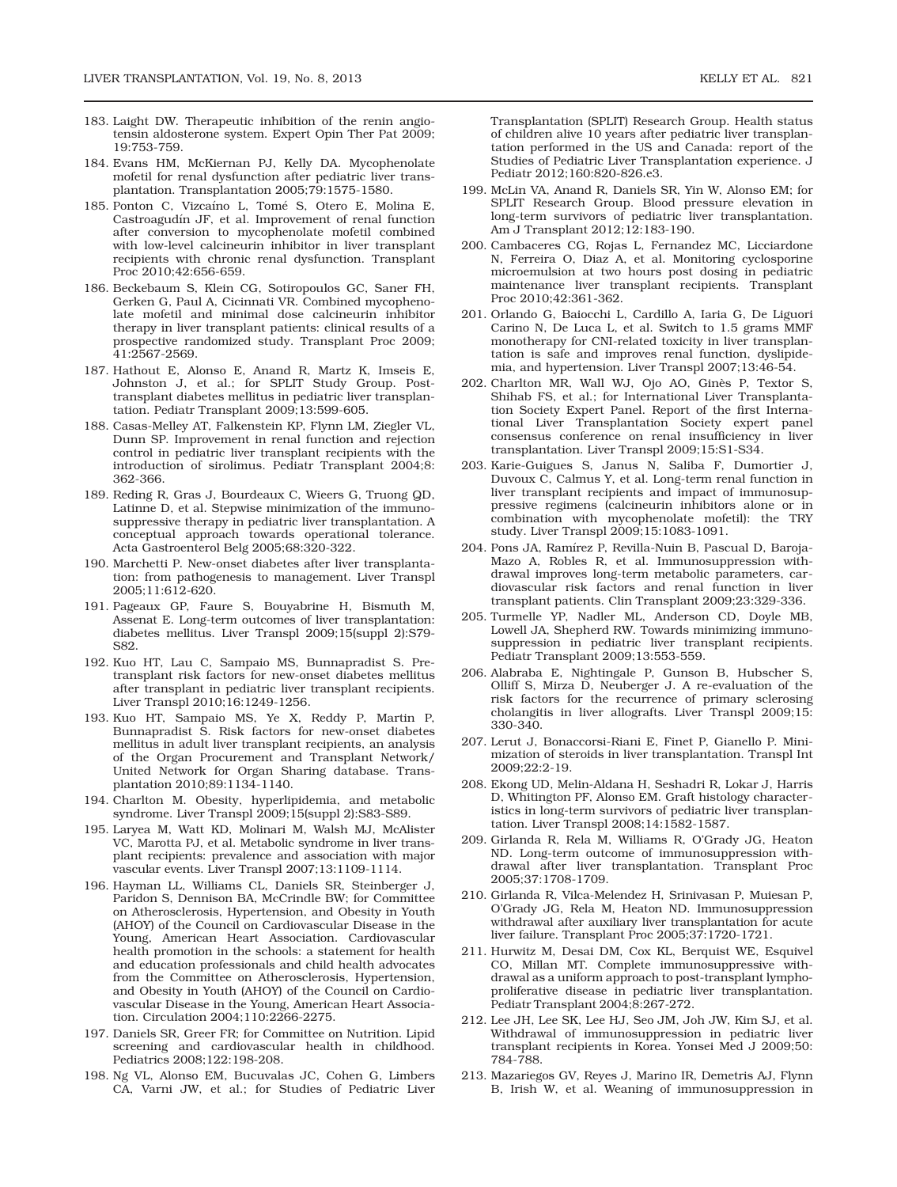183. Laight DW. Therapeutic inhibition of the renin angiotensin aldosterone system. Expert Opin Ther Pat 2009; 19:753-759.

184. Evans HM, McKiernan PJ, Kelly DA. Mycophenolate mofetil for renal dysfunction after pediatric liver transplantation. Transplantation 2005;79:1575-1580.

185. Ponton C, Vizcaíno L, Tomé S, Otero E, Molina E, Castroagudín JF, et al. Improvement of renal function after conversion to mycophenolate mofetil combined with low-level calcineurin inhibitor in liver transplant recipients with chronic renal dysfunction. Transplant Proc 2010;42:656-659.

186. Beckebaum S, Klein CG, Sotiropoulos GC, Saner FH, Gerken G, Paul A, Cicinnati VR. Combined mycophenolate mofetil and minimal dose calcineurin inhibitor therapy in liver transplant patients: clinical results of a prospective randomized study. Transplant Proc 2009; 41:2567-2569.

187. Hathout E, Alonso E, Anand R, Martz K, Imseis E, Johnston J, et al.; for SPLIT Study Group. Post-transplant diabetes mellitus in pediatric liver transplantation. Pediatr Transplant 2009;13:599-605.

188. Casas-Melley AT, Falkenstein KP, Flynn LM, Ziegler VL, Dunn SP. Improvement in renal function and rejection control in pediatric liver transplant recipients with the introduction of sirolimus. Pediatr Transplant 2004;8: 362-366.

189. Reding R, Gras J, Bourdeaux C, Wieers G, Truong QD, Latinne D, et al. Stepwise minimization of the immunosuppressive therapy in pediatric liver transplantation. A conceptual approach towards operational tolerance. Acta Gastroenterol Belg 2005;68:320-322.

190. Marchetti P. New-onset diabetes after liver transplantation: from pathogenesis to management. Liver Transpl 2005;11:612-620.

191. Pageaux GP, Faure S, Bouyabrine H, Bismuth M, Assenat E. Long-term outcomes of liver transplantation: diabetes mellitus. Liver Transpl 2009;15(suppl 2):S79-S82.

192. Kuo HT, Lau C, Sampaio MS, Bunnapradist S. Pretransplant risk factors for new-onset diabetes mellitus after transplant in pediatric liver transplant recipients. Liver Transpl 2010;16:1249-1256.

193. Kuo HT, Sampaio MS, Ye X, Reddy P, Martin P, Bunnapradist S. Risk factors for new-onset diabetes mellitus in adult liver transplant recipients, an analysis of the Organ Procurement and Transplant Network/United Network for Organ Sharing database. Transplantation 2010;89:1134-1140.

194. Charlton M. Obesity, hyperlipidemia, and metabolic syndrome. Liver Transpl 2009;15(suppl 2):S83-S89.

195. Laryea M, Watt KD, Molinari M, Walsh MJ, McAlister VC, Marotta PJ, et al. Metabolic syndrome in liver transplant recipients: prevalence and association with major vascular events. Liver Transpl 2007;13:1109-1114.

196. Hayman LL, Williams CL, Daniels SR, Steinberger J, Paridon S, Dennison BA, McCrindle BW; for Committee on Atherosclerosis, Hypertension, and Obesity in Youth (AHOY) of the Council on Cardiovascular Disease in the Young, American Heart Association. Cardiovascular health promotion in the schools: a statement for health and education professionals and child health advocates from the Committee on Atherosclerosis, Hypertension, and Obesity in Youth (AHOY) of the Council on Cardiovascular Disease in the Young, American Heart Association. Circulation 2004;110:2266-2275.

197. Daniels SR, Greer FR; for Committee on Nutrition. Lipid screening and cardiovascular health in childhood. Pediatrics 2008;122:198-208.

198. Ng VL, Alonso EM, Bucuvalas JC, Cohen G, Limbers CA, Varni JW, et al.; for Studies of Pediatric Liver Transplantation (SPLIT) Research Group. Health status of children alive 10 years after pediatric liver transplantation performed in the US and Canada: report of the Studies of Pediatric Liver Transplantation experience. J Pediatr 2012;160:820-826.e3.

199. McLin VA, Anand R, Daniels SR, Yin W, Alonso EM; for SPLIT Research Group. Blood pressure elevation in long-term survivors of pediatric liver transplantation. Am J Transplant 2012;12:183-190.

200. Cambaceres CG, Rojas L, Fernandez MC, Licciardone N, Ferreira O, Diaz A, et al. Monitoring cyclosporine microemulsion at two hours post dosing in pediatric maintenance liver transplant recipients. Transplant Proc 2010;42:361-362.

201. Orlando G, Baiocchi L, Cardillo A, Iaria G, De Liguori Carino N, De Luca L, et al. Switch to 1.5 grams MMF monotherapy for CNI-related toxicity in liver transplantation is safe and improves renal function, dyslipidemia, and hypertension. Liver Transpl 2007;13:46-54.

202. Charlton MR, Wall WJ, Ojo AO, Ginès P, Textor S, Shihab FS, et al.; for International Liver Transplantation Society Expert Panel. Report of the first International Liver Transplantation Society expert panel consensus conference on renal insufficiency in liver transplantation. Liver Transpl 2009;15:S1-S34.

203. Karie-Guigues S, Janus N, Saliba F, Dumortier J, Duvoux C, Calmus Y, et al. Long-term renal function in liver transplant recipients and impact of immunosuppressive regimens (calcineurin inhibitors alone or in combination with mycophenolate mofetil): the TRY study. Liver Transpl 2009;15:1083-1091.

204. Pons JA, Ramírez P, Revilla-Nuin B, Pascual D, Baroja-Mazo A, Robles R, et al. Immunosuppression withdrawal improves long-term metabolic parameters, cardiovascular risk factors and renal function in liver transplant patients. Clin Transplant 2009;23:329-336.

205. Turmelle YP, Nadler ML, Anderson CD, Doyle MB, Lowell JA, Shepherd RW. Towards minimizing immunosuppression in pediatric liver transplant recipients. Pediatr Transplant 2009;13:553-559.

206. Alabraba E, Nightingale P, Gunson B, Hubscher S, Olliff S, Mirza D, Neuberger J. A re-evaluation of the risk factors for the recurrence of primary sclerosing cholangitis in liver allografts. Liver Transpl 2009;15: 330-340.

207. Lerut J, Bonaccorsi-Riani E, Finet P, Gianello P. Minimization of steroids in liver transplantation. Transpl Int 2009;22:2-19.

208. Ekong UD, Melin-Aldana H, Seshadri R, Lokar J, Harris D, Whitington PF, Alonso EM. Graft histology characteristics in long-term survivors of pediatric liver transplantation. Liver Transpl 2008;14:1582-1587.

209. Girlanda R, Rela M, Williams R, O'Grady JG, Heaton ND. Long-term outcome of immunosuppression withdrawal after liver transplantation. Transplant Proc 2005;37:1708-1709.

210. Girlanda R, Vilca-Melendez H, Srinivasan P, Muiesan P, O'Grady JG, Rela M, Heaton ND. Immunosuppression withdrawal after auxiliary liver transplantation for acute liver failure. Transplant Proc 2005;37:1720-1721.

211. Hurwitz M, Desai DM, Cox KL, Berquist WE, Esquivel CO, Millan MT. Complete immunosuppressive withdrawal as a uniform approach to post-transplant lymphoproliferative disease in pediatric liver transplantation. Pediatr Transplant 2004;8:267-272.

212. Lee JH, Lee SK, Lee HJ, Seo JM, Joh JW, Kim SJ, et al. Withdrawal of immunosuppression in pediatric liver transplant recipients in Korea. Yonsei Med J 2009;50: 784-788.

213. Mazariegos GV, Reyes J, Marino IR, Demetris AJ, Flynn B, Irish W, et al. Weaning of immunosuppression in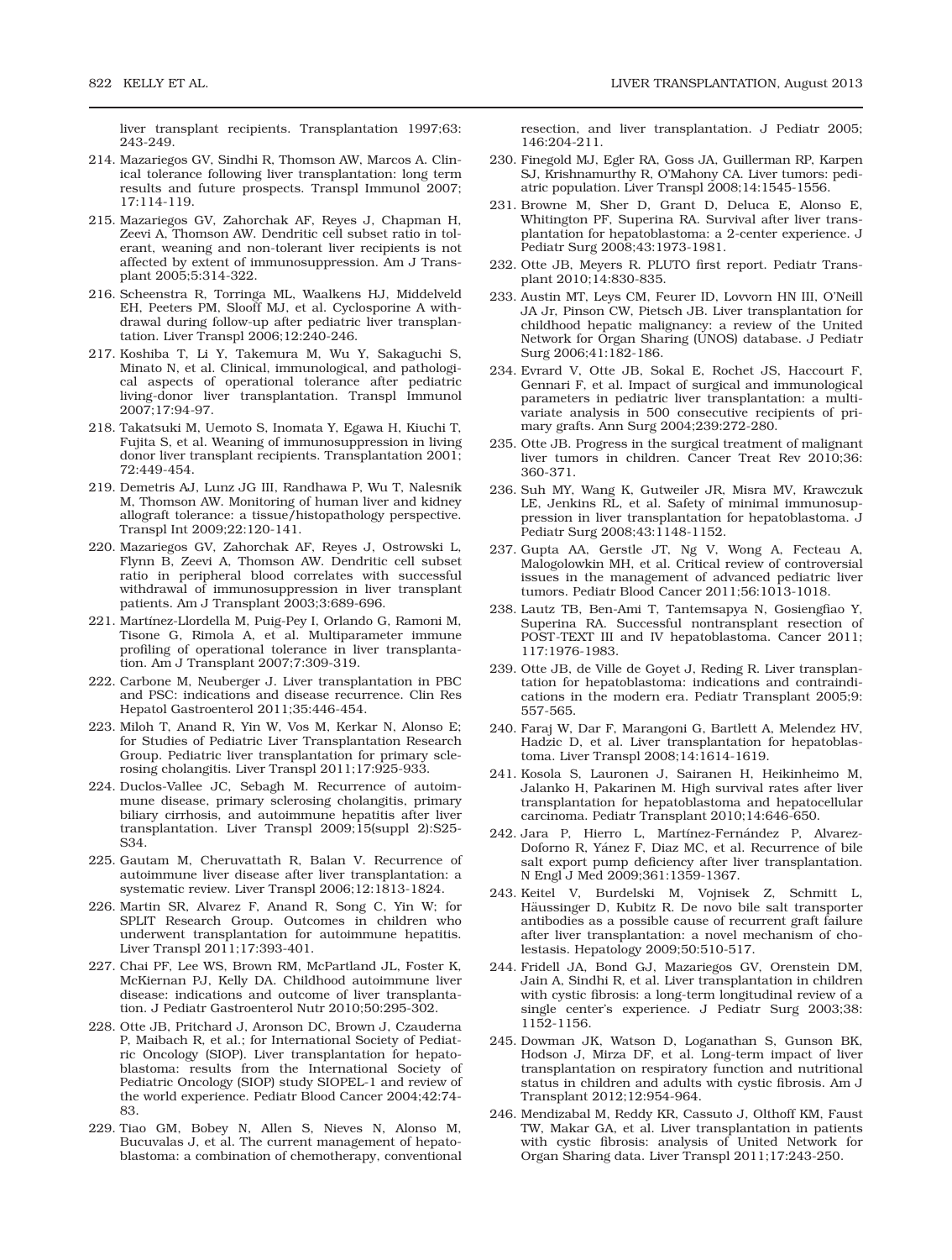liver transplant recipients. Transplantation 1997;63: 243-249.

214. Mazariegos GV, Sindhi R, Thomson AW, Marcos A. Clinical tolerance following liver transplantation: long term results and future prospects. Transpl Immunol 2007; 17:114-119.
215. Mazariegos GV, Zahorchak AF, Reyes J, Chapman H, Zeevi A, Thomson AW. Dendritic cell subset ratio in tolerant, weaning and non-tolerant liver recipients is not affected by extent of immunosuppression. Am J Transplant 2005;5:314-322.
216. Scheenstra R, Torringa ML, Waalkens HJ, Middelveld EH, Peeters PM, Slooff MJ, et al. Cyclosporine A withdrawal during follow-up after pediatric liver transplantation. Liver Transpl 2006;12:240-246.
217. Koshiba T, Li Y, Takemura M, Wu Y, Sakaguchi S, Minato N, et al. Clinical, immunological, and pathological aspects of operational tolerance after pediatric living-donor liver transplantation. Transpl Immunol 2007;17:94-97.
218. Takatsuki M, Uemoto S, Inomata Y, Egawa H, Kiuchi T, Fujita S, et al. Weaning of immunosuppression in living donor liver transplant recipients. Transplantation 2001; 72:449-454.
219. Demetris AJ, Lunz JG III, Randhawa P, Wu T, Nalesnik M, Thomson AW. Monitoring of human liver and kidney allograft tolerance: a tissue/histopathology perspective. Transpl Int 2009;22:120-141.
220. Mazariegos GV, Zahorchak AF, Reyes J, Ostrowski L, Flynn B, Zeevi A, Thomson AW. Dendritic cell subset ratio in peripheral blood correlates with successful withdrawal of immunosuppression in liver transplant patients. Am J Transplant 2003;3:689-696.
221. Martínez-Llordella M, Puig-Pey I, Orlando G, Ramoni M, Tisone G, Rimola A, et al. Multiparameter immune profiling of operational tolerance in liver transplantation. Am J Transplant 2007;7:309-319.
222. Carbone M, Neuberger J. Liver transplantation in PBC and PSC: indications and disease recurrence. Clin Res Hepatol Gastroenterol 2011;35:446-454.
223. Miloh T, Anand R, Yin W, Vos M, Kerkar N, Alonso E; for Studies of Pediatric Liver Transplantation Research Group. Pediatric liver transplantation for primary sclerosing cholangitis. Liver Transpl 2011;17:925-933.
224. Duclos-Vallee JC, Sebagh M. Recurrence of autoimmune disease, primary sclerosing cholangitis, primary biliary cirrhosis, and autoimmune hepatitis after liver transplantation. Liver Transpl 2009;15(suppl 2):S25-S34.
225. Gautam M, Cheruvattath R, Balan V. Recurrence of autoimmune liver disease after liver transplantation: a systematic review. Liver Transpl 2006;12:1813-1824.
226. Martin SR, Alvarez F, Anand R, Song C, Yin W; for SPLIT Research Group. Outcomes in children who underwent transplantation for autoimmune hepatitis. Liver Transpl 2011;17:393-401.
227. Chai PF, Lee WS, Brown RM, McPartland JL, Foster K, McKiernan PJ, Kelly DA. Childhood autoimmune liver disease: indications and outcome of liver transplantation. J Pediatr Gastroenterol Nutr 2010;50:295-302.
228. Otte JB, Pritchard J, Aronson DC, Brown J, Czauderna P, Maibach R, et al.; for International Society of Pediatric Oncology (SIOP). Liver transplantation for hepatoblastoma: results from the International Society of Pediatric Oncology (SIOP) study SIOPEL-1 and review of the world experience. Pediatr Blood Cancer 2004;42:74-83.
229. Tiao GM, Bobey N, Allen S, Nieves N, Alonso M, Bucuvalas J, et al. The current management of hepatoblastoma: a combination of chemotherapy, conventional resection, and liver transplantation. J Pediatr 2005; 146:204-211.
230. Finegold MJ, Egler RA, Goss JA, Guillerman RP, Karpen SJ, Krishnamurthy R, O'Mahony CA. Liver tumors: pediatric population. Liver Transpl 2008;14:1545-1556.
231. Browne M, Sher D, Grant D, Deluca E, Alonso E, Whitington PF, Superina RA. Survival after liver transplantation for hepatoblastoma: a 2-center experience. J Pediatr Surg 2008;43:1973-1981.
232. Otte JB, Meyers R. PLUTO first report. Pediatr Transplant 2010;14:830-835.
233. Austin MT, Leys CM, Feurer ID, Lovvorn HN III, O'Neill JA Jr, Pinson CW, Pietsch JB. Liver transplantation for childhood hepatic malignancy: a review of the United Network for Organ Sharing (UNOS) database. J Pediatr Surg 2006;41:182-186.
234. Evrard V, Otte JB, Sokal E, Rochet JS, Haccourt F, Gennari F, et al. Impact of surgical and immunological parameters in pediatric liver transplantation: a multivariate analysis in 500 consecutive recipients of primary grafts. Ann Surg 2004;239:272-280.
235. Otte JB. Progress in the surgical treatment of malignant liver tumors in children. Cancer Treat Rev 2010;36: 360-371.
236. Suh MY, Wang K, Gutweiler JR, Misra MV, Krawczuk LE, Jenkins RL, et al. Safety of minimal immunosuppression in liver transplantation for hepatoblastoma. J Pediatr Surg 2008;43:1148-1152.
237. Gupta AA, Gerstle JT, Ng V, Wong A, Fecteau A, Malogolowkin MH, et al. Critical review of controversial issues in the management of advanced pediatric liver tumors. Pediatr Blood Cancer 2011;56:1013-1018.
238. Lautz TB, Ben-Ami T, Tantemsapya N, Gosiengfiao Y, Superina RA. Successful nontransplant resection of POST-TEXT III and IV hepatoblastoma. Cancer 2011; 117:1976-1983.
239. Otte JB, de Ville de Goyet J, Reding R. Liver transplantation for hepatoblastoma: indications and contraindications in the modern era. Pediatr Transplant 2005;9: 557-565.
240. Faraj W, Dar F, Marangoni G, Bartlett A, Melendez HV, Hadzic D, et al. Liver transplantation for hepatoblastoma. Liver Transpl 2008;14:1614-1619.
241. Kosola S, Lauronen J, Sairanen H, Heikinheimo M, Jalanko H, Pakarinen M. High survival rates after liver transplantation for hepatoblastoma and hepatocellular carcinoma. Pediatr Transplant 2010;14:646-650.
242. Jara P, Hierro L, Martínez-Fernández P, Alvarez-Doforno R, Yánez F, Diaz MC, et al. Recurrence of bile salt export pump deficiency after liver transplantation. N Engl J Med 2009;361:1359-1367.
243. Keitel V, Burdelski M, Vojnisek Z, Schmitt L, Häussinger D, Kubitz R. De novo bile salt transporter antibodies as a possible cause of recurrent graft failure after liver transplantation: a novel mechanism of cholestasis. Hepatology 2009;50:510-517.
244. Fridell JA, Bond GJ, Mazariegos GV, Orenstein DM, Jain A, Sindhi R, et al. Liver transplantation in children with cystic fibrosis: a long-term longitudinal review of a single center's experience. J Pediatr Surg 2003;38: 1152-1156.
245. Dowman JK, Watson D, Loganathan S, Gunson BK, Hodson J, Mirza DF, et al. Long-term impact of liver transplantation on respiratory function and nutritional status in children and adults with cystic fibrosis. Am J Transplant 2012;12:954-964.
246. Mendizabal M, Reddy KR, Cassuto J, Olthoff KM, Faust TW, Makar GA, et al. Liver transplantation in patients with cystic fibrosis: analysis of United Network for Organ Sharing data. Liver Transpl 2011;17:243-250.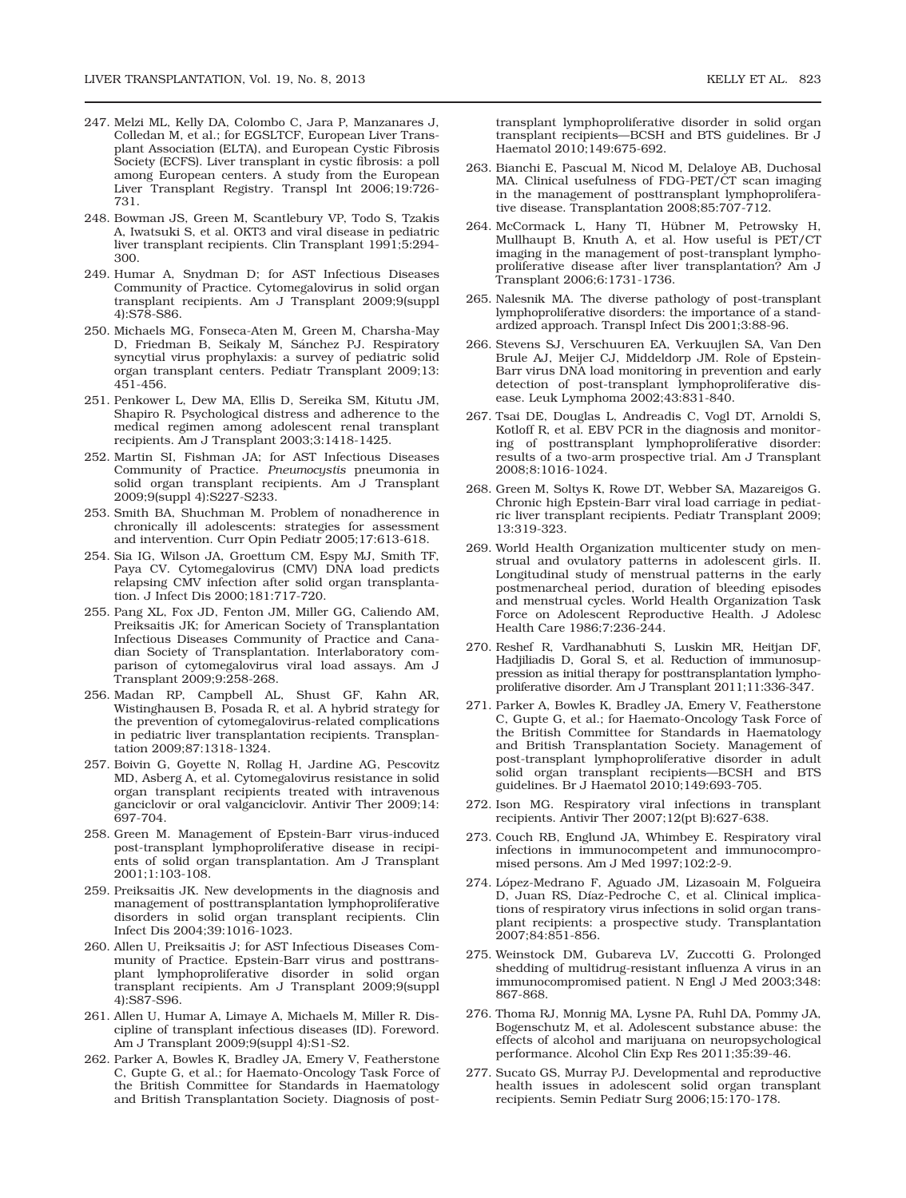247. Melzi ML, Kelly DA, Colombo C, Jara P, Manzanares J, Colledan M, et al.; for EGSLTCF, European Liver Transplant Association (ELTA), and European Cystic Fibrosis Society (ECFS). Liver transplant in cystic fibrosis: a poll among European centers. A study from the European Liver Transplant Registry. Transpl Int 2006;19:726-731.

248. Bowman JS, Green M, Scantlebury VP, Todo S, Tzakis A, Iwatsuki S, et al. OKT3 and viral disease in pediatric liver transplant recipients. Clin Transplant 1991;5:294-300.

249. Humar A, Snydman D; for AST Infectious Diseases Community of Practice. Cytomegalovirus in solid organ transplant recipients. Am J Transplant 2009;9(suppl 4):S78-S86.

250. Michaels MG, Fonseca-Aten M, Green M, Charsha-May D, Friedman B, Seikaly M, Sánchez PJ. Respiratory syncytial virus prophylaxis: a survey of pediatric solid organ transplant centers. Pediatr Transplant 2009;13:451-456.

251. Penkower L, Dew MA, Ellis D, Sereika SM, Kitutu JM, Shapiro R. Psychological distress and adherence to the medical regimen among adolescent renal transplant recipients. Am J Transplant 2003;3:1418-1425.

252. Martin SI, Fishman JA; for AST Infectious Diseases Community of Practice. *Pneumocystis* pneumonia in solid organ transplant recipients. Am J Transplant 2009;9(suppl 4):S227-S233.

253. Smith BA, Shuchman M. Problem of nonadherence in chronically ill adolescents: strategies for assessment and intervention. Curr Opin Pediatr 2005;17:613-618.

254. Sia IG, Wilson JA, Groettum CM, Espy MJ, Smith TF, Paya CV. Cytomegalovirus (CMV) DNA load predicts relapsing CMV infection after solid organ transplantation. J Infect Dis 2000;181:717-720.

255. Pang XL, Fox JD, Fenton JM, Miller GG, Caliendo AM, Preiksaitis JK; for American Society of Transplantation Infectious Diseases Community of Practice and Canadian Society of Transplantation. Interlaboratory comparison of cytomegalovirus viral load assays. Am J Transplant 2009;9:258-268.

256. Madan RP, Campbell AL, Shust GF, Kahn AR, Wistinghausen B, Posada R, et al. A hybrid strategy for the prevention of cytomegalovirus-related complications in pediatric liver transplantation recipients. Transplantation 2009;87:1318-1324.

257. Boivin G, Goyette N, Rollag H, Jardine AG, Pescovitz MD, Asberg A, et al. Cytomegalovirus resistance in solid organ transplant recipients treated with intravenous ganciclovir or oral valganciclovir. Antivir Ther 2009;14:697-704.

258. Green M. Management of Epstein-Barr virus-induced post-transplant lymphoproliferative disease in recipients of solid organ transplantation. Am J Transplant 2001;1:103-108.

259. Preiksaitis JK. New developments in the diagnosis and management of posttransplantation lymphoproliferative disorders in solid organ transplant recipients. Clin Infect Dis 2004;39:1016-1023.

260. Allen U, Preiksaitis J; for AST Infectious Diseases Community of Practice. Epstein-Barr virus and posttransplant lymphoproliferative disorder in solid organ transplant recipients. Am J Transplant 2009;9(suppl 4):S87-S96.

261. Allen U, Humar A, Limaye A, Michaels M, Miller R. Discipline of transplant infectious diseases (ID). Foreword. Am J Transplant 2009;9(suppl 4):S1-S2.

262. Parker A, Bowles K, Bradley JA, Emery V, Featherstone C, Gupte G, et al.; for Haemato-Oncology Task Force of the British Committee for Standards in Haematology and British Transplantation Society. Diagnosis of post-transplant lymphoproliferative disorder in solid organ transplant recipients—BCSH and BTS guidelines. Br J Haematol 2010;149:675-692.

263. Bianchi E, Pascual M, Nicod M, Delaloye AB, Duchosal MA. Clinical usefulness of FDG-PET/CT scan imaging in the management of posttransplant lymphoproliferative disease. Transplantation 2008;85:707-712.

264. McCormack L, Hany TI, Hübner M, Petrowsky H, Mullhaupt B, Knuth A, et al. How useful is PET/CT imaging in the management of post-transplant lymphoproliferative disease after liver transplantation? Am J Transplant 2006;6:1731-1736.

265. Nalesnik MA. The diverse pathology of post-transplant lymphoproliferative disorders: the importance of a standardized approach. Transpl Infect Dis 2001;3:88-96.

266. Stevens SJ, Verschuuren EA, Verkuujlen SA, Van Den Brule AJ, Meijer CJ, Middeldorp JM. Role of Epstein-Barr virus DNA load monitoring in prevention and early detection of post-transplant lymphoproliferative disease. Leuk Lymphoma 2002;43:831-840.

267. Tsai DE, Douglas L, Andreadis C, Vogl DT, Arnoldi S, Kotloff R, et al. EBV PCR in the diagnosis and monitoring of posttransplant lymphoproliferative disorder: results of a two-arm prospective trial. Am J Transplant 2008;8:1016-1024.

268. Green M, Soltys K, Rowe DT, Webber SA, Mazareigos G. Chronic high Epstein-Barr viral load carriage in pediatric liver transplant recipients. Pediatr Transplant 2009;13:319-323.

269. World Health Organization multicenter study on menstrual and ovulatory patterns in adolescent girls. II. Longitudinal study of menstrual patterns in the early postmenarcheal period, duration of bleeding episodes and menstrual cycles. World Health Organization Task Force on Adolescent Reproductive Health. J Adolesc Health Care 1986;7:236-244.

270. Reshef R, Vardhanabhuti S, Luskin MR, Heitjan DF, Hadjiliadis D, Goral S, et al. Reduction of immunosuppression as initial therapy for posttransplantation lymphoproliferative disorder. Am J Transplant 2011;11:336-347.

271. Parker A, Bowles K, Bradley JA, Emery V, Featherstone C, Gupte G, et al.; for Haemato-Oncology Task Force of the British Committee for Standards in Haematology and British Transplantation Society. Management of post-transplant lymphoproliferative disorder in adult solid organ transplant recipients—BCSH and BTS guidelines. Br J Haematol 2010;149:693-705.

272. Ison MG. Respiratory viral infections in transplant recipients. Antivir Ther 2007;12(pt B):627-638.

273. Couch RB, Englund JA, Whimbey E. Respiratory viral infections in immunocompetent and immunocompromised persons. Am J Med 1997;102:2-9.

274. López-Medrano F, Aguado JM, Lizasoain M, Folgueira D, Juan RS, Díaz-Pedroche C, et al. Clinical implications of respiratory virus infections in solid organ transplant recipients: a prospective study. Transplantation 2007;84:851-856.

275. Weinstock DM, Gubareva LV, Zuccotti G. Prolonged shedding of multidrug-resistant influenza A virus in an immunocompromised patient. N Engl J Med 2003;348:867-868.

276. Thoma RJ, Monnig MA, Lysne PA, Ruhl DA, Pommy JA, Bogenschutz M, et al. Adolescent substance abuse: the effects of alcohol and marijuana on neuropsychological performance. Alcohol Clin Exp Res 2011;35:39-46.

277. Sucato GS, Murray PJ. Developmental and reproductive health issues in adolescent solid organ transplant recipients. Semin Pediatr Surg 2006;15:170-178.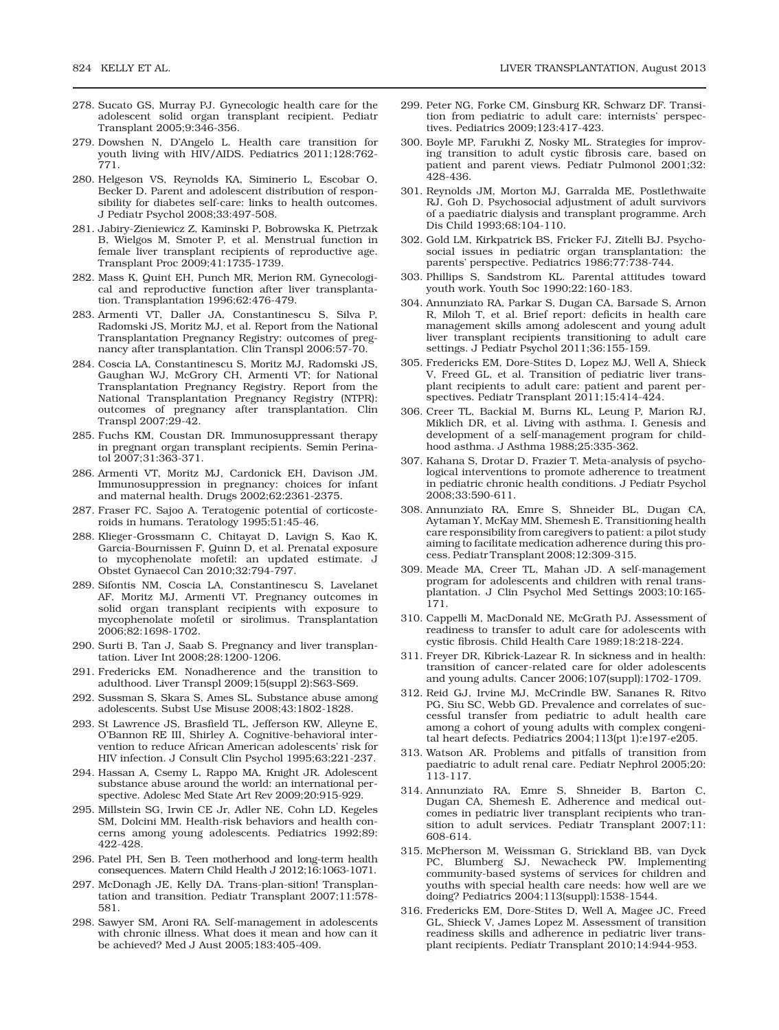278. Sucato GS, Murray PJ. Gynecologic health care for the adolescent solid organ transplant recipient. Pediatr Transplant 2005;9:346-356.

279. Dowshen N, D'Angelo L. Health care transition for youth living with HIV/AIDS. Pediatrics 2011;128:762-771.

280. Helgeson VS, Reynolds KA, Siminerio L, Escobar O, Becker D. Parent and adolescent distribution of responsibility for diabetes self-care: links to health outcomes. J Pediatr Psychol 2008;33:497-508.

281. Jabiry-Zieniewicz Z, Kaminski P, Bobrowska K, Pietrzak B, Wielgos M, Smoter P, et al. Menstrual function in female liver transplant recipients of reproductive age. Transplant Proc 2009;41:1735-1739.

282. Mass K, Quint EH, Punch MR, Merion RM. Gynecological and reproductive function after liver transplantation. Transplantation 1996;62:476-479.

283. Armenti VT, Daller JA, Constantinescu S, Silva P, Radomski JS, Moritz MJ, et al. Report from the National Transplantation Pregnancy Registry: outcomes of pregnancy after transplantation. Clin Transpl 2006:57-70.

284. Coscia LA, Constantinescu S, Moritz MJ, Radomski JS, Gaughan WJ, McGrory CH, Armenti VT; for National Transplantation Pregnancy Registry. Report from the National Transplantation Pregnancy Registry (NTPR): outcomes of pregnancy after transplantation. Clin Transpl 2007:29-42.

285. Fuchs KM, Coustan DR. Immunosuppressant therapy in pregnant organ transplant recipients. Semin Perinatol 2007;31:363-371.

286. Armenti VT, Moritz MJ, Cardonick EH, Davison JM. Immunosuppression in pregnancy: choices for infant and maternal health. Drugs 2002;62:2361-2375.

287. Fraser FC, Sajoo A. Teratogenic potential of corticosteroids in humans. Teratology 1995;51:45-46.

288. Klieger-Grossmann C, Chitayat D, Lavign S, Kao K, Garcia-Bournissen F, Quinn D, et al. Prenatal exposure to mycophenolate mofetil: an updated estimate. J Obstet Gynaecol Can 2010;32:794-797.

289. Sifontis NM, Coscia LA, Constantinescu S, Lavelanet AF, Moritz MJ, Armenti VT. Pregnancy outcomes in solid organ transplant recipients with exposure to mycophenolate mofetil or sirolimus. Transplantation 2006;82:1698-1702.

290. Surti B, Tan J, Saab S. Pregnancy and liver transplantation. Liver Int 2008;28:1200-1206.

291. Fredericks EM. Nonadherence and the transition to adulthood. Liver Transpl 2009;15(suppl 2):S63-S69.

292. Sussman S, Skara S, Ames SL. Substance abuse among adolescents. Subst Use Misuse 2008;43:1802-1828.

293. St Lawrence JS, Brasfield TL, Jefferson KW, Alleyne E, O'Bannon RE III, Shirley A. Cognitive-behavioral intervention to reduce African American adolescents' risk for HIV infection. J Consult Clin Psychol 1995;63:221-237.

294. Hassan A, Csemy L, Rappo MA, Knight JR. Adolescent substance abuse around the world: an international perspective. Adolesc Med State Art Rev 2009;20:915-929.

295. Millstein SG, Irwin CE Jr, Adler NE, Cohn LD, Kegeles SM, Dolcini MM. Health-risk behaviors and health concerns among young adolescents. Pediatrics 1992;89:422-428.

296. Patel PH, Sen B. Teen motherhood and long-term health consequences. Matern Child Health J 2012;16:1063-1071.

297. McDonagh JE, Kelly DA. Trans-plan-sition! Transplantation and transition. Pediatr Transplant 2007;11:578-581.

298. Sawyer SM, Aroni RA. Self-management in adolescents with chronic illness. What does it mean and how can it be achieved? Med J Aust 2005;183:405-409.

299. Peter NG, Forke CM, Ginsburg KR, Schwarz DF. Transition from pediatric to adult care: internists' perspectives. Pediatrics 2009;123:417-423.

300. Boyle MP, Farukhi Z, Nosky ML. Strategies for improving transition to adult cystic fibrosis care, based on patient and parent views. Pediatr Pulmonol 2001;32:428-436.

301. Reynolds JM, Morton MJ, Garralda ME, Postlethwaite RJ, Goh D. Psychosocial adjustment of adult survivors of a paediatric dialysis and transplant programme. Arch Dis Child 1993;68:104-110.

302. Gold LM, Kirkpatrick BS, Fricker FJ, Zitelli BJ. Psychosocial issues in pediatric organ transplantation: the parents' perspective. Pediatrics 1986;77:738-744.

303. Phillips S, Sandstrom KL. Parental attitudes toward youth work. Youth Soc 1990;22:160-183.

304. Annunziato RA, Parkar S, Dugan CA, Barsade S, Arnon R, Miloh T, et al. Brief report: deficits in health care management skills among adolescent and young adult liver transplant recipients transitioning to adult care settings. J Pediatr Psychol 2011;36:155-159.

305. Fredericks EM, Dore-Stites D, Lopez MJ, Well A, Shieck V, Freed GL, et al. Transition of pediatric liver transplant recipients to adult care: patient and parent perspectives. Pediatr Transplant 2011;15:414-424.

306. Creer TL, Backial M, Burns KL, Leung P, Marion RJ, Miklich DR, et al. Living with asthma. I. Genesis and development of a self-management program for childhood asthma. J Asthma 1988;25:335-362.

307. Kahana S, Drotar D, Frazier T. Meta-analysis of psychological interventions to promote adherence to treatment in pediatric chronic health conditions. J Pediatr Psychol 2008;33:590-611.

308. Annunziato RA, Emre S, Shneider BL, Dugan CA, Aytaman Y, McKay MM, Shemesh E. Transitioning health care responsibility from caregivers to patient: a pilot study aiming to facilitate medication adherence during this process. Pediatr Transplant 2008;12:309-315.

309. Meade MA, Creer TL, Mahan JD. A self-management program for adolescents and children with renal transplantation. J Clin Psychol Med Settings 2003;10:165-171.

310. Cappelli M, MacDonald NE, McGrath PJ. Assessment of readiness to transfer to adult care for adolescents with cystic fibrosis. Child Health Care 1989;18:218-224.

311. Freyer DR, Kibrick-Lazear R. In sickness and in health: transition of cancer-related care for older adolescents and young adults. Cancer 2006;107(suppl):1702-1709.

312. Reid GJ, Irvine MJ, McCrindle BW, Sananes R, Ritvo PG, Siu SC, Webb GD. Prevalence and correlates of successful transfer from pediatric to adult health care among a cohort of young adults with complex congenital heart defects. Pediatrics 2004;113(pt 1):e197-e205.

313. Watson AR. Problems and pitfalls of transition from paediatric to adult renal care. Pediatr Nephrol 2005;20:113-117.

314. Annunziato RA, Emre S, Shneider B, Barton C, Dugan CA, Shemesh E. Adherence and medical outcomes in pediatric liver transplant recipients who transition to adult services. Pediatr Transplant 2007;11:608-614.

315. McPherson M, Weissman G, Strickland BB, van Dyck PC, Blumberg SJ, Newacheck PW. Implementing community-based systems of services for children and youths with special health care needs: how well are we doing? Pediatrics 2004;113(suppl):1538-1544.

316. Fredericks EM, Dore-Stites D, Well A, Magee JC, Freed GL, Shieck V, James Lopez M. Assessment of transition readiness skills and adherence in pediatric liver transplant recipients. Pediatr Transplant 2010;14:944-953.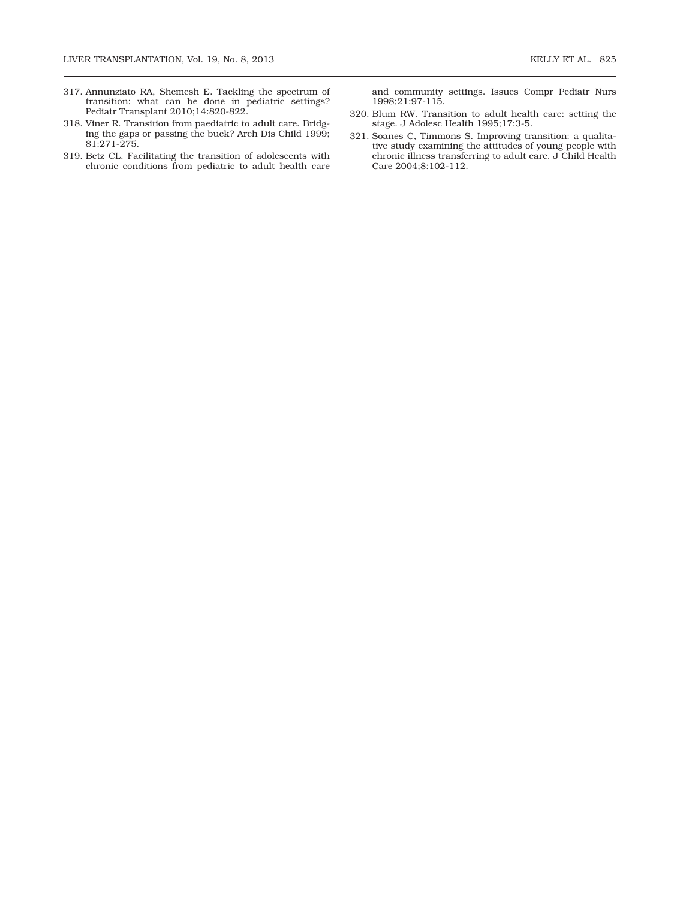317. Annunziato RA, Shemesh E. Tackling the spectrum of transition: what can be done in pediatric settings? Pediatr Transplant 2010;14:820-822.
318. Viner R. Transition from paediatric to adult care. Bridging the gaps or passing the buck? Arch Dis Child 1999; 81:271-275.
319. Betz CL. Facilitating the transition of adolescents with chronic conditions from pediatric to adult health care and community settings. Issues Compr Pediatr Nurs 1998;21:97-115.
320. Blum RW. Transition to adult health care: setting the stage. J Adolesc Health 1995;17:3-5.
321. Soanes C, Timmons S. Improving transition: a qualitative study examining the attitudes of young people with chronic illness transferring to adult care. J Child Health Care 2004;8:102-112.